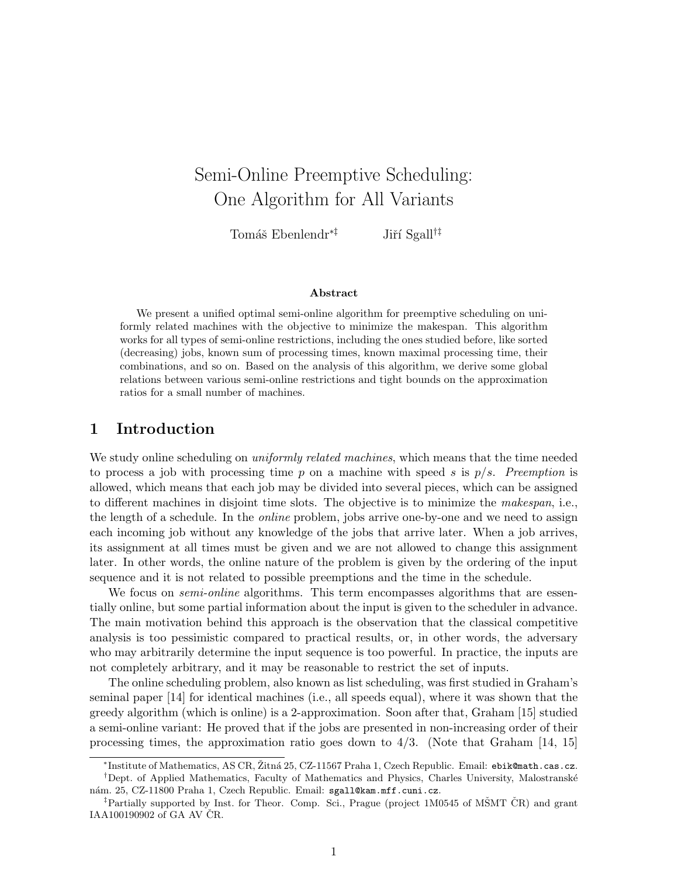# Semi-Online Preemptive Scheduling: One Algorithm for All Variants

Tomáš Ebenlendr[*‡]  Jiří Sgall[†‡]

### Abstract

We present a unified optimal semi-online algorithm for preemptive scheduling on uniformly related machines with the objective to minimize the makespan. This algorithm works for all types of semi-online restrictions, including the ones studied before, like sorted (decreasing) jobs, known sum of processing times, known maximal processing time, their combinations, and so on. Based on the analysis of this algorithm, we derive some global relations between various semi-online restrictions and tight bounds on the approximation ratios for a small number of machines.

## 1 Introduction

We study online scheduling on *uniformly related machines*, which means that the time needed to process a job with processing time $p$ on a machine with speed $s$ is $p/s$. *Preemption* is allowed, which means that each job may be divided into several pieces, which can be assigned to different machines in disjoint time slots. The objective is to minimize the *makespan*, i.e., the length of a schedule. In the *online* problem, jobs arrive one-by-one and we need to assign each incoming job without any knowledge of the jobs that arrive later. When a job arrives, its assignment at all times must be given and we are not allowed to change this assignment later. In other words, the online nature of the problem is given by the ordering of the input sequence and it is not related to possible preemptions and the time in the schedule.

We focus on *semi-online* algorithms. This term encompasses algorithms that are essentially online, but some partial information about the input is given to the scheduler in advance. The main motivation behind this approach is the observation that the classical competitive analysis is too pessimistic compared to practical results, or, in other words, the adversary who may arbitrarily determine the input sequence is too powerful. In practice, the inputs are not completely arbitrary, and it may be reasonable to restrict the set of inputs.

The online scheduling problem, also known as list scheduling, was first studied in Graham's seminal paper [14] for identical machines (i.e., all speeds equal), where it was shown that the greedy algorithm (which is online) is a 2-approximation. Soon after that, Graham [15] studied a semi-online variant: He proved that if the jobs are presented in non-increasing order of their processing times, the approximation ratio goes down to 4/3. (Note that Graham [14, 15]

---

[*] Institute of Mathematics, AS CR, Žitná 25, CZ-11567 Praha 1, Czech Republic. Email: ebik@math.cas.cz.

[†] Dept. of Applied Mathematics, Faculty of Mathematics and Physics, Charles University, Malostranské nám. 25, CZ-11800 Praha 1, Czech Republic. Email: sgall@kam.mff.cuni.cz.

[‡] Partially supported by Inst. for Theor. Comp. Sci., Prague (project 1M0545 of MŠMT ČR) and grant IAA100190902 of GA AV ČR.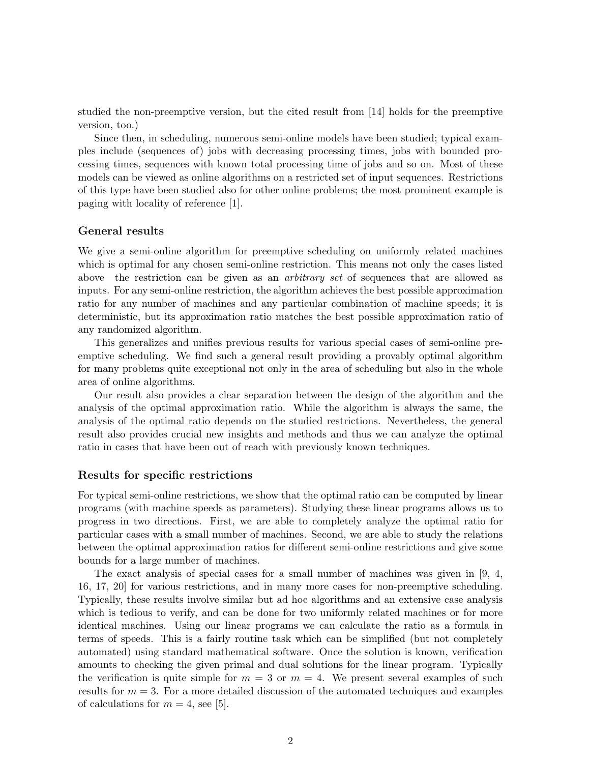studied the non-preemptive version, but the cited result from [14] holds for the preemptive version, too.)

Since then, in scheduling, numerous semi-online models have been studied; typical examples include (sequences of) jobs with decreasing processing times, jobs with bounded processing times, sequences with known total processing time of jobs and so on. Most of these models can be viewed as online algorithms on a restricted set of input sequences. Restrictions of this type have been studied also for other online problems; the most prominent example is paging with locality of reference [1].

### General results

We give a semi-online algorithm for preemptive scheduling on uniformly related machines which is optimal for any chosen semi-online restriction. This means not only the cases listed above—the restriction can be given as an *arbitrary set* of sequences that are allowed as inputs. For any semi-online restriction, the algorithm achieves the best possible approximation ratio for any number of machines and any particular combination of machine speeds; it is deterministic, but its approximation ratio matches the best possible approximation ratio of any randomized algorithm.

This generalizes and unifies previous results for various special cases of semi-online preemptive scheduling. We find such a general result providing a provably optimal algorithm for many problems quite exceptional not only in the area of scheduling but also in the whole area of online algorithms.

Our result also provides a clear separation between the design of the algorithm and the analysis of the optimal approximation ratio. While the algorithm is always the same, the analysis of the optimal ratio depends on the studied restrictions. Nevertheless, the general result also provides crucial new insights and methods and thus we can analyze the optimal ratio in cases that have been out of reach with previously known techniques.

### Results for specific restrictions

For typical semi-online restrictions, we show that the optimal ratio can be computed by linear programs (with machine speeds as parameters). Studying these linear programs allows us to progress in two directions. First, we are able to completely analyze the optimal ratio for particular cases with a small number of machines. Second, we are able to study the relations between the optimal approximation ratios for different semi-online restrictions and give some bounds for a large number of machines.

The exact analysis of special cases for a small number of machines was given in [9, 4, 16, 17, 20] for various restrictions, and in many more cases for non-preemptive scheduling. Typically, these results involve similar but ad hoc algorithms and an extensive case analysis which is tedious to verify, and can be done for two uniformly related machines or for more identical machines. Using our linear programs we can calculate the ratio as a formula in terms of speeds. This is a fairly routine task which can be simplified (but not completely automated) using standard mathematical software. Once the solution is known, verification amounts to checking the given primal and dual solutions for the linear program. Typically the verification is quite simple for $m = 3$ or $m = 4$. We present several examples of such results for $m = 3$. For a more detailed discussion of the automated techniques and examples of calculations for $m = 4$, see [5].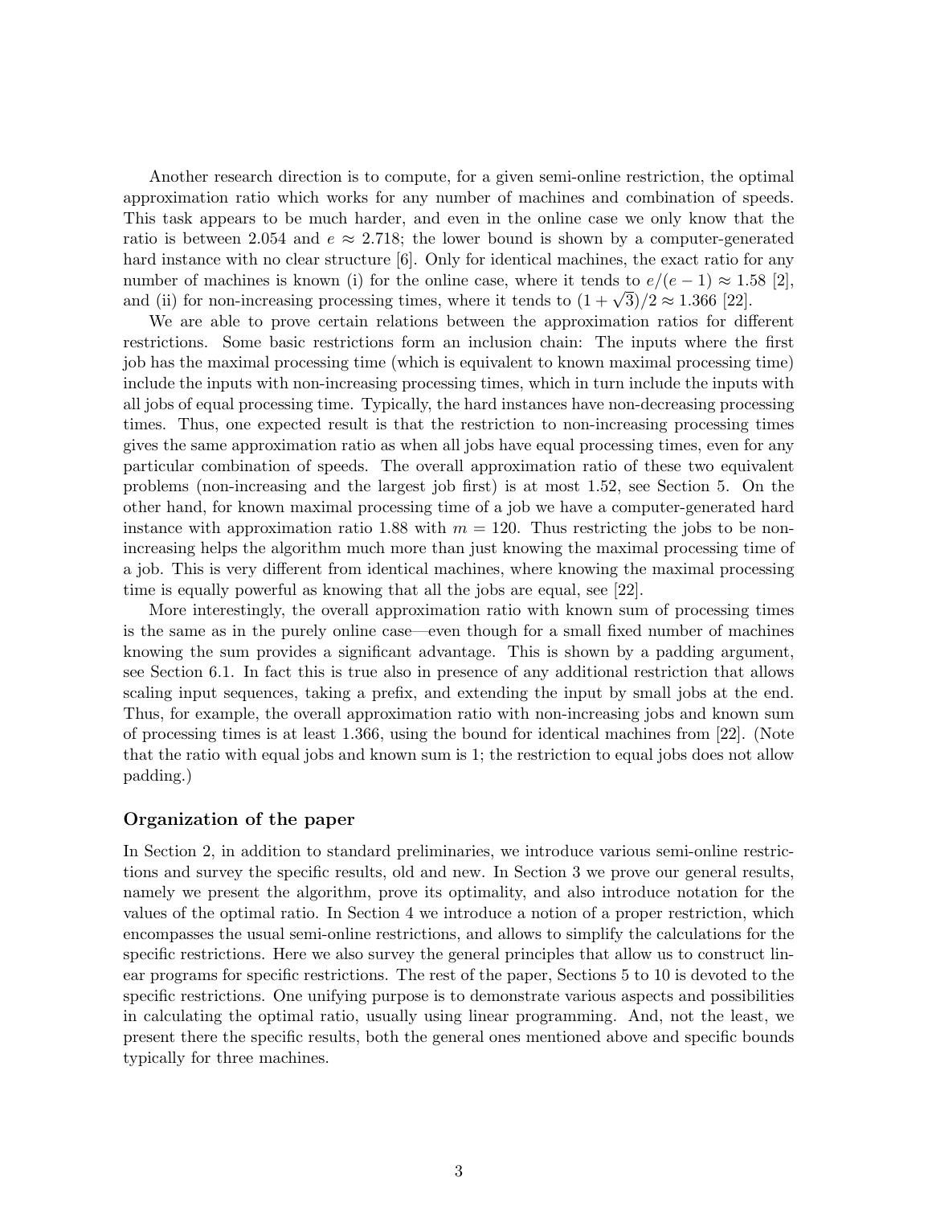Another research direction is to compute, for a given semi-online restriction, the optimal approximation ratio which works for any number of machines and combination of speeds. This task appears to be much harder, and even in the online case we only know that the ratio is between 2.054 and $e \approx 2.718$; the lower bound is shown by a computer-generated hard instance with no clear structure [6]. Only for identical machines, the exact ratio for any number of machines is known (i) for the online case, where it tends to $e/(e-1) \approx 1.58$ [2], and (ii) for non-increasing processing times, where it tends to $(1+\sqrt{3})/2 \approx 1.366$ [22].

We are able to prove certain relations between the approximation ratios for different restrictions. Some basic restrictions form an inclusion chain: The inputs where the first job has the maximal processing time (which is equivalent to known maximal processing time) include the inputs with non-increasing processing times, which in turn include the inputs with all jobs of equal processing time. Typically, the hard instances have non-decreasing processing times. Thus, one expected result is that the restriction to non-increasing processing times gives the same approximation ratio as when all jobs have equal processing times, even for any particular combination of speeds. The overall approximation ratio of these two equivalent problems (non-increasing and the largest job first) is at most 1.52, see Section 5. On the other hand, for known maximal processing time of a job we have a computer-generated hard instance with approximation ratio 1.88 with $m = 120$. Thus restricting the jobs to be non-increasing helps the algorithm much more than just knowing the maximal processing time of a job. This is very different from identical machines, where knowing the maximal processing time is equally powerful as knowing that all the jobs are equal, see [22].

More interestingly, the overall approximation ratio with known sum of processing times is the same as in the purely online case—even though for a small fixed number of machines knowing the sum provides a significant advantage. This is shown by a padding argument, see Section 6.1. In fact this is true also in presence of any additional restriction that allows scaling input sequences, taking a prefix, and extending the input by small jobs at the end. Thus, for example, the overall approximation ratio with non-increasing jobs and known sum of processing times is at least 1.366, using the bound for identical machines from [22]. (Note that the ratio with equal jobs and known sum is 1; the restriction to equal jobs does not allow padding.)

### Organization of the paper

In Section 2, in addition to standard preliminaries, we introduce various semi-online restrictions and survey the specific results, old and new. In Section 3 we prove our general results, namely we present the algorithm, prove its optimality, and also introduce notation for the values of the optimal ratio. In Section 4 we introduce a notion of a proper restriction, which encompasses the usual semi-online restrictions, and allows to simplify the calculations for the specific restrictions. Here we also survey the general principles that allow us to construct linear programs for specific restrictions. The rest of the paper, Sections 5 to 10 is devoted to the specific restrictions. One unifying purpose is to demonstrate various aspects and possibilities in calculating the optimal ratio, usually using linear programming. And, not the least, we present there the specific results, both the general ones mentioned above and specific bounds typically for three machines.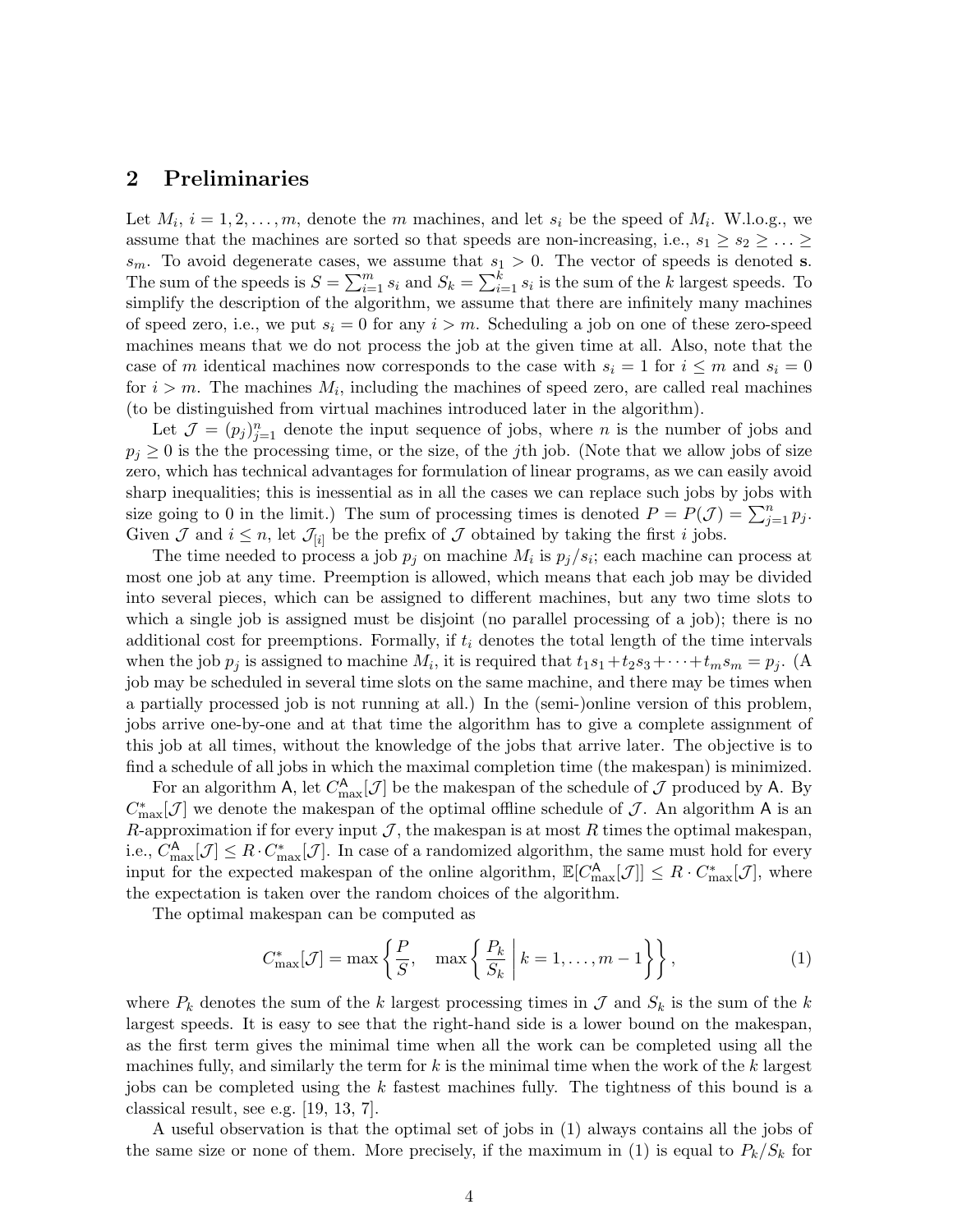## 2 Preliminaries

Let $M_i$, $i = 1, 2, \ldots, m$, denote the $m$ machines, and let $s_i$ be the speed of $M_i$. W.l.o.g., we assume that the machines are sorted so that speeds are non-increasing, i.e., $s_1 \geq s_2 \geq \ldots \geq s_m$. To avoid degenerate cases, we assume that $s_1 > 0$. The vector of speeds is denoted $\mathbf{s}$. The sum of the speeds is $S = \sum_{i=1}^{m} s_i$ and $S_k = \sum_{i=1}^{k} s_i$ is the sum of the $k$ largest speeds. To simplify the description of the algorithm, we assume that there are infinitely many machines of speed zero, i.e., we put $s_i = 0$ for any $i > m$. Scheduling a job on one of these zero-speed machines means that we do not process the job at the given time at all. Also, note that the case of $m$ identical machines now corresponds to the case with $s_i = 1$ for $i \leq m$ and $s_i = 0$ for $i > m$. The machines $M_i$, including the machines of speed zero, are called real machines (to be distinguished from virtual machines introduced later in the algorithm).

Let $\mathcal{J} = (p_j)_{j=1}^{n}$ denote the input sequence of jobs, where $n$ is the number of jobs and $p_j \geq 0$ is the the processing time, or the size, of the $j$th job. (Note that we allow jobs of size zero, which has technical advantages for formulation of linear programs, as we can easily avoid sharp inequalities; this is inessential as in all the cases we can replace such jobs by jobs with size going to 0 in the limit.) The sum of processing times is denoted $P = P(\mathcal{J}) = \sum_{j=1}^{n} p_j$. Given $\mathcal{J}$ and $i \leq n$, let $\mathcal{J}_{[i]}$ be the prefix of $\mathcal{J}$ obtained by taking the first $i$ jobs.

The time needed to process a job $p_j$ on machine $M_i$ is $p_j/s_i$; each machine can process at most one job at any time. Preemption is allowed, which means that each job may be divided into several pieces, which can be assigned to different machines, but any two time slots to which a single job is assigned must be disjoint (no parallel processing of a job); there is no additional cost for preemptions. Formally, if $t_i$ denotes the total length of the time intervals when the job $p_j$ is assigned to machine $M_i$, it is required that $t_1 s_1 + t_2 s_3 + \cdots + t_m s_m = p_j$. (A job may be scheduled in several time slots on the same machine, and there may be times when a partially processed job is not running at all.) In the (semi-)online version of this problem, jobs arrive one-by-one and at that time the algorithm has to give a complete assignment of this job at all times, without the knowledge of the jobs that arrive later. The objective is to find a schedule of all jobs in which the maximal completion time (the makespan) is minimized.

For an algorithm $\mathsf{A}$, let $C^{\mathsf{A}}_{\max}[\mathcal{J}]$ be the makespan of the schedule of $\mathcal{J}$ produced by $\mathsf{A}$. By $C^{*}_{\max}[\mathcal{J}]$ we denote the makespan of the optimal offline schedule of $\mathcal{J}$. An algorithm $\mathsf{A}$ is an $R$-approximation if for every input $\mathcal{J}$, the makespan is at most $R$ times the optimal makespan, i.e., $C^{\mathsf{A}}_{\max}[\mathcal{J}] \leq R \cdot C^{*}_{\max}[\mathcal{J}]$. In case of a randomized algorithm, the same must hold for every input for the expected makespan of the online algorithm, $\mathbb{E}[C^{\mathsf{A}}_{\max}[\mathcal{J}]] \leq R \cdot C^{*}_{\max}[\mathcal{J}]$, where the expectation is taken over the random choices of the algorithm.

The optimal makespan can be computed as

$$C^{*}_{\max}[\mathcal{J}] = \max\left\{ \frac{P}{S}, \quad \max\left\{ \frac{P_k}{S_k} \;\middle|\; k = 1, \ldots, m-1 \right\} \right\}, \tag{1}$$

where $P_k$ denotes the sum of the $k$ largest processing times in $\mathcal{J}$ and $S_k$ is the sum of the $k$ largest speeds. It is easy to see that the right-hand side is a lower bound on the makespan, as the first term gives the minimal time when all the work can be completed using all the machines fully, and similarly the term for $k$ is the minimal time when the work of the $k$ largest jobs can be completed using the $k$ fastest machines fully. The tightness of this bound is a classical result, see e.g. [19, 13, 7].

A useful observation is that the optimal set of jobs in (1) always contains all the jobs of the same size or none of them. More precisely, if the maximum in (1) is equal to $P_k/S_k$ for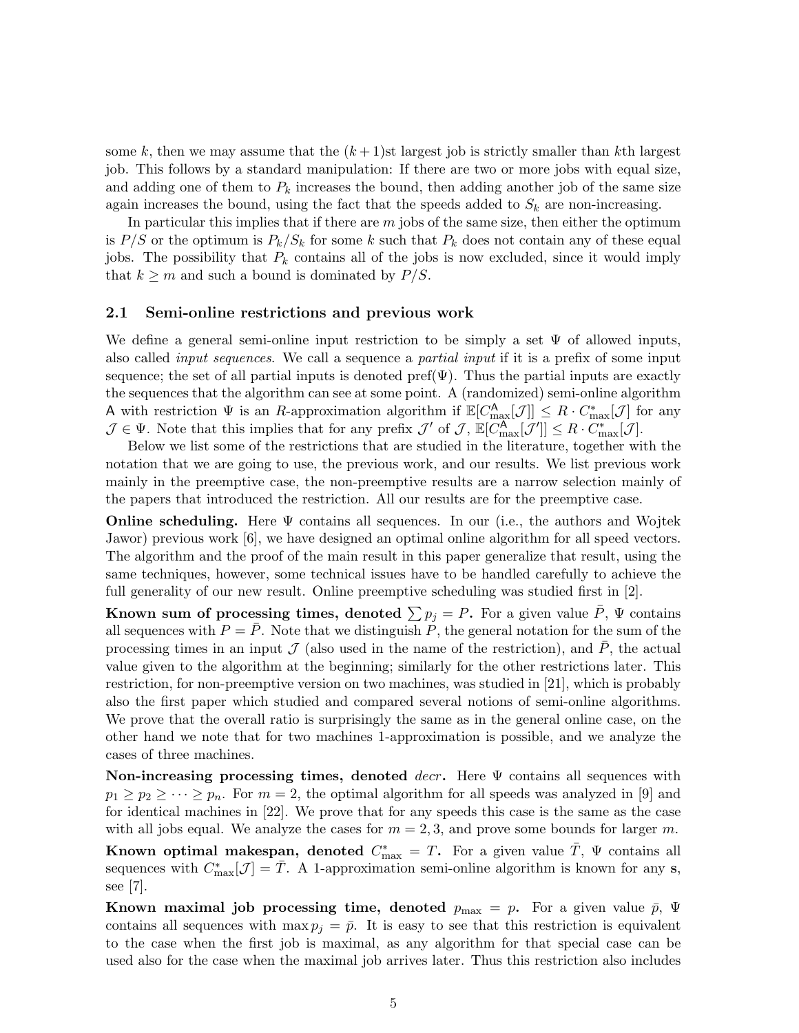some $k$, then we may assume that the $(k+1)$st largest job is strictly smaller than $k$th largest job. This follows by a standard manipulation: If there are two or more jobs with equal size, and adding one of them to $P_k$ increases the bound, then adding another job of the same size again increases the bound, using the fact that the speeds added to $S_k$ are non-increasing.

In particular this implies that if there are $m$ jobs of the same size, then either the optimum is $P/S$ or the optimum is $P_k/S_k$ for some $k$ such that $P_k$ does not contain any of these equal jobs. The possibility that $P_k$ contains all of the jobs is now excluded, since it would imply that $k \geq m$ and such a bound is dominated by $P/S$.

### 2.1 Semi-online restrictions and previous work

We define a general semi-online input restriction to be simply a set $\Psi$ of allowed inputs, also called *input sequences*. We call a sequence a *partial input* if it is a prefix of some input sequence; the set of all partial inputs is denoted $\text{pref}(\Psi)$. Thus the partial inputs are exactly the sequences that the algorithm can see at some point. A (randomized) semi-online algorithm $\mathsf{A}$ with restriction $\Psi$ is an $R$-approximation algorithm if $\mathbb{E}[C^{\mathsf{A}}_{\max}[\mathcal{J}]] \leq R \cdot C^*_{\max}[\mathcal{J}]$ for any $\mathcal{J} \in \Psi$. Note that this implies that for any prefix $\mathcal{J}'$ of $\mathcal{J}$, $\mathbb{E}[C^{\mathsf{A}}_{\max}[\mathcal{J}']] \leq R \cdot C^*_{\max}[\mathcal{J}]$.

Below we list some of the restrictions that are studied in the literature, together with the notation that we are going to use, the previous work, and our results. We list previous work mainly in the preemptive case, the non-preemptive results are a narrow selection mainly of the papers that introduced the restriction. All our results are for the preemptive case.

**Online scheduling.** Here $\Psi$ contains all sequences. In our (i.e., the authors and Wojtek Jawor) previous work [6], we have designed an optimal online algorithm for all speed vectors. The algorithm and the proof of the main result in this paper generalize that result, using the same techniques, however, some technical issues have to be handled carefully to achieve the full generality of our new result. Online preemptive scheduling was studied first in [2].

**Known sum of processing times, denoted $\sum p_j = P$.** For a given value $\bar{P}$, $\Psi$ contains all sequences with $P = \bar{P}$. Note that we distinguish $P$, the general notation for the sum of the processing times in an input $\mathcal{J}$ (also used in the name of the restriction), and $\bar{P}$, the actual value given to the algorithm at the beginning; similarly for the other restrictions later. This restriction, for non-preemptive version on two machines, was studied in [21], which is probably also the first paper which studied and compared several notions of semi-online algorithms. We prove that the overall ratio is surprisingly the same as in the general online case, on the other hand we note that for two machines 1-approximation is possible, and we analyze the cases of three machines.

**Non-increasing processing times, denoted *decr*.** Here $\Psi$ contains all sequences with $p_1 \geq p_2 \geq \cdots \geq p_n$. For $m = 2$, the optimal algorithm for all speeds was analyzed in [9] and for identical machines in [22]. We prove that for any speeds this case is the same as the case with all jobs equal. We analyze the cases for $m = 2, 3$, and prove some bounds for larger $m$.

**Known optimal makespan, denoted $C^*_{\max} = T$.** For a given value $\bar{T}$, $\Psi$ contains all sequences with $C^*_{\max}[\mathcal{J}] = \bar{T}$. A 1-approximation semi-online algorithm is known for any $\mathbf{s}$, see [7].

**Known maximal job processing time, denoted $p_{\max} = p$.** For a given value $\bar{p}$, $\Psi$ contains all sequences with $\max p_j = \bar{p}$. It is easy to see that this restriction is equivalent to the case when the first job is maximal, as any algorithm for that special case can be used also for the case when the maximal job arrives later. Thus this restriction also includes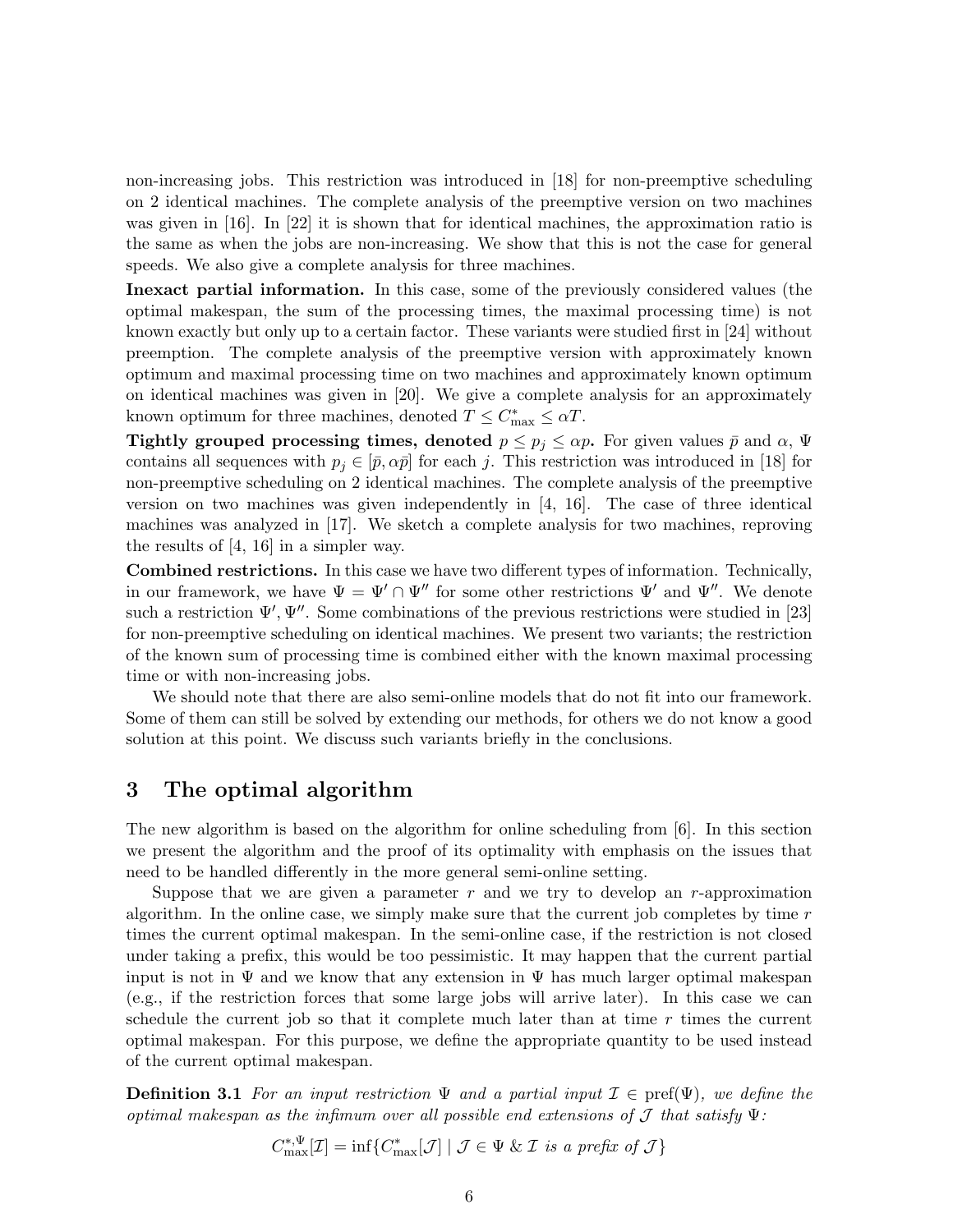non-increasing jobs. This restriction was introduced in [18] for non-preemptive scheduling on 2 identical machines. The complete analysis of the preemptive version on two machines was given in [16]. In [22] it is shown that for identical machines, the approximation ratio is the same as when the jobs are non-increasing. We show that this is not the case for general speeds. We also give a complete analysis for three machines.

**Inexact partial information.** In this case, some of the previously considered values (the optimal makespan, the sum of the processing times, the maximal processing time) is not known exactly but only up to a certain factor. These variants were studied first in [24] without preemption. The complete analysis of the preemptive version with approximately known optimum and maximal processing time on two machines and approximately known optimum on identical machines was given in [20]. We give a complete analysis for an approximately known optimum for three machines, denoted $T \leq C^*_{\max} \leq \alpha T$.

**Tightly grouped processing times, denoted $p \leq p_j \leq \alpha p$.** For given values $\bar{p}$ and $\alpha$, $\Psi$ contains all sequences with $p_j \in [\bar{p}, \alpha\bar{p}]$ for each $j$. This restriction was introduced in [18] for non-preemptive scheduling on 2 identical machines. The complete analysis of the preemptive version on two machines was given independently in [4, 16]. The case of three identical machines was analyzed in [17]. We sketch a complete analysis for two machines, reproving the results of [4, 16] in a simpler way.

**Combined restrictions.** In this case we have two different types of information. Technically, in our framework, we have $\Psi = \Psi' \cap \Psi''$ for some other restrictions $\Psi'$ and $\Psi''$. We denote such a restriction $\Psi', \Psi''$. Some combinations of the previous restrictions were studied in [23] for non-preemptive scheduling on identical machines. We present two variants; the restriction of the known sum of processing time is combined either with the known maximal processing time or with non-increasing jobs.

We should note that there are also semi-online models that do not fit into our framework. Some of them can still be solved by extending our methods, for others we do not know a good solution at this point. We discuss such variants briefly in the conclusions.

# 3 The optimal algorithm

The new algorithm is based on the algorithm for online scheduling from [6]. In this section we present the algorithm and the proof of its optimality with emphasis on the issues that need to be handled differently in the more general semi-online setting.

Suppose that we are given a parameter $r$ and we try to develop an $r$-approximation algorithm. In the online case, we simply make sure that the current job completes by time $r$ times the current optimal makespan. In the semi-online case, if the restriction is not closed under taking a prefix, this would be too pessimistic. It may happen that the current partial input is not in $\Psi$ and we know that any extension in $\Psi$ has much larger optimal makespan (e.g., if the restriction forces that some large jobs will arrive later). In this case we can schedule the current job so that it complete much later than at time $r$ times the current optimal makespan. For this purpose, we define the appropriate quantity to be used instead of the current optimal makespan.

**Definition 3.1** *For an input restriction $\Psi$ and a partial input $\mathcal{I} \in \text{pref}(\Psi)$, we define the optimal makespan as the infimum over all possible end extensions of $\mathcal{J}$ that satisfy $\Psi$:*

$$C^{*,\Psi}_{\max}[\mathcal{I}] = \inf\{C^*_{\max}[\mathcal{J}] \mid \mathcal{J} \in \Psi \;\&\; \mathcal{I} \textit{ is a prefix of } \mathcal{J}\}$$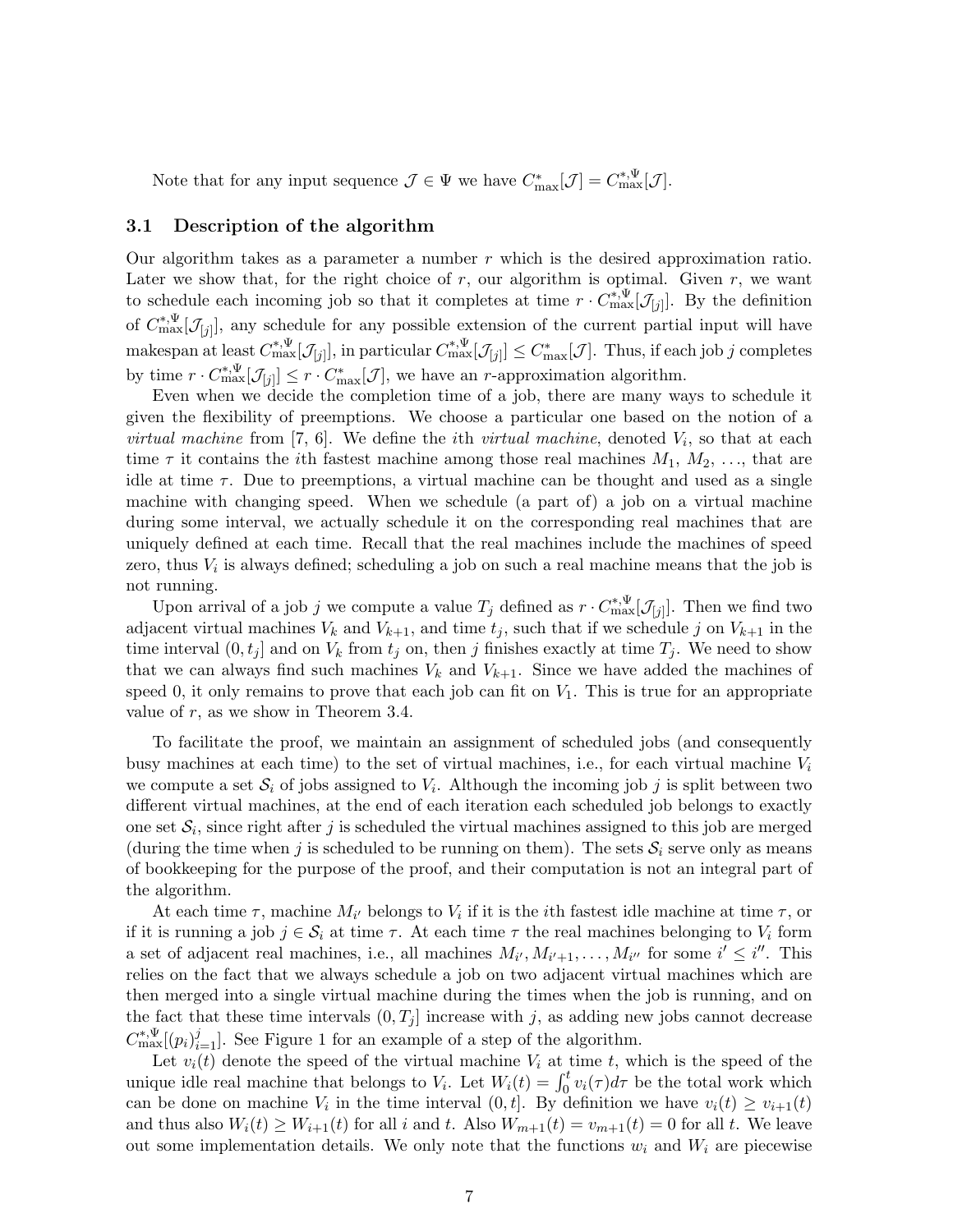Note that for any input sequence $\mathcal{J} \in \Psi$ we have $C^*_{\max}[\mathcal{J}] = C^{*,\Psi}_{\max}[\mathcal{J}]$.

### 3.1 Description of the algorithm

Our algorithm takes as a parameter a number $r$ which is the desired approximation ratio. Later we show that, for the right choice of $r$, our algorithm is optimal. Given $r$, we want to schedule each incoming job so that it completes at time $r \cdot C^{*,\Psi}_{\max}[\mathcal{J}_{[j]}]$. By the definition of $C^{*,\Psi}_{\max}[\mathcal{J}_{[j]}]$, any schedule for any possible extension of the current partial input will have makespan at least $C^{*,\Psi}_{\max}[\mathcal{J}_{[j]}]$, in particular $C^{*,\Psi}_{\max}[\mathcal{J}_{[j]}] \leq C^*_{\max}[\mathcal{J}]$. Thus, if each job $j$ completes by time $r \cdot C^{*,\Psi}_{\max}[\mathcal{J}_{[j]}] \leq r \cdot C^*_{\max}[\mathcal{J}]$, we have an $r$-approximation algorithm.

Even when we decide the completion time of a job, there are many ways to schedule it given the flexibility of preemptions. We choose a particular one based on the notion of a *virtual machine* from [7, 6]. We define the $i$th *virtual machine*, denoted $V_i$, so that at each time $\tau$ it contains the $i$th fastest machine among those real machines $M_1$, $M_2$, ..., that are idle at time $\tau$. Due to preemptions, a virtual machine can be thought and used as a single machine with changing speed. When we schedule (a part of) a job on a virtual machine during some interval, we actually schedule it on the corresponding real machines that are uniquely defined at each time. Recall that the real machines include the machines of speed zero, thus $V_i$ is always defined; scheduling a job on such a real machine means that the job is not running.

Upon arrival of a job $j$ we compute a value $T_j$ defined as $r \cdot C^{*,\Psi}_{\max}[\mathcal{J}_{[j]}]$. Then we find two adjacent virtual machines $V_k$ and $V_{k+1}$, and time $t_j$, such that if we schedule $j$ on $V_{k+1}$ in the time interval $(0, t_j]$ and on $V_k$ from $t_j$ on, then $j$ finishes exactly at time $T_j$. We need to show that we can always find such machines $V_k$ and $V_{k+1}$. Since we have added the machines of speed 0, it only remains to prove that each job can fit on $V_1$. This is true for an appropriate value of $r$, as we show in Theorem 3.4.

To facilitate the proof, we maintain an assignment of scheduled jobs (and consequently busy machines at each time) to the set of virtual machines, i.e., for each virtual machine $V_i$ we compute a set $\mathcal{S}_i$ of jobs assigned to $V_i$. Although the incoming job $j$ is split between two different virtual machines, at the end of each iteration each scheduled job belongs to exactly one set $\mathcal{S}_i$, since right after $j$ is scheduled the virtual machines assigned to this job are merged (during the time when $j$ is scheduled to be running on them). The sets $\mathcal{S}_i$ serve only as means of bookkeeping for the purpose of the proof, and their computation is not an integral part of the algorithm.

At each time $\tau$, machine $M_{i'}$ belongs to $V_i$ if it is the $i$th fastest idle machine at time $\tau$, or if it is running a job $j \in \mathcal{S}_i$ at time $\tau$. At each time $\tau$ the real machines belonging to $V_i$ form a set of adjacent real machines, i.e., all machines $M_{i'}, M_{i'+1}, \ldots, M_{i''}$ for some $i' \leq i''$. This relies on the fact that we always schedule a job on two adjacent virtual machines which are then merged into a single virtual machine during the times when the job is running, and on the fact that these time intervals $(0, T_j]$ increase with $j$, as adding new jobs cannot decrease $C^{*,\Psi}_{\max}[(p_i)^j_{i=1}]$. See Figure 1 for an example of a step of the algorithm.

Let $v_i(t)$ denote the speed of the virtual machine $V_i$ at time $t$, which is the speed of the unique idle real machine that belongs to $V_i$. Let $W_i(t) = \int_0^t v_i(\tau) d\tau$ be the total work which can be done on machine $V_i$ in the time interval $(0, t]$. By definition we have $v_i(t) \geq v_{i+1}(t)$ and thus also $W_i(t) \geq W_{i+1}(t)$ for all $i$ and $t$. Also $W_{m+1}(t) = v_{m+1}(t) = 0$ for all $t$. We leave out some implementation details. We only note that the functions $w_i$ and $W_i$ are piecewise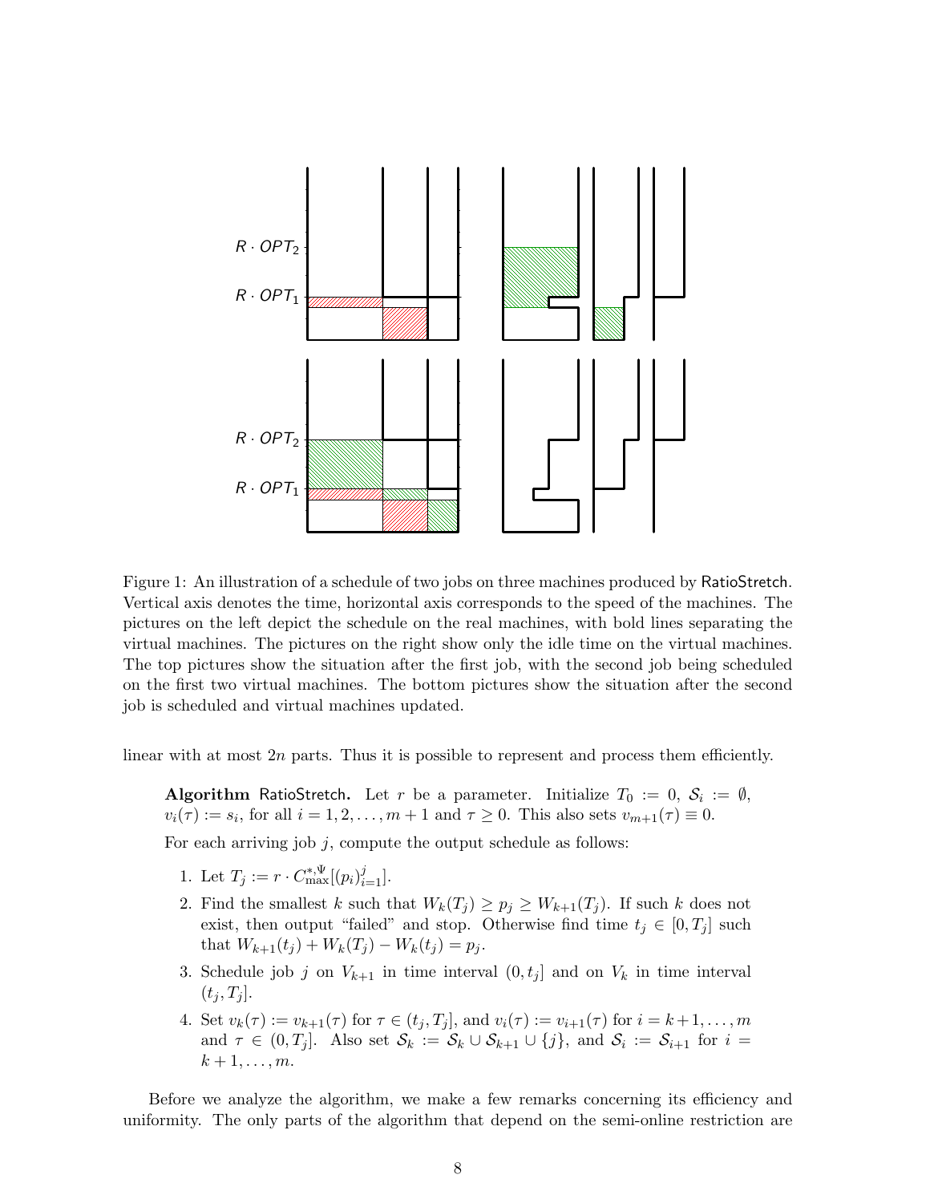Figure 1: An illustration of a schedule of two jobs on three machines produced by RatioStretch. Vertical axis denotes the time, horizontal axis corresponds to the speed of the machines. The pictures on the left depict the schedule on the real machines, with bold lines separating the virtual machines. The pictures on the right show only the idle time on the virtual machines. The top pictures show the situation after the first job, with the second job being scheduled on the first two virtual machines. The bottom pictures show the situation after the second job is scheduled and virtual machines updated.

linear with at most $2n$ parts. Thus it is possible to represent and process them efficiently.

**Algorithm** RatioStretch**.** Let $r$ be a parameter. Initialize $T_0 := 0$, $\mathcal{S}_i := \emptyset$, $v_i(\tau) := s_i$, for all $i = 1, 2, \ldots, m+1$ and $\tau \geq 0$. This also sets $v_{m+1}(\tau) \equiv 0$.

For each arriving job $j$, compute the output schedule as follows:

1. Let $T_j := r \cdot C^{*,\Psi}_{\max}[(p_i)^j_{i=1}]$.
2. Find the smallest $k$ such that $W_k(T_j) \geq p_j \geq W_{k+1}(T_j)$. If such $k$ does not exist, then output "failed" and stop. Otherwise find time $t_j \in [0, T_j]$ such that $W_{k+1}(t_j) + W_k(T_j) - W_k(t_j) = p_j$.
3. Schedule job $j$ on $V_{k+1}$ in time interval $(0, t_j]$ and on $V_k$ in time interval $(t_j, T_j]$.
4. Set $v_k(\tau) := v_{k+1}(\tau)$ for $\tau \in (t_j, T_j]$, and $v_i(\tau) := v_{i+1}(\tau)$ for $i = k+1, \ldots, m$ and $\tau \in (0, T_j]$. Also set $\mathcal{S}_k := \mathcal{S}_k \cup \mathcal{S}_{k+1} \cup \{j\}$, and $\mathcal{S}_i := \mathcal{S}_{i+1}$ for $i = k+1, \ldots, m$.

Before we analyze the algorithm, we make a few remarks concerning its efficiency and uniformity. The only parts of the algorithm that depend on the semi-online restriction are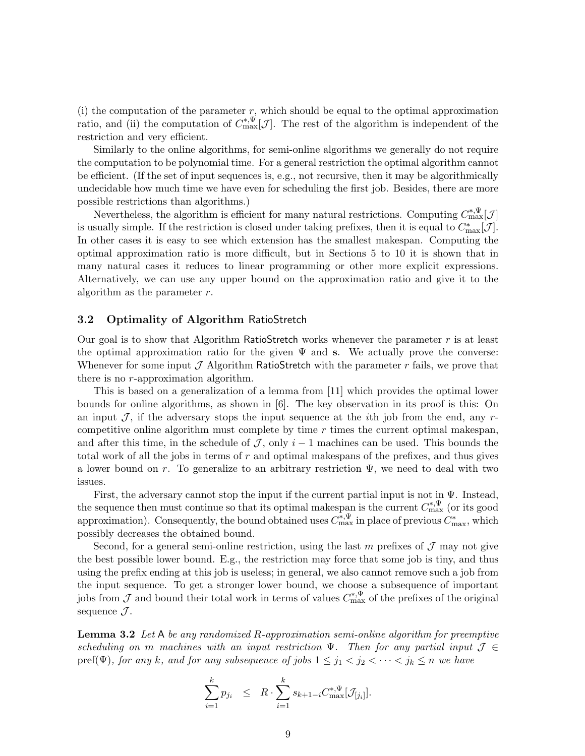(i) the computation of the parameter $r$, which should be equal to the optimal approximation ratio, and (ii) the computation of $C^{*,\Psi}_{\max}[\mathcal{J}]$. The rest of the algorithm is independent of the restriction and very efficient.

Similarly to the online algorithms, for semi-online algorithms we generally do not require the computation to be polynomial time. For a general restriction the optimal algorithm cannot be efficient. (If the set of input sequences is, e.g., not recursive, then it may be algorithmically undecidable how much time we have even for scheduling the first job. Besides, there are more possible restrictions than algorithms.)

Nevertheless, the algorithm is efficient for many natural restrictions. Computing $C^{*,\Psi}_{\max}[\mathcal{J}]$ is usually simple. If the restriction is closed under taking prefixes, then it is equal to $C^{*}_{\max}[\mathcal{J}]$. In other cases it is easy to see which extension has the smallest makespan. Computing the optimal approximation ratio is more difficult, but in Sections 5 to 10 it is shown that in many natural cases it reduces to linear programming or other more explicit expressions. Alternatively, we can use any upper bound on the approximation ratio and give it to the algorithm as the parameter $r$.

### 3.2 Optimality of Algorithm RatioStretch

Our goal is to show that Algorithm RatioStretch works whenever the parameter $r$ is at least the optimal approximation ratio for the given $\Psi$ and $\mathbf{s}$. We actually prove the converse: Whenever for some input $\mathcal{J}$ Algorithm RatioStretch with the parameter $r$ fails, we prove that there is no $r$-approximation algorithm.

This is based on a generalization of a lemma from [11] which provides the optimal lower bounds for online algorithms, as shown in [6]. The key observation in its proof is this: On an input $\mathcal{J}$, if the adversary stops the input sequence at the $i$th job from the end, any $r$-competitive online algorithm must complete by time $r$ times the current optimal makespan, and after this time, in the schedule of $\mathcal{J}$, only $i-1$ machines can be used. This bounds the total work of all the jobs in terms of $r$ and optimal makespans of the prefixes, and thus gives a lower bound on $r$. To generalize to an arbitrary restriction $\Psi$, we need to deal with two issues.

First, the adversary cannot stop the input if the current partial input is not in $\Psi$. Instead, the sequence then must continue so that its optimal makespan is the current $C^{*,\Psi}_{\max}$ (or its good approximation). Consequently, the bound obtained uses $C^{*,\Psi}_{\max}$ in place of previous $C^{*}_{\max}$, which possibly decreases the obtained bound.

Second, for a general semi-online restriction, using the last $m$ prefixes of $\mathcal{J}$ may not give the best possible lower bound. E.g., the restriction may force that some job is tiny, and thus using the prefix ending at this job is useless; in general, we also cannot remove such a job from the input sequence. To get a stronger lower bound, we choose a subsequence of important jobs from $\mathcal{J}$ and bound their total work in terms of values $C^{*,\Psi}_{\max}$ of the prefixes of the original sequence $\mathcal{J}$.

**Lemma 3.2** *Let* A *be any randomized $R$-approximation semi-online algorithm for preemptive scheduling on $m$ machines with an input restriction $\Psi$. Then for any partial input $\mathcal{J} \in \mathrm{pref}(\Psi)$, for any $k$, and for any subsequence of jobs $1 \le j_1 < j_2 < \cdots < j_k \le n$ we have*

$$\sum_{i=1}^{k} p_{j_i} \quad \le \quad R \cdot \sum_{i=1}^{k} s_{k+1-i} C^{*,\Psi}_{\max}[\mathcal{J}_{[j_i]}].$$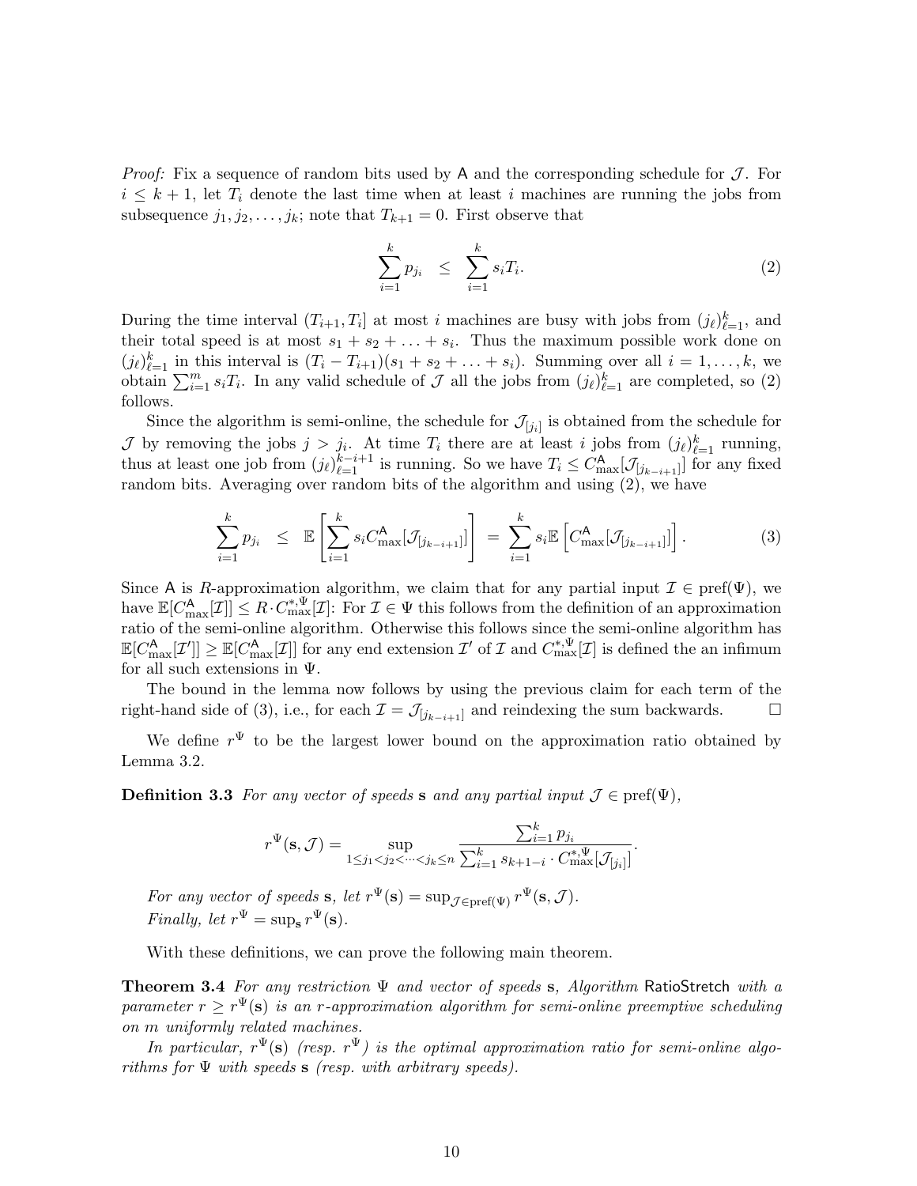*Proof:* Fix a sequence of random bits used by $\mathsf{A}$ and the corresponding schedule for $\mathcal{J}$. For $i \leq k+1$, let $T_i$ denote the last time when at least $i$ machines are running the jobs from subsequence $j_1, j_2, \ldots, j_k$; note that $T_{k+1} = 0$. First observe that

$$\sum_{i=1}^{k} p_{j_i} \quad \leq \quad \sum_{i=1}^{k} s_i T_i. \tag{2}$$

During the time interval $(T_{i+1}, T_i]$ at most $i$ machines are busy with jobs from $(j_\ell)_{\ell=1}^k$, and their total speed is at most $s_1 + s_2 + \ldots + s_i$. Thus the maximum possible work done on $(j_\ell)_{\ell=1}^k$ in this interval is $(T_i - T_{i+1})(s_1 + s_2 + \ldots + s_i)$. Summing over all $i = 1, \ldots, k$, we obtain $\sum_{i=1}^{m} s_i T_i$. In any valid schedule of $\mathcal{J}$ all the jobs from $(j_\ell)_{\ell=1}^k$ are completed, so (2) follows.

Since the algorithm is semi-online, the schedule for $\mathcal{J}_{[j_i]}$ is obtained from the schedule for $\mathcal{J}$ by removing the jobs $j > j_i$. At time $T_i$ there are at least $i$ jobs from $(j_\ell)_{\ell=1}^k$ running, thus at least one job from $(j_\ell)_{\ell=1}^{k-i+1}$ is running. So we have $T_i \leq C^{\mathsf{A}}_{\max}[\mathcal{J}_{[j_{k-i+1}]}]$ for any fixed random bits. Averaging over random bits of the algorithm and using (2), we have

$$\sum_{i=1}^{k} p_{j_i} \quad \leq \quad \mathbb{E}\left[\sum_{i=1}^{k} s_i C^{\mathsf{A}}_{\max}[\mathcal{J}_{[j_{k-i+1}]}]\right] \;=\; \sum_{i=1}^{k} s_i \mathbb{E}\left[C^{\mathsf{A}}_{\max}[\mathcal{J}_{[j_{k-i+1}]}]\right]. \tag{3}$$

Since $\mathsf{A}$ is $R$-approximation algorithm, we claim that for any partial input $\mathcal{I} \in \mathrm{pref}(\Psi)$, we have $\mathbb{E}[C^{\mathsf{A}}_{\max}[\mathcal{I}]] \leq R \cdot C^{*,\Psi}_{\max}[\mathcal{I}]$: For $\mathcal{I} \in \Psi$ this follows from the definition of an approximation ratio of the semi-online algorithm. Otherwise this follows since the semi-online algorithm has $\mathbb{E}[C^{\mathsf{A}}_{\max}[\mathcal{I}']] \geq \mathbb{E}[C^{\mathsf{A}}_{\max}[\mathcal{I}]]$ for any end extension $\mathcal{I}'$ of $\mathcal{I}$ and $C^{*,\Psi}_{\max}[\mathcal{I}]$ is defined the an infimum for all such extensions in $\Psi$.

The bound in the lemma now follows by using the previous claim for each term of the right-hand side of (3), i.e., for each $\mathcal{I} = \mathcal{J}_{[j_{k-i+1}]}$ and reindexing the sum backwards. $\square$

We define $r^\Psi$ to be the largest lower bound on the approximation ratio obtained by Lemma 3.2.

**Definition 3.3** *For any vector of speeds* $\mathbf{s}$ *and any partial input* $\mathcal{J} \in \mathrm{pref}(\Psi)$*,*

$$r^\Psi(\mathbf{s}, \mathcal{J}) = \sup_{1 \leq j_1 < j_2 < \cdots < j_k \leq n} \frac{\sum_{i=1}^{k} p_{j_i}}{\sum_{i=1}^{k} s_{k+1-i} \cdot C^{*,\Psi}_{\max}[\mathcal{J}_{[j_i]}]}.$$

*For any vector of speeds* $\mathbf{s}$*, let* $r^\Psi(\mathbf{s}) = \sup_{\mathcal{J} \in \mathrm{pref}(\Psi)} r^\Psi(\mathbf{s}, \mathcal{J})$*.*
*Finally, let* $r^\Psi = \sup_{\mathbf{s}} r^\Psi(\mathbf{s})$*.*

With these definitions, we can prove the following main theorem.

**Theorem 3.4** *For any restriction* $\Psi$ *and vector of speeds* $\mathbf{s}$*, Algorithm* RatioStretch *with a parameter* $r \geq r^\Psi(\mathbf{s})$ *is an* $r$*-approximation algorithm for semi-online preemptive scheduling on* $m$ *uniformly related machines.*

*In particular,* $r^\Psi(\mathbf{s})$ *(resp.* $r^\Psi$*) is the optimal approximation ratio for semi-online algorithms for* $\Psi$ *with speeds* $\mathbf{s}$ *(resp. with arbitrary speeds).*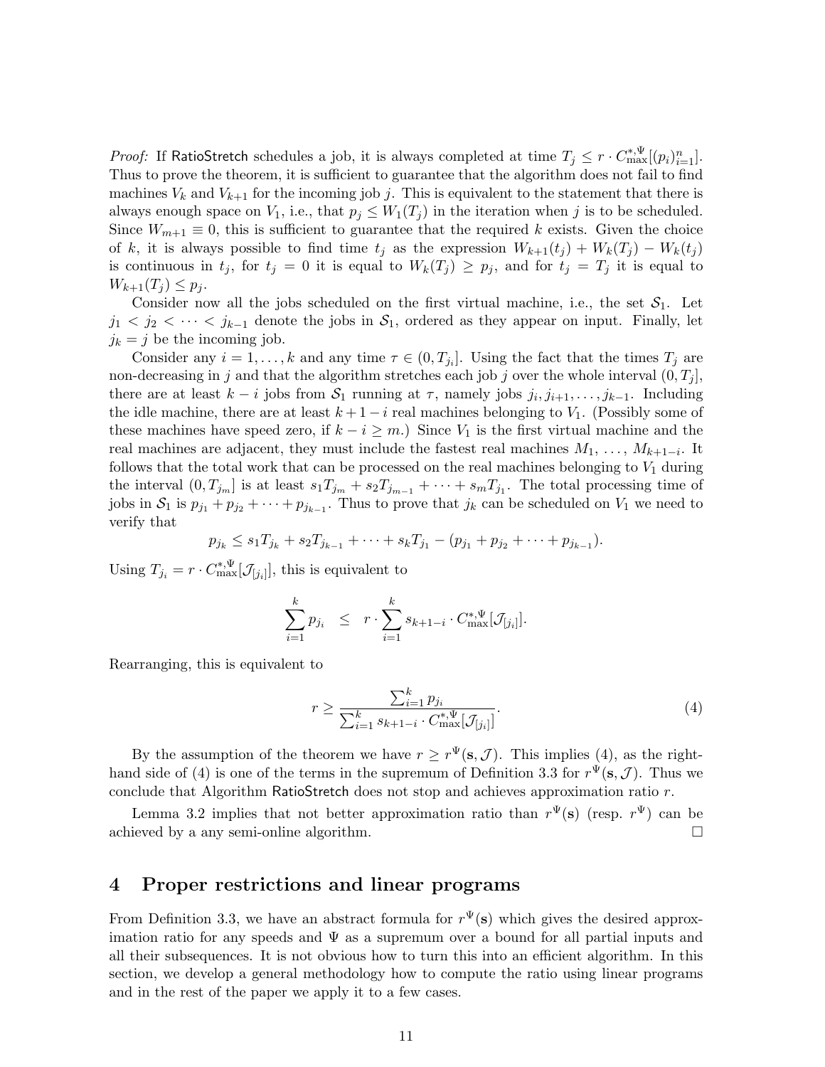*Proof:* If RatioStretch schedules a job, it is always completed at time $T_j \leq r \cdot C^{*,\Psi}_{\max}[(p_i)_{i=1}^n]$. Thus to prove the theorem, it is sufficient to guarantee that the algorithm does not fail to find machines $V_k$ and $V_{k+1}$ for the incoming job $j$. This is equivalent to the statement that there is always enough space on $V_1$, i.e., that $p_j \leq W_1(T_j)$ in the iteration when $j$ is to be scheduled. Since $W_{m+1} \equiv 0$, this is sufficient to guarantee that the required $k$ exists. Given the choice of $k$, it is always possible to find time $t_j$ as the expression $W_{k+1}(t_j) + W_k(T_j) - W_k(t_j)$ is continuous in $t_j$, for $t_j = 0$ it is equal to $W_k(T_j) \geq p_j$, and for $t_j = T_j$ it is equal to $W_{k+1}(T_j) \leq p_j$.

Consider now all the jobs scheduled on the first virtual machine, i.e., the set $\mathcal{S}_1$. Let $j_1 < j_2 < \cdots < j_{k-1}$ denote the jobs in $\mathcal{S}_1$, ordered as they appear on input. Finally, let $j_k = j$ be the incoming job.

Consider any $i = 1, \ldots, k$ and any time $\tau \in (0, T_{j_i}]$. Using the fact that the times $T_j$ are non-decreasing in $j$ and that the algorithm stretches each job $j$ over the whole interval $(0, T_j]$, there are at least $k - i$ jobs from $\mathcal{S}_1$ running at $\tau$, namely jobs $j_i, j_{i+1}, \ldots, j_{k-1}$. Including the idle machine, there are at least $k + 1 - i$ real machines belonging to $V_1$. (Possibly some of these machines have speed zero, if $k - i \geq m$.) Since $V_1$ is the first virtual machine and the real machines are adjacent, they must include the fastest real machines $M_1, \ldots, M_{k+1-i}$. It follows that the total work that can be processed on the real machines belonging to $V_1$ during the interval $(0, T_{j_m}]$ is at least $s_1 T_{j_m} + s_2 T_{j_{m-1}} + \cdots + s_m T_{j_1}$. The total processing time of jobs in $\mathcal{S}_1$ is $p_{j_1} + p_{j_2} + \cdots + p_{j_{k-1}}$. Thus to prove that $j_k$ can be scheduled on $V_1$ we need to verify that

$$p_{j_k} \leq s_1 T_{j_k} + s_2 T_{j_{k-1}} + \cdots + s_k T_{j_1} - (p_{j_1} + p_{j_2} + \cdots + p_{j_{k-1}}).$$

Using $T_{j_i} = r \cdot C^{*,\Psi}_{\max}[\mathcal{J}_{[j_i]}]$, this is equivalent to

$$\sum_{i=1}^{k} p_{j_i} \quad \leq \quad r \cdot \sum_{i=1}^{k} s_{k+1-i} \cdot C^{*,\Psi}_{\max}[\mathcal{J}_{[j_i]}].$$

Rearranging, this is equivalent to

$$r \geq \frac{\sum_{i=1}^{k} p_{j_i}}{\sum_{i=1}^{k} s_{k+1-i} \cdot C^{*,\Psi}_{\max}[\mathcal{J}_{[j_i]}]}. \tag{4}$$

By the assumption of the theorem we have $r \geq r^{\Psi}(\mathbf{s}, \mathcal{J})$. This implies (4), as the right-hand side of (4) is one of the terms in the supremum of Definition 3.3 for $r^{\Psi}(\mathbf{s}, \mathcal{J})$. Thus we conclude that Algorithm RatioStretch does not stop and achieves approximation ratio $r$.

Lemma 3.2 implies that not better approximation ratio than $r^{\Psi}(\mathbf{s})$ (resp. $r^{\Psi}$) can be achieved by a any semi-online algorithm. □

## 4 Proper restrictions and linear programs

From Definition 3.3, we have an abstract formula for $r^{\Psi}(\mathbf{s})$ which gives the desired approximation ratio for any speeds and $\Psi$ as a supremum over a bound for all partial inputs and all their subsequences. It is not obvious how to turn this into an efficient algorithm. In this section, we develop a general methodology how to compute the ratio using linear programs and in the rest of the paper we apply it to a few cases.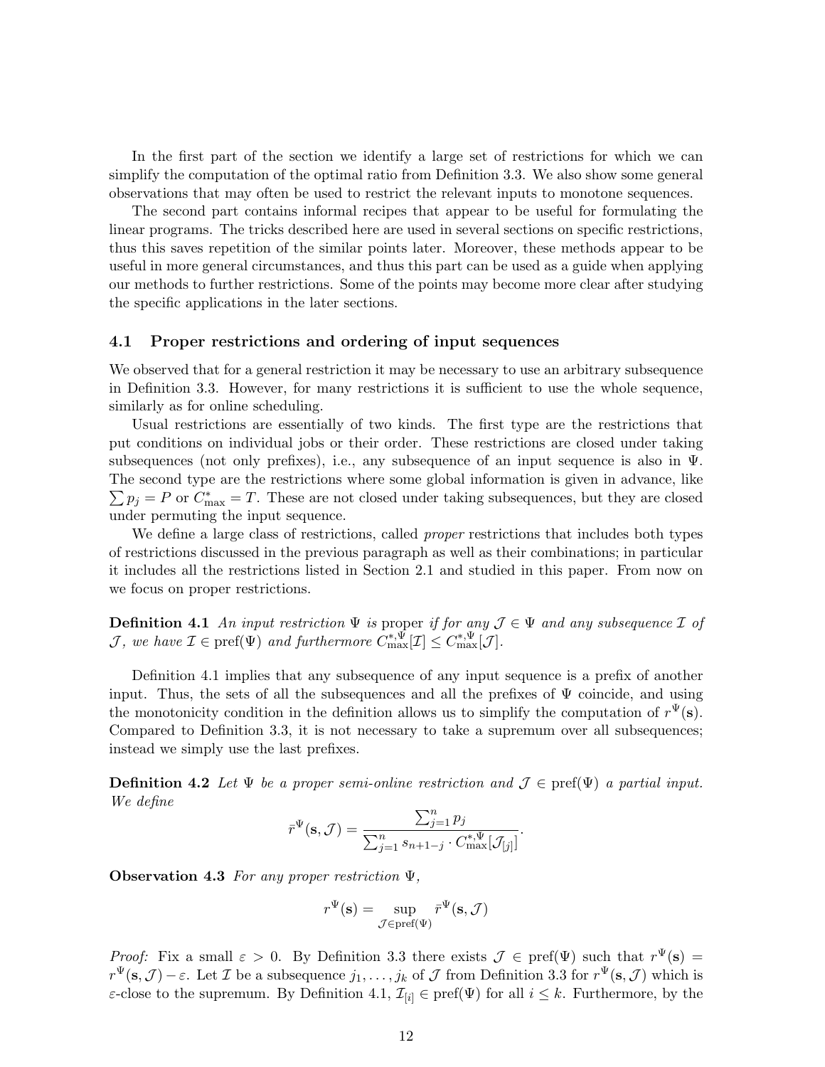In the first part of the section we identify a large set of restrictions for which we can simplify the computation of the optimal ratio from Definition 3.3. We also show some general observations that may often be used to restrict the relevant inputs to monotone sequences.

The second part contains informal recipes that appear to be useful for formulating the linear programs. The tricks described here are used in several sections on specific restrictions, thus this saves repetition of the similar points later. Moreover, these methods appear to be useful in more general circumstances, and thus this part can be used as a guide when applying our methods to further restrictions. Some of the points may become more clear after studying the specific applications in the later sections.

### 4.1 Proper restrictions and ordering of input sequences

We observed that for a general restriction it may be necessary to use an arbitrary subsequence in Definition 3.3. However, for many restrictions it is sufficient to use the whole sequence, similarly as for online scheduling.

Usual restrictions are essentially of two kinds. The first type are the restrictions that put conditions on individual jobs or their order. These restrictions are closed under taking subsequences (not only prefixes), i.e., any subsequence of an input sequence is also in $\Psi$. The second type are the restrictions where some global information is given in advance, like $\sum p_j = P$ or $C^*_{\max} = T$. These are not closed under taking subsequences, but they are closed under permuting the input sequence.

We define a large class of restrictions, called *proper* restrictions that includes both types of restrictions discussed in the previous paragraph as well as their combinations; in particular it includes all the restrictions listed in Section 2.1 and studied in this paper. From now on we focus on proper restrictions.

**Definition 4.1** *An input restriction $\Psi$ is* proper *if for any $\mathcal{J} \in \Psi$ and any subsequence $\mathcal{I}$ of $\mathcal{J}$, we have $\mathcal{I} \in \mathrm{pref}(\Psi)$ and furthermore $C^{*,\Psi}_{\max}[\mathcal{I}] \leq C^{*,\Psi}_{\max}[\mathcal{J}]$.*

Definition 4.1 implies that any subsequence of any input sequence is a prefix of another input. Thus, the sets of all the subsequences and all the prefixes of $\Psi$ coincide, and using the monotonicity condition in the definition allows us to simplify the computation of $r^{\Psi}(\mathbf{s})$. Compared to Definition 3.3, it is not necessary to take a supremum over all subsequences; instead we simply use the last prefixes.

**Definition 4.2** *Let $\Psi$ be a proper semi-online restriction and $\mathcal{J} \in \mathrm{pref}(\Psi)$ a partial input. We define*

$$\bar{r}^{\Psi}(\mathbf{s}, \mathcal{J}) = \frac{\sum_{j=1}^{n} p_j}{\sum_{j=1}^{n} s_{n+1-j} \cdot C^{*,\Psi}_{\max}[\mathcal{J}_{[j]}]}.$$

**Observation 4.3** *For any proper restriction $\Psi$,*

$$r^{\Psi}(\mathbf{s}) = \sup_{\mathcal{J} \in \mathrm{pref}(\Psi)} \bar{r}^{\Psi}(\mathbf{s}, \mathcal{J})$$

*Proof:* Fix a small $\varepsilon > 0$. By Definition 3.3 there exists $\mathcal{J} \in \mathrm{pref}(\Psi)$ such that $r^{\Psi}(\mathbf{s}) = r^{\Psi}(\mathbf{s}, \mathcal{J}) - \varepsilon$. Let $\mathcal{I}$ be a subsequence $j_1, \ldots, j_k$ of $\mathcal{J}$ from Definition 3.3 for $r^{\Psi}(\mathbf{s}, \mathcal{J})$ which is $\varepsilon$-close to the supremum. By Definition 4.1, $\mathcal{I}_{[i]} \in \mathrm{pref}(\Psi)$ for all $i \leq k$. Furthermore, by the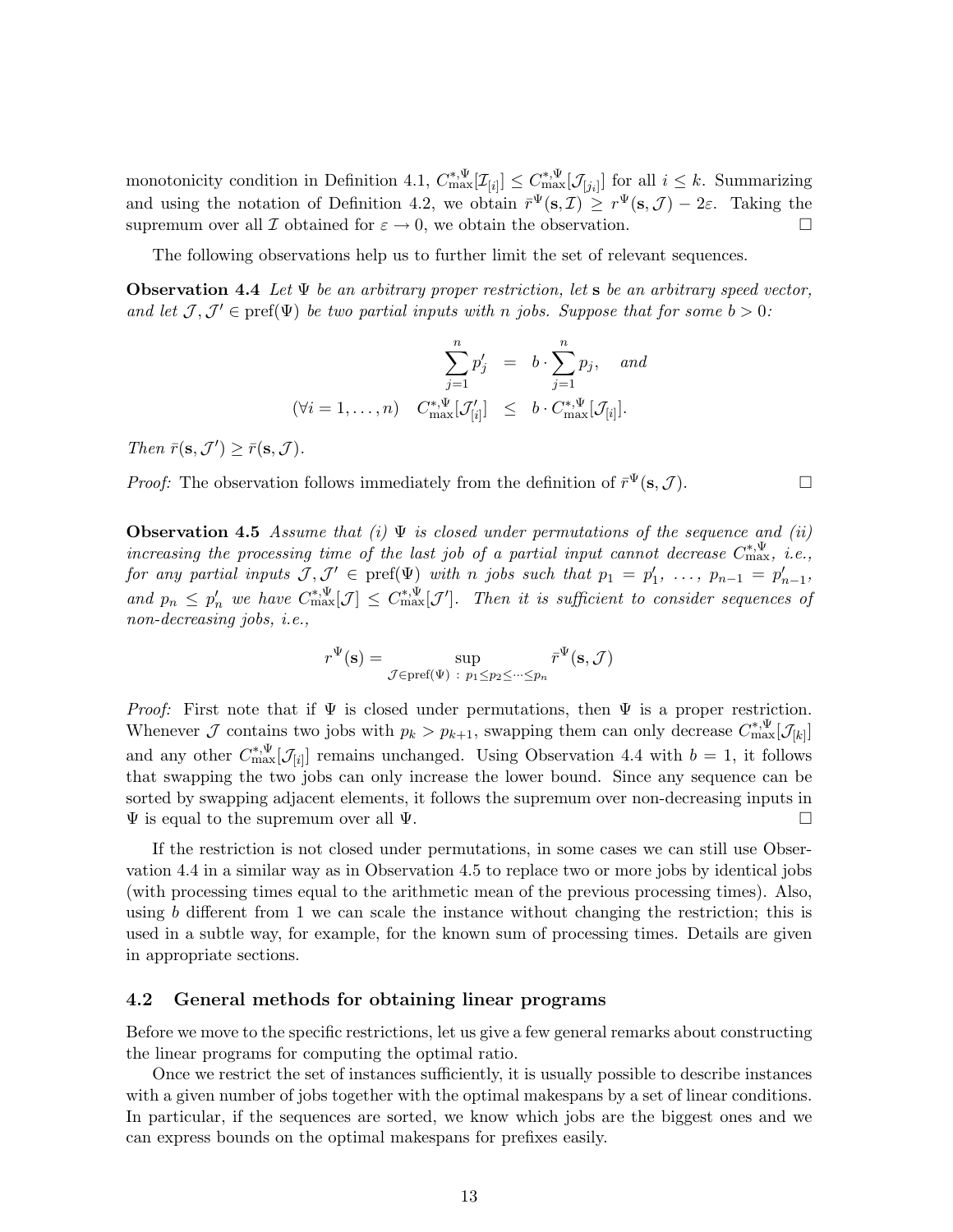monotonicity condition in Definition 4.1, $C^{*,\Psi}_{\max}[\mathcal{I}_{[i]}] \le C^{*,\Psi}_{\max}[\mathcal{J}_{[j_i]}]$ for all $i \le k$. Summarizing and using the notation of Definition 4.2, we obtain $\bar{r}^{\Psi}(\mathbf{s},\mathcal{I}) \ge r^{\Psi}(\mathbf{s},\mathcal{J}) - 2\varepsilon$. Taking the supremum over all $\mathcal{I}$ obtained for $\varepsilon \to 0$, we obtain the observation. □

The following observations help us to further limit the set of relevant sequences.

**Observation 4.4** *Let $\Psi$ be an arbitrary proper restriction, let $\mathbf{s}$ be an arbitrary speed vector, and let $\mathcal{J},\mathcal{J}' \in \mathrm{pref}(\Psi)$ be two partial inputs with $n$ jobs. Suppose that for some $b > 0$:*

$$
\begin{aligned}
\sum_{j=1}^{n} p'_j \quad &= \quad b \cdot \sum_{j=1}^{n} p_j, \quad \text{and} \\
(\forall i = 1,\ldots,n) \quad C^{*,\Psi}_{\max}[\mathcal{J}'_{[i]}] \quad &\le \quad b \cdot C^{*,\Psi}_{\max}[\mathcal{J}_{[i]}].
\end{aligned}
$$

*Then $\bar{r}(\mathbf{s},\mathcal{J}') \ge \bar{r}(\mathbf{s},\mathcal{J})$.*

*Proof:* The observation follows immediately from the definition of $\bar{r}^{\Psi}(\mathbf{s},\mathcal{J})$. □

**Observation 4.5** *Assume that (i) $\Psi$ is closed under permutations of the sequence and (ii) increasing the processing time of the last job of a partial input cannot decrease $C^{*,\Psi}_{\max}$, i.e., for any partial inputs $\mathcal{J},\mathcal{J}' \in \mathrm{pref}(\Psi)$ with $n$ jobs such that $p_1 = p'_1,\ \ldots,\ p_{n-1} = p'_{n-1}$, and $p_n \le p'_n$ we have $C^{*,\Psi}_{\max}[\mathcal{J}] \le C^{*,\Psi}_{\max}[\mathcal{J}']$. Then it is sufficient to consider sequences of non-decreasing jobs, i.e.,*

$$
r^{\Psi}(\mathbf{s}) = \sup_{\mathcal{J}\in\mathrm{pref}(\Psi)\ :\ p_1 \le p_2 \le \cdots \le p_n} \bar{r}^{\Psi}(\mathbf{s},\mathcal{J})
$$

*Proof:* First note that if $\Psi$ is closed under permutations, then $\Psi$ is a proper restriction. Whenever $\mathcal{J}$ contains two jobs with $p_k > p_{k+1}$, swapping them can only decrease $C^{*,\Psi}_{\max}[\mathcal{J}_{[k]}]$ and any other $C^{*,\Psi}_{\max}[\mathcal{J}_{[i]}]$ remains unchanged. Using Observation 4.4 with $b = 1$, it follows that swapping the two jobs can only increase the lower bound. Since any sequence can be sorted by swapping adjacent elements, it follows the supremum over non-decreasing inputs in $\Psi$ is equal to the supremum over all $\Psi$. □

If the restriction is not closed under permutations, in some cases we can still use Observation 4.4 in a similar way as in Observation 4.5 to replace two or more jobs by identical jobs (with processing times equal to the arithmetic mean of the previous processing times). Also, using $b$ different from 1 we can scale the instance without changing the restriction; this is used in a subtle way, for example, for the known sum of processing times. Details are given in appropriate sections.

## 4.2 General methods for obtaining linear programs

Before we move to the specific restrictions, let us give a few general remarks about constructing the linear programs for computing the optimal ratio.

Once we restrict the set of instances sufficiently, it is usually possible to describe instances with a given number of jobs together with the optimal makespans by a set of linear conditions. In particular, if the sequences are sorted, we know which jobs are the biggest ones and we can express bounds on the optimal makespans for prefixes easily.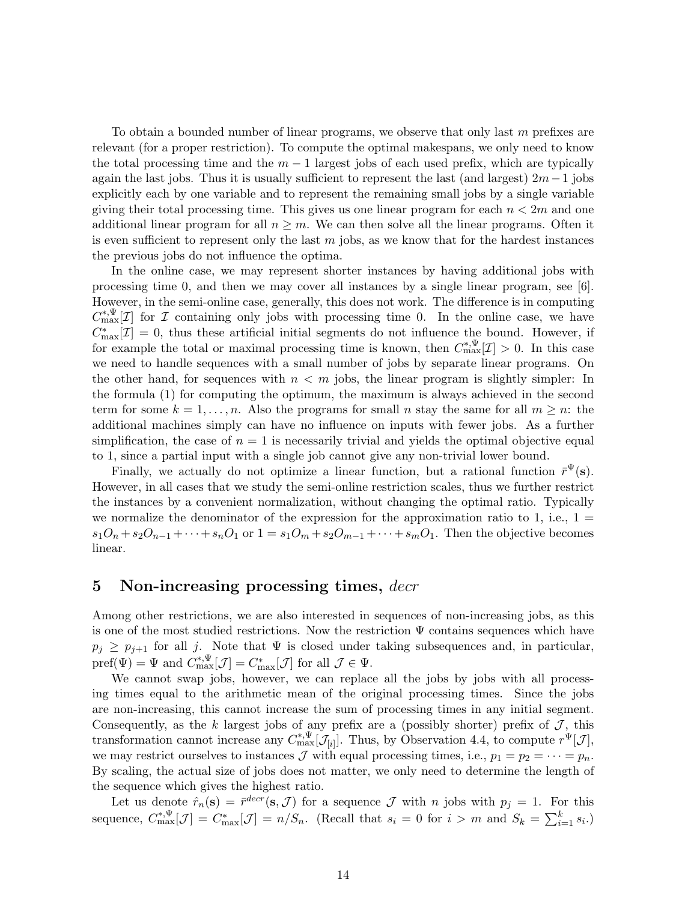To obtain a bounded number of linear programs, we observe that only last $m$ prefixes are relevant (for a proper restriction). To compute the optimal makespans, we only need to know the total processing time and the $m-1$ largest jobs of each used prefix, which are typically again the last jobs. Thus it is usually sufficient to represent the last (and largest) $2m-1$ jobs explicitly each by one variable and to represent the remaining small jobs by a single variable giving their total processing time. This gives us one linear program for each $n < 2m$ and one additional linear program for all $n \geq m$. We can then solve all the linear programs. Often it is even sufficient to represent only the last $m$ jobs, as we know that for the hardest instances the previous jobs do not influence the optima.

In the online case, we may represent shorter instances by having additional jobs with processing time 0, and then we may cover all instances by a single linear program, see [6]. However, in the semi-online case, generally, this does not work. The difference is in computing $C^{*,\Psi}_{\max}[\mathcal{I}]$ for $\mathcal{I}$ containing only jobs with processing time 0. In the online case, we have $C^{*}_{\max}[\mathcal{I}] = 0$, thus these artificial initial segments do not influence the bound. However, if for example the total or maximal processing time is known, then $C^{*,\Psi}_{\max}[\mathcal{I}] > 0$. In this case we need to handle sequences with a small number of jobs by separate linear programs. On the other hand, for sequences with $n < m$ jobs, the linear program is slightly simpler: In the formula (1) for computing the optimum, the maximum is always achieved in the second term for some $k = 1, \ldots, n$. Also the programs for small $n$ stay the same for all $m \geq n$: the additional machines simply can have no influence on inputs with fewer jobs. As a further simplification, the case of $n = 1$ is necessarily trivial and yields the optimal objective equal to 1, since a partial input with a single job cannot give any non-trivial lower bound.

Finally, we actually do not optimize a linear function, but a rational function $\bar{r}^{\Psi}(\mathbf{s})$. However, in all cases that we study the semi-online restriction scales, thus we further restrict the instances by a convenient normalization, without changing the optimal ratio. Typically we normalize the denominator of the expression for the approximation ratio to 1, i.e., $1 = s_1O_n + s_2O_{n-1} + \cdots + s_nO_1$ or $1 = s_1O_m + s_2O_{m-1} + \cdots + s_mO_1$. Then the objective becomes linear.

## 5 Non-increasing processing times, *decr*

Among other restrictions, we are also interested in sequences of non-increasing jobs, as this is one of the most studied restrictions. Now the restriction $\Psi$ contains sequences which have $p_j \geq p_{j+1}$ for all $j$. Note that $\Psi$ is closed under taking subsequences and, in particular, $\text{pref}(\Psi) = \Psi$ and $C^{*,\Psi}_{\max}[\mathcal{J}] = C^{*}_{\max}[\mathcal{J}]$ for all $\mathcal{J} \in \Psi$.

We cannot swap jobs, however, we can replace all the jobs by jobs with all processing times equal to the arithmetic mean of the original processing times. Since the jobs are non-increasing, this cannot increase the sum of processing times in any initial segment. Consequently, as the $k$ largest jobs of any prefix are a (possibly shorter) prefix of $\mathcal{J}$, this transformation cannot increase any $C^{*,\Psi}_{\max}[\mathcal{J}_{[i]}]$. Thus, by Observation 4.4, to compute $r^{\Psi}[\mathcal{J}]$, we may restrict ourselves to instances $\mathcal{J}$ with equal processing times, i.e., $p_1 = p_2 = \cdots = p_n$. By scaling, the actual size of jobs does not matter, we only need to determine the length of the sequence which gives the highest ratio.

Let us denote $\hat{r}_n(\mathbf{s}) = \bar{r}^{decr}(\mathbf{s}, \mathcal{J})$ for a sequence $\mathcal{J}$ with $n$ jobs with $p_j = 1$. For this sequence, $C^{*,\Psi}_{\max}[\mathcal{J}] = C^{*}_{\max}[\mathcal{J}] = n/S_n$. (Recall that $s_i = 0$ for $i > m$ and $S_k = \sum_{i=1}^{k} s_i$.)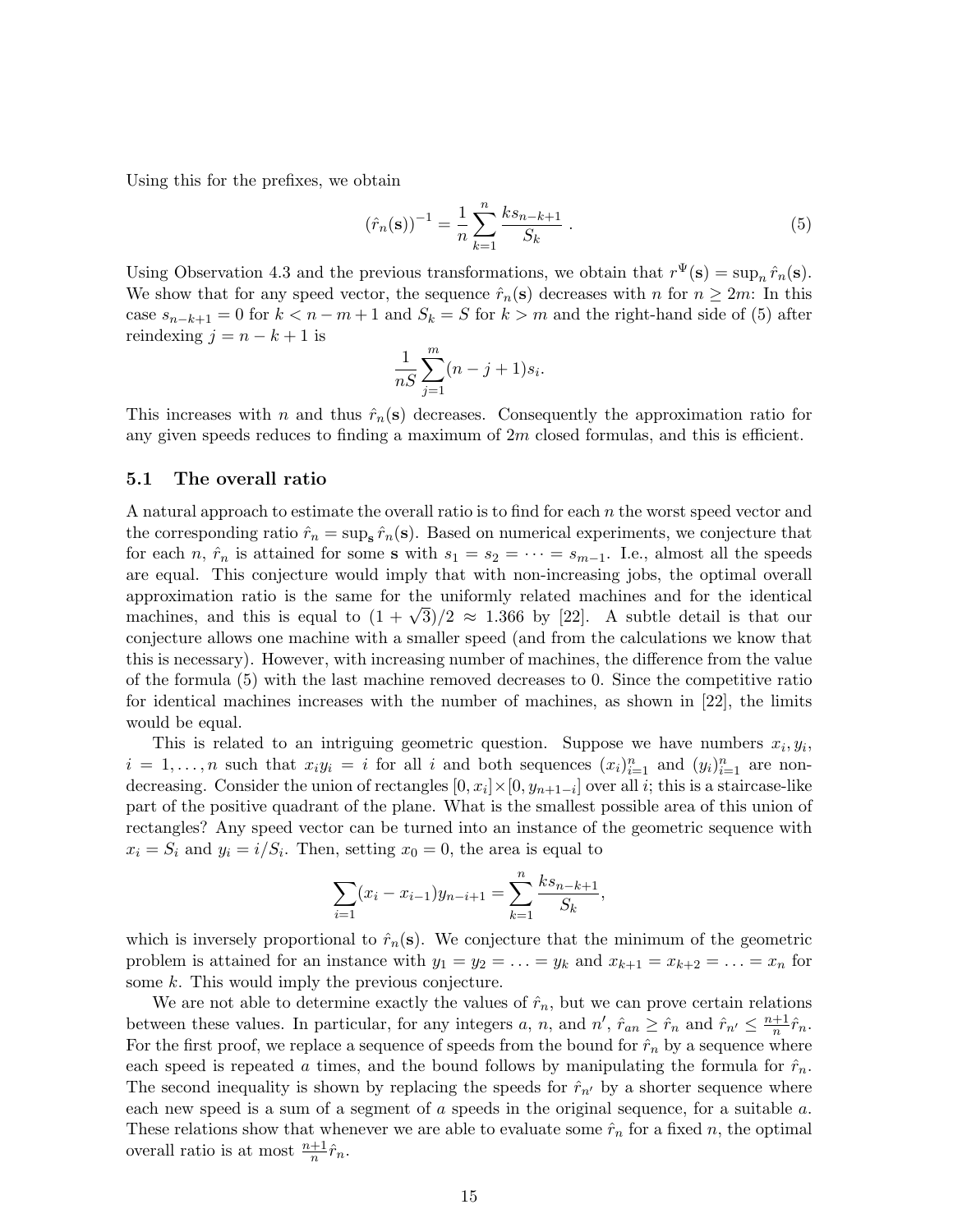Using this for the prefixes, we obtain

$$(\hat{r}_n(\mathbf{s}))^{-1} = \frac{1}{n}\sum_{k=1}^{n} \frac{k s_{n-k+1}}{S_k} \ . \tag{5}$$

Using Observation 4.3 and the previous transformations, we obtain that $r^{\Psi}(\mathbf{s}) = \sup_n \hat{r}_n(\mathbf{s})$. We show that for any speed vector, the sequence $\hat{r}_n(\mathbf{s})$ decreases with $n$ for $n \geq 2m$: In this case $s_{n-k+1} = 0$ for $k < n - m + 1$ and $S_k = S$ for $k > m$ and the right-hand side of (5) after reindexing $j = n - k + 1$ is

$$\frac{1}{nS}\sum_{j=1}^{m}(n-j+1)s_i.$$

This increases with $n$ and thus $\hat{r}_n(\mathbf{s})$ decreases. Consequently the approximation ratio for any given speeds reduces to finding a maximum of $2m$ closed formulas, and this is efficient.

### 5.1 The overall ratio

A natural approach to estimate the overall ratio is to find for each $n$ the worst speed vector and the corresponding ratio $\hat{r}_n = \sup_{\mathbf{s}} \hat{r}_n(\mathbf{s})$. Based on numerical experiments, we conjecture that for each $n$, $\hat{r}_n$ is attained for some $\mathbf{s}$ with $s_1 = s_2 = \cdots = s_{m-1}$. I.e., almost all the speeds are equal. This conjecture would imply that with non-increasing jobs, the optimal overall approximation ratio is the same for the uniformly related machines and for the identical machines, and this is equal to $(1+\sqrt{3})/2 \approx 1.366$ by [22]. A subtle detail is that our conjecture allows one machine with a smaller speed (and from the calculations we know that this is necessary). However, with increasing number of machines, the difference from the value of the formula (5) with the last machine removed decreases to 0. Since the competitive ratio for identical machines increases with the number of machines, as shown in [22], the limits would be equal.

This is related to an intriguing geometric question. Suppose we have numbers $x_i, y_i$, $i = 1, \ldots, n$ such that $x_i y_i = i$ for all $i$ and both sequences $(x_i)_{i=1}^n$ and $(y_i)_{i=1}^n$ are non-decreasing. Consider the union of rectangles $[0, x_i] \times [0, y_{n+1-i}]$ over all $i$; this is a staircase-like part of the positive quadrant of the plane. What is the smallest possible area of this union of rectangles? Any speed vector can be turned into an instance of the geometric sequence with $x_i = S_i$ and $y_i = i/S_i$. Then, setting $x_0 = 0$, the area is equal to

$$\sum_{i=1}(x_i - x_{i-1})y_{n-i+1} = \sum_{k=1}^{n}\frac{k s_{n-k+1}}{S_k},$$

which is inversely proportional to $\hat{r}_n(\mathbf{s})$. We conjecture that the minimum of the geometric problem is attained for an instance with $y_1 = y_2 = \ldots = y_k$ and $x_{k+1} = x_{k+2} = \ldots = x_n$ for some $k$. This would imply the previous conjecture.

We are not able to determine exactly the values of $\hat{r}_n$, but we can prove certain relations between these values. In particular, for any integers $a$, $n$, and $n'$, $\hat{r}_{an} \geq \hat{r}_n$ and $\hat{r}_{n'} \leq \frac{n+1}{n}\hat{r}_n$. For the first proof, we replace a sequence of speeds from the bound for $\hat{r}_n$ by a sequence where each speed is repeated $a$ times, and the bound follows by manipulating the formula for $\hat{r}_n$. The second inequality is shown by replacing the speeds for $\hat{r}_{n'}$ by a shorter sequence where each new speed is a sum of a segment of $a$ speeds in the original sequence, for a suitable $a$. These relations show that whenever we are able to evaluate some $\hat{r}_n$ for a fixed $n$, the optimal overall ratio is at most $\frac{n+1}{n}\hat{r}_n$.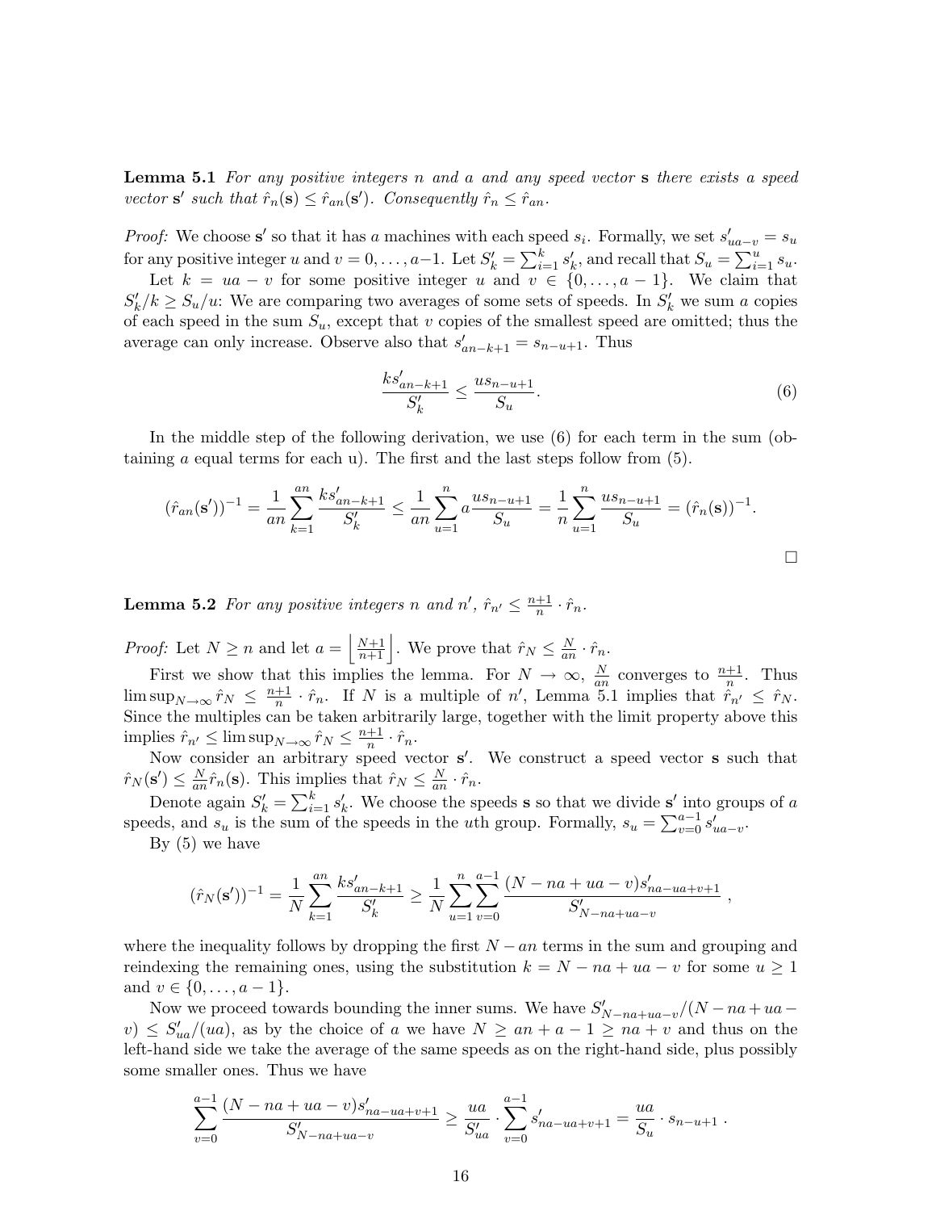**Lemma 5.1** *For any positive integers $n$ and $a$ and any speed vector $\mathbf{s}$ there exists a speed vector $\mathbf{s}'$ such that $\hat{r}_n(\mathbf{s}) \leq \hat{r}_{an}(\mathbf{s}')$. Consequently $\hat{r}_n \leq \hat{r}_{an}$.*

*Proof:* We choose $\mathbf{s}'$ so that it has $a$ machines with each speed $s_i$. Formally, we set $s'_{ua-v} = s_u$ for any positive integer $u$ and $v = 0, \ldots, a-1$. Let $S'_k = \sum_{i=1}^{k} s'_k$, and recall that $S_u = \sum_{i=1}^{u} s_u$.

Let $k = ua - v$ for some positive integer $u$ and $v \in \{0, \ldots, a-1\}$. We claim that $S'_k/k \geq S_u/u$: We are comparing two averages of some sets of speeds. In $S'_k$ we sum $a$ copies of each speed in the sum $S_u$, except that $v$ copies of the smallest speed are omitted; thus the average can only increase. Observe also that $s'_{an-k+1} = s_{n-u+1}$. Thus

$$\frac{ks'_{an-k+1}}{S'_k} \leq \frac{us_{n-u+1}}{S_u}. \tag{6}$$

In the middle step of the following derivation, we use (6) for each term in the sum (obtaining $a$ equal terms for each u). The first and the last steps follow from (5).

$$(\hat{r}_{an}(\mathbf{s}'))^{-1} = \frac{1}{an}\sum_{k=1}^{an}\frac{ks'_{an-k+1}}{S'_k} \leq \frac{1}{an}\sum_{u=1}^{n} a\frac{us_{n-u+1}}{S_u} = \frac{1}{n}\sum_{u=1}^{n}\frac{us_{n-u+1}}{S_u} = (\hat{r}_n(\mathbf{s}))^{-1}.$$

□

**Lemma 5.2** *For any positive integers $n$ and $n'$, $\hat{r}_{n'} \leq \frac{n+1}{n} \cdot \hat{r}_n$.*

*Proof:* Let $N \geq n$ and let $a = \left\lfloor \frac{N+1}{n+1} \right\rfloor$. We prove that $\hat{r}_N \leq \frac{N}{an} \cdot \hat{r}_n$.

First we show that this implies the lemma. For $N \to \infty$, $\frac{N}{an}$ converges to $\frac{n+1}{n}$. Thus $\limsup_{N\to\infty} \hat{r}_N \leq \frac{n+1}{n} \cdot \hat{r}_n$. If $N$ is a multiple of $n'$, Lemma 5.1 implies that $\hat{r}_{n'} \leq \hat{r}_N$. Since the multiples can be taken arbitrarily large, together with the limit property above this implies $\hat{r}_{n'} \leq \limsup_{N\to\infty} \hat{r}_N \leq \frac{n+1}{n} \cdot \hat{r}_n$.

Now consider an arbitrary speed vector $\mathbf{s}'$. We construct a speed vector $\mathbf{s}$ such that $\hat{r}_N(\mathbf{s}') \leq \frac{N}{an}\hat{r}_n(\mathbf{s})$. This implies that $\hat{r}_N \leq \frac{N}{an} \cdot \hat{r}_n$.

Denote again $S'_k = \sum_{i=1}^{k} s'_k$. We choose the speeds $\mathbf{s}$ so that we divide $\mathbf{s}'$ into groups of $a$ speeds, and $s_u$ is the sum of the speeds in the $u$th group. Formally, $s_u = \sum_{v=0}^{a-1} s'_{ua-v}$.

By (5) we have

$$(\hat{r}_N(\mathbf{s}'))^{-1} = \frac{1}{N}\sum_{k=1}^{an}\frac{ks'_{an-k+1}}{S'_k} \geq \frac{1}{N}\sum_{u=1}^{n}\sum_{v=0}^{a-1}\frac{(N-na+ua-v)s'_{na-ua+v+1}}{S'_{N-na+ua-v}}\ ,$$

where the inequality follows by dropping the first $N - an$ terms in the sum and grouping and reindexing the remaining ones, using the substitution $k = N - na + ua - v$ for some $u \geq 1$ and $v \in \{0, \ldots, a-1\}$.

Now we proceed towards bounding the inner sums. We have $S'_{N-na+ua-v}/(N-na+ua-v) \leq S'_{ua}/(ua)$, as by the choice of $a$ we have $N \geq an + a - 1 \geq na + v$ and thus on the left-hand side we take the average of the same speeds as on the right-hand side, plus possibly some smaller ones. Thus we have

$$\sum_{v=0}^{a-1}\frac{(N-na+ua-v)s'_{na-ua+v+1}}{S'_{N-na+ua-v}} \geq \frac{ua}{S'_{ua}} \cdot \sum_{v=0}^{a-1} s'_{na-ua+v+1} = \frac{ua}{S_u} \cdot s_{n-u+1}\ .$$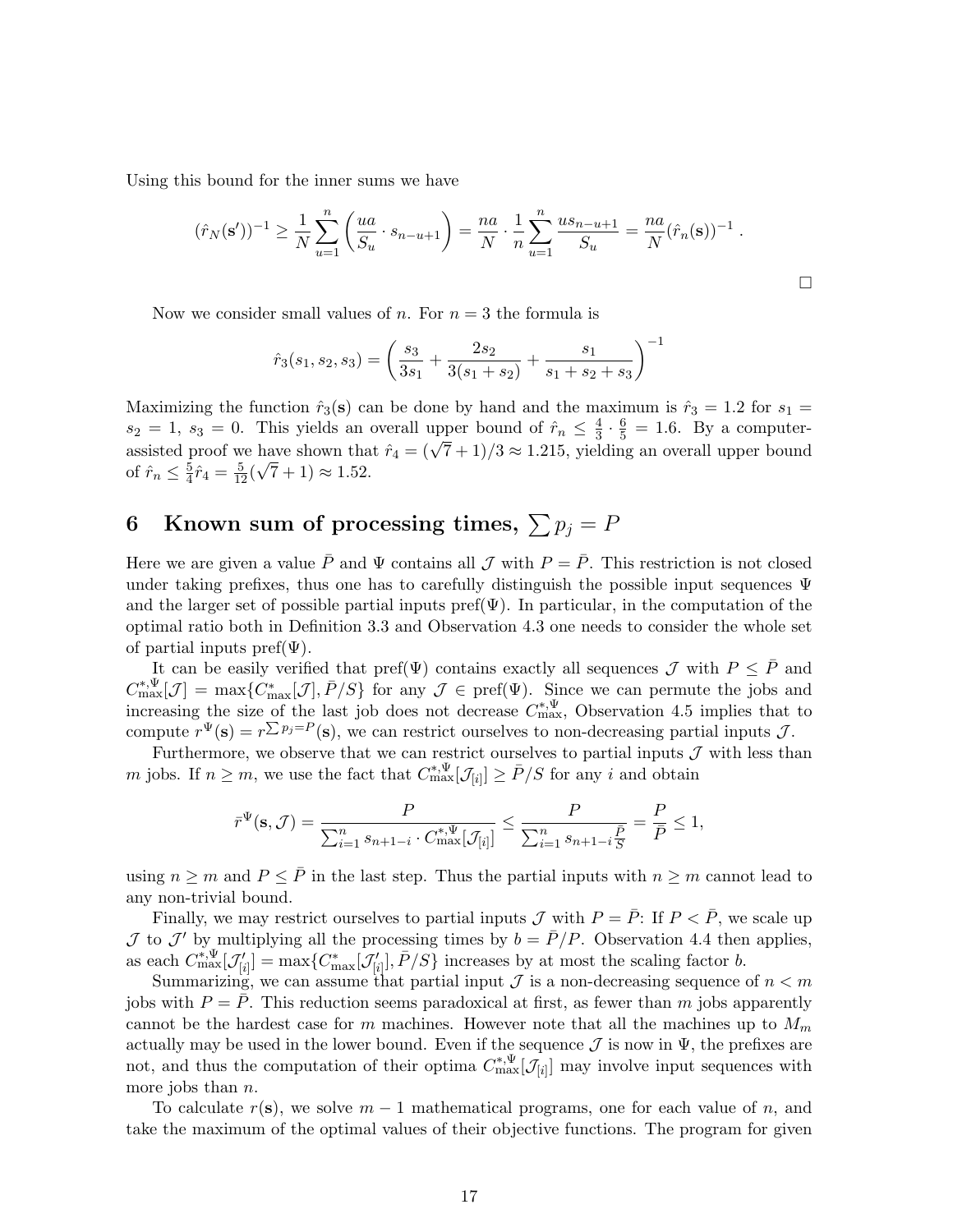Using this bound for the inner sums we have

$$(\hat{r}_N(\mathbf{s}'))^{-1} \geq \frac{1}{N}\sum_{u=1}^{n}\left(\frac{ua}{S_u}\cdot s_{n-u+1}\right) = \frac{na}{N}\cdot\frac{1}{n}\sum_{u=1}^{n}\frac{us_{n-u+1}}{S_u} = \frac{na}{N}(\hat{r}_n(\mathbf{s}))^{-1}\,.$$

□

Now we consider small values of $n$. For $n = 3$ the formula is

$$\hat{r}_3(s_1, s_2, s_3) = \left(\frac{s_3}{3s_1} + \frac{2s_2}{3(s_1+s_2)} + \frac{s_1}{s_1+s_2+s_3}\right)^{-1}$$

Maximizing the function $\hat{r}_3(\mathbf{s})$ can be done by hand and the maximum is $\hat{r}_3 = 1.2$ for $s_1 = s_2 = 1$, $s_3 = 0$. This yields an overall upper bound of $\hat{r}_n \leq \frac{4}{3}\cdot\frac{6}{5} = 1.6$. By a computer-assisted proof we have shown that $\hat{r}_4 = (\sqrt{7}+1)/3 \approx 1.215$, yielding an overall upper bound of $\hat{r}_n \leq \frac{5}{4}\hat{r}_4 = \frac{5}{12}(\sqrt{7}+1) \approx 1.52$.

# 6 Known sum of processing times, $\sum p_j = P$

Here we are given a value $\bar{P}$ and $\Psi$ contains all $\mathcal{J}$ with $P = \bar{P}$. This restriction is not closed under taking prefixes, thus one has to carefully distinguish the possible input sequences $\Psi$ and the larger set of possible partial inputs $\mathrm{pref}(\Psi)$. In particular, in the computation of the optimal ratio both in Definition 3.3 and Observation 4.3 one needs to consider the whole set of partial inputs $\mathrm{pref}(\Psi)$.

It can be easily verified that $\mathrm{pref}(\Psi)$ contains exactly all sequences $\mathcal{J}$ with $P \leq \bar{P}$ and $C^{*,\Psi}_{\max}[\mathcal{J}] = \max\{C^{*}_{\max}[\mathcal{J}], \bar{P}/S\}$ for any $\mathcal{J} \in \mathrm{pref}(\Psi)$. Since we can permute the jobs and increasing the size of the last job does not decrease $C^{*,\Psi}_{\max}$, Observation 4.5 implies that to compute $r^{\Psi}(\mathbf{s}) = r^{\sum p_j = P}(\mathbf{s})$, we can restrict ourselves to non-decreasing partial inputs $\mathcal{J}$.

Furthermore, we observe that we can restrict ourselves to partial inputs $\mathcal{J}$ with less than $m$ jobs. If $n \geq m$, we use the fact that $C^{*,\Psi}_{\max}[\mathcal{J}_{[i]}] \geq \bar{P}/S$ for any $i$ and obtain

$$\bar{r}^{\Psi}(\mathbf{s}, \mathcal{J}) = \frac{P}{\sum_{i=1}^{n} s_{n+1-i}\cdot C^{*,\Psi}_{\max}[\mathcal{J}_{[i]}]} \leq \frac{P}{\sum_{i=1}^{n} s_{n+1-i}\frac{\bar{P}}{S}} = \frac{P}{\bar{P}} \leq 1,$$

using $n \geq m$ and $P \leq \bar{P}$ in the last step. Thus the partial inputs with $n \geq m$ cannot lead to any non-trivial bound.

Finally, we may restrict ourselves to partial inputs $\mathcal{J}$ with $P = \bar{P}$: If $P < \bar{P}$, we scale up $\mathcal{J}$ to $\mathcal{J}'$ by multiplying all the processing times by $b = \bar{P}/P$. Observation 4.4 then applies, as each $C^{*,\Psi}_{\max}[\mathcal{J}'_{[i]}] = \max\{C^{*}_{\max}[\mathcal{J}'_{[i]}], \bar{P}/S\}$ increases by at most the scaling factor $b$.

Summarizing, we can assume that partial input $\mathcal{J}$ is a non-decreasing sequence of $n < m$ jobs with $P = \bar{P}$. This reduction seems paradoxical at first, as fewer than $m$ jobs apparently cannot be the hardest case for $m$ machines. However note that all the machines up to $M_m$ actually may be used in the lower bound. Even if the sequence $\mathcal{J}$ is now in $\Psi$, the prefixes are not, and thus the computation of their optima $C^{*,\Psi}_{\max}[\mathcal{J}_{[i]}]$ may involve input sequences with more jobs than $n$.

To calculate $r(\mathbf{s})$, we solve $m-1$ mathematical programs, one for each value of $n$, and take the maximum of the optimal values of their objective functions. The program for given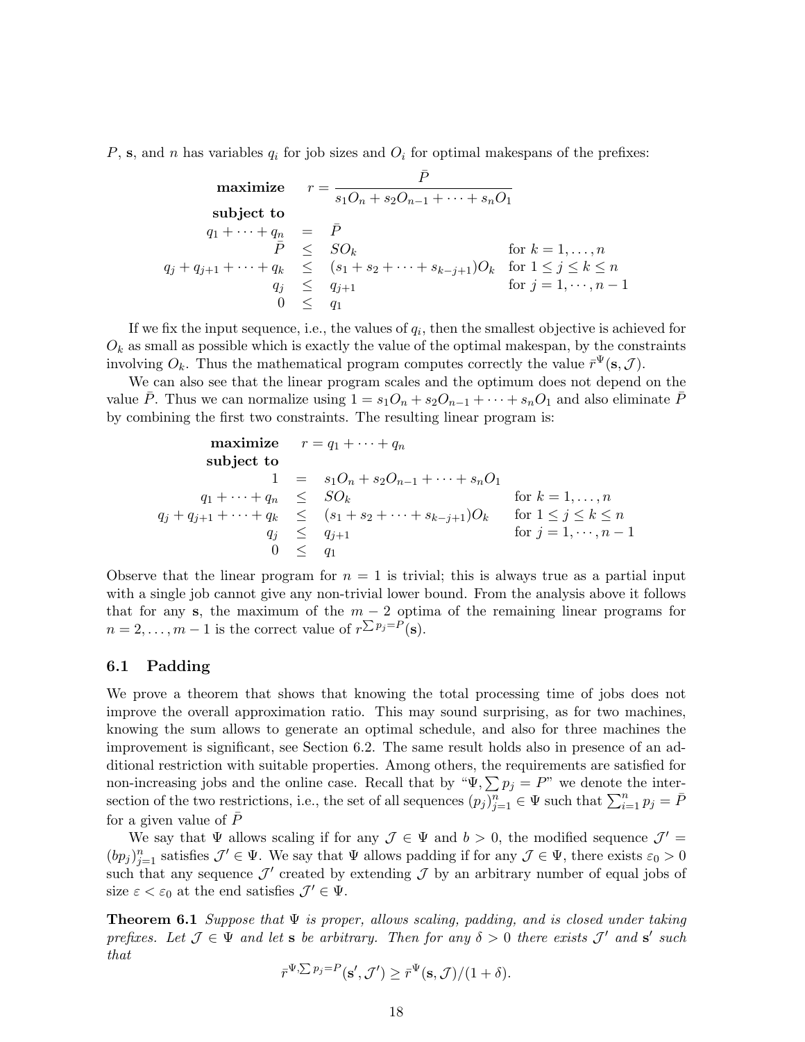$P$, $\mathbf{s}$, and $n$ has variables $q_i$ for job sizes and $O_i$ for optimal makespans of the prefixes:

$$
\begin{array}{rrcll}
\textbf{maximize} & r = & \dfrac{\bar{P}}{s_1 O_n + s_2 O_{n-1} + \cdots + s_n O_1} & & \\
\textbf{subject to} & & & & \\
q_1 + \cdots + q_n & = & \bar{P} & & \\
\bar{P} & \leq & S O_k & & \text{for } k = 1, \ldots, n \\
q_j + q_{j+1} + \cdots + q_k & \leq & (s_1 + s_2 + \cdots + s_{k-j+1}) O_k & & \text{for } 1 \leq j \leq k \leq n \\
q_j & \leq & q_{j+1} & & \text{for } j = 1, \cdots, n-1 \\
0 & \leq & q_1 & &
\end{array}
$$

If we fix the input sequence, i.e., the values of $q_i$, then the smallest objective is achieved for $O_k$ as small as possible which is exactly the value of the optimal makespan, by the constraints involving $O_k$. Thus the mathematical program computes correctly the value $\bar{r}^{\Psi}(\mathbf{s}, \mathcal{J})$.

We can also see that the linear program scales and the optimum does not depend on the value $\bar{P}$. Thus we can normalize using $1 = s_1 O_n + s_2 O_{n-1} + \cdots + s_n O_1$ and also eliminate $\bar{P}$ by combining the first two constraints. The resulting linear program is:

$$
\begin{array}{rrcl}
\textbf{maximize} & r = q_1 + \cdots + q_n & & \\
\textbf{subject to} & & & \\
1 & = & s_1 O_n + s_2 O_{n-1} + \cdots + s_n O_1 & \\
q_1 + \cdots + q_n & \leq & S O_k & \text{for } k = 1, \ldots, n \\
q_j + q_{j+1} + \cdots + q_k & \leq & (s_1 + s_2 + \cdots + s_{k-j+1}) O_k & \text{for } 1 \leq j \leq k \leq n \\
q_j & \leq & q_{j+1} & \text{for } j = 1, \cdots, n-1 \\
0 & \leq & q_1 &
\end{array}
$$

Observe that the linear program for $n = 1$ is trivial; this is always true as a partial input with a single job cannot give any non-trivial lower bound. From the analysis above it follows that for any $\mathbf{s}$, the maximum of the $m-2$ optima of the remaining linear programs for $n = 2, \ldots, m-1$ is the correct value of $r^{\sum p_j = P}(\mathbf{s})$.

### 6.1 Padding

We prove a theorem that shows that knowing the total processing time of jobs does not improve the overall approximation ratio. This may sound surprising, as for two machines, knowing the sum allows to generate an optimal schedule, and also for three machines the improvement is significant, see Section 6.2. The same result holds also in presence of an additional restriction with suitable properties. Among others, the requirements are satisfied for non-increasing jobs and the online case. Recall that by "$\Psi, \sum p_j = P$" we denote the intersection of the two restrictions, i.e., the set of all sequences $(p_j)_{j=1}^n \in \Psi$ such that $\sum_{i=1}^n p_j = \bar{P}$ for a given value of $\bar{P}$

We say that $\Psi$ allows scaling if for any $\mathcal{J} \in \Psi$ and $b > 0$, the modified sequence $\mathcal{J}' = (bp_j)_{j=1}^n$ satisfies $\mathcal{J}' \in \Psi$. We say that $\Psi$ allows padding if for any $\mathcal{J} \in \Psi$, there exists $\varepsilon_0 > 0$ such that any sequence $\mathcal{J}'$ created by extending $\mathcal{J}$ by an arbitrary number of equal jobs of size $\varepsilon < \varepsilon_0$ at the end satisfies $\mathcal{J}' \in \Psi$.

**Theorem 6.1** *Suppose that $\Psi$ is proper, allows scaling, padding, and is closed under taking prefixes. Let $\mathcal{J} \in \Psi$ and let $\mathbf{s}$ be arbitrary. Then for any $\delta > 0$ there exists $\mathcal{J}'$ and $\mathbf{s}'$ such that*

$$\bar{r}^{\Psi, \sum p_j = P}(\mathbf{s}', \mathcal{J}') \geq \bar{r}^{\Psi}(\mathbf{s}, \mathcal{J})/(1 + \delta).$$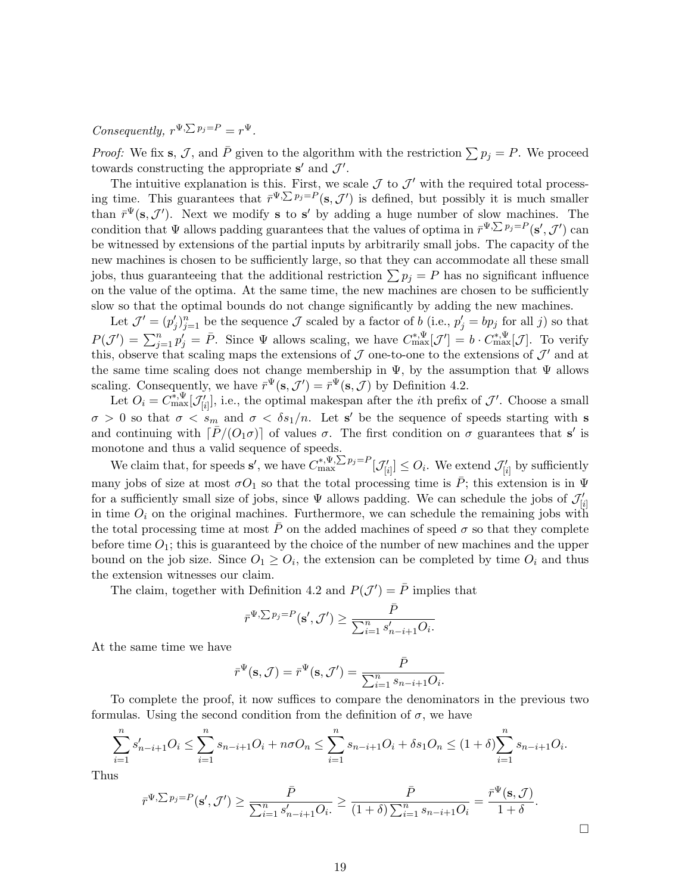*Consequently,* $r^{\Psi,\sum p_j = P} = r^{\Psi}$.

*Proof:* We fix $\mathbf{s}$, $\mathcal{J}$, and $\bar{P}$ given to the algorithm with the restriction $\sum p_j = P$. We proceed towards constructing the appropriate $\mathbf{s}'$ and $\mathcal{J}'$.

The intuitive explanation is this. First, we scale $\mathcal{J}$ to $\mathcal{J}'$ with the required total processing time. This guarantees that $\bar{r}^{\Psi,\sum p_j = P}(\mathbf{s}, \mathcal{J}')$ is defined, but possibly it is much smaller than $\bar{r}^{\Psi}(\mathbf{s}, \mathcal{J}')$. Next we modify $\mathbf{s}$ to $\mathbf{s}'$ by adding a huge number of slow machines. The condition that $\Psi$ allows padding guarantees that the values of optima in $\bar{r}^{\Psi,\sum p_j = P}(\mathbf{s}', \mathcal{J}')$ can be witnessed by extensions of the partial inputs by arbitrarily small jobs. The capacity of the new machines is chosen to be sufficiently large, so that they can accommodate all these small jobs, thus guaranteeing that the additional restriction $\sum p_j = P$ has no significant influence on the value of the optima. At the same time, the new machines are chosen to be sufficiently slow so that the optimal bounds do not change significantly by adding the new machines.

Let $\mathcal{J}' = (p'_j)_{j=1}^n$ be the sequence $\mathcal{J}$ scaled by a factor of $b$ (i.e., $p'_j = bp_j$ for all $j$) so that $P(\mathcal{J}') = \sum_{j=1}^n p'_j = \bar{P}$. Since $\Psi$ allows scaling, we have $C_{\max}^{*,\Psi}[\mathcal{J}'] = b \cdot C_{\max}^{*,\Psi}[\mathcal{J}]$. To verify this, observe that scaling maps the extensions of $\mathcal{J}$ one-to-one to the extensions of $\mathcal{J}'$ and at the same time scaling does not change membership in $\Psi$, by the assumption that $\Psi$ allows scaling. Consequently, we have $\bar{r}^{\Psi}(\mathbf{s}, \mathcal{J}') = \bar{r}^{\Psi}(\mathbf{s}, \mathcal{J})$ by Definition 4.2.

Let $O_i = C_{\max}^{*,\Psi}[\mathcal{J}'_{[i]}]$, i.e., the optimal makespan after the $i$th prefix of $\mathcal{J}'$. Choose a small $\sigma > 0$ so that $\sigma < s_m$ and $\sigma < \delta s_1/n$. Let $\mathbf{s}'$ be the sequence of speeds starting with $\mathbf{s}$ and continuing with $\lceil \bar{P}/(O_1\sigma) \rceil$ of values $\sigma$. The first condition on $\sigma$ guarantees that $\mathbf{s}'$ is monotone and thus a valid sequence of speeds.

We claim that, for speeds $\mathbf{s}'$, we have $C_{\max}^{*,\Psi,\sum p_j = P}[\mathcal{J}'_{[i]}] \leq O_i$. We extend $\mathcal{J}'_{[i]}$ by sufficiently many jobs of size at most $\sigma O_1$ so that the total processing time is $\bar{P}$; this extension is in $\Psi$ for a sufficiently small size of jobs, since $\Psi$ allows padding. We can schedule the jobs of $\mathcal{J}'_{[i]}$ in time $O_i$ on the original machines. Furthermore, we can schedule the remaining jobs with the total processing time at most $\bar{P}$ on the added machines of speed $\sigma$ so that they complete before time $O_1$; this is guaranteed by the choice of the number of new machines and the upper bound on the job size. Since $O_1 \geq O_i$, the extension can be completed by time $O_i$ and thus the extension witnesses our claim.

The claim, together with Definition 4.2 and $P(\mathcal{J}') = \bar{P}$ implies that

$$\bar{r}^{\Psi,\sum p_j = P}(\mathbf{s}', \mathcal{J}') \geq \frac{\bar{P}}{\sum_{i=1}^n s'_{n-i+1} O_i.}$$

At the same time we have

$$\bar{r}^{\Psi}(\mathbf{s}, \mathcal{J}) = \bar{r}^{\Psi}(\mathbf{s}, \mathcal{J}') = \frac{\bar{P}}{\sum_{i=1}^n s_{n-i+1} O_i.}$$

To complete the proof, it now suffices to compare the denominators in the previous two formulas. Using the second condition from the definition of $\sigma$, we have

$$\sum_{i=1}^n s'_{n-i+1} O_i \leq \sum_{i=1}^n s_{n-i+1} O_i + n\sigma O_n \leq \sum_{i=1}^n s_{n-i+1} O_i + \delta s_1 O_n \leq (1+\delta) \sum_{i=1}^n s_{n-i+1} O_i.$$

Thus

$$\bar{r}^{\Psi,\sum p_j = P}(\mathbf{s}', \mathcal{J}') \geq \frac{\bar{P}}{\sum_{i=1}^n s'_{n-i+1} O_i.} \geq \frac{\bar{P}}{(1+\delta)\sum_{i=1}^n s_{n-i+1} O_i} = \frac{\bar{r}^{\Psi}(\mathbf{s}, \mathcal{J})}{1+\delta}.$$

□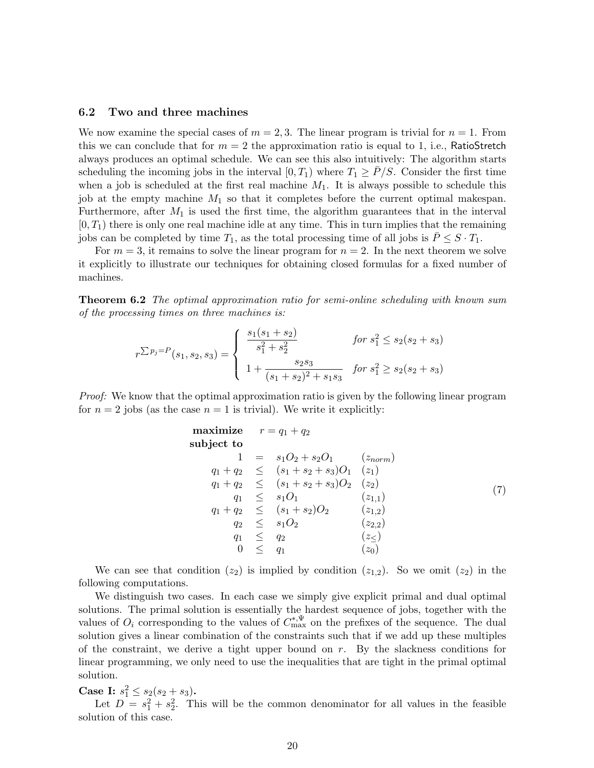## 6.2 Two and three machines

We now examine the special cases of $m = 2, 3$. The linear program is trivial for $n = 1$. From this we can conclude that for $m = 2$ the approximation ratio is equal to 1, i.e., RatioStretch always produces an optimal schedule. We can see this also intuitively: The algorithm starts scheduling the incoming jobs in the interval $[0, T_1)$ where $T_1 \geq \bar{P}/S$. Consider the first time when a job is scheduled at the first real machine $M_1$. It is always possible to schedule this job at the empty machine $M_1$ so that it completes before the current optimal makespan. Furthermore, after $M_1$ is used the first time, the algorithm guarantees that in the interval $[0, T_1)$ there is only one real machine idle at any time. This in turn implies that the remaining jobs can be completed by time $T_1$, as the total processing time of all jobs is $\bar{P} \leq S \cdot T_1$.

For $m = 3$, it remains to solve the linear program for $n = 2$. In the next theorem we solve it explicitly to illustrate our techniques for obtaining closed formulas for a fixed number of machines.

**Theorem 6.2** *The optimal approximation ratio for semi-online scheduling with known sum of the processing times on three machines is:*

$$r^{\sum p_j = P}(s_1, s_2, s_3) = \begin{cases} \dfrac{s_1(s_1+s_2)}{s_1^2+s_2^2} & \text{for } s_1^2 \leq s_2(s_2+s_3) \\[2ex] 1 + \dfrac{s_2 s_3}{(s_1+s_2)^2 + s_1 s_3} & \text{for } s_1^2 \geq s_2(s_2+s_3) \end{cases}$$

*Proof:* We know that the optimal approximation ratio is given by the following linear program for $n = 2$ jobs (as the case $n = 1$ is trivial). We write it explicitly:

$$\begin{array}{rrcll} \textbf{maximize} & r = q_1 + q_2 & & & \\ \textbf{subject to} & & & & \\ & 1 & = & s_1 O_2 + s_2 O_1 & (z_{norm}) \\ & q_1 + q_2 & \leq & (s_1+s_2+s_3) O_1 & (z_1) \\ & q_1 + q_2 & \leq & (s_1+s_2+s_3) O_2 & (z_2) \\ & q_1 & \leq & s_1 O_1 & (z_{1,1}) \\ & q_1 + q_2 & \leq & (s_1+s_2) O_2 & (z_{1,2}) \\ & q_2 & \leq & s_1 O_2 & (z_{2,2}) \\ & q_1 & \leq & q_2 & (z_{\leq}) \\ & 0 & \leq & q_1 & (z_0) \end{array} \tag{7}$$

We can see that condition $(z_2)$ is implied by condition $(z_{1,2})$. So we omit $(z_2)$ in the following computations.

We distinguish two cases. In each case we simply give explicit primal and dual optimal solutions. The primal solution is essentially the hardest sequence of jobs, together with the values of $O_i$ corresponding to the values of $C^{*,\Psi}_{\max}$ on the prefixes of the sequence. The dual solution gives a linear combination of the constraints such that if we add up these multiples of the constraint, we derive a tight upper bound on $r$. By the slackness conditions for linear programming, we only need to use the inequalities that are tight in the primal optimal solution.

**Case I:** $s_1^2 \leq s_2(s_2 + s_3)$**.**

Let $D = s_1^2 + s_2^2$. This will be the common denominator for all values in the feasible solution of this case.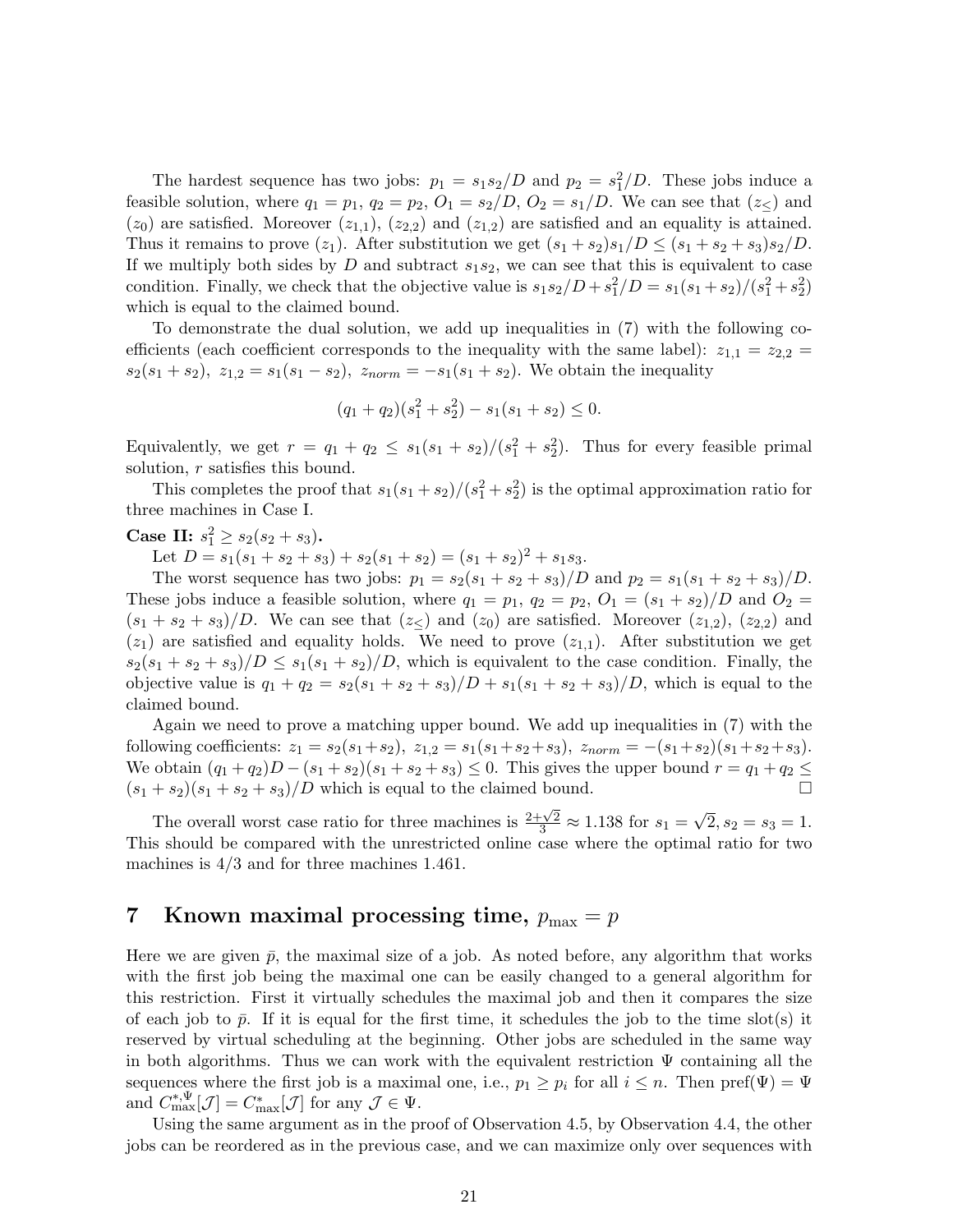The hardest sequence has two jobs: $p_1 = s_1 s_2/D$ and $p_2 = s_1^2/D$. These jobs induce a feasible solution, where $q_1 = p_1$, $q_2 = p_2$, $O_1 = s_2/D$, $O_2 = s_1/D$. We can see that $(z_\leq)$ and $(z_0)$ are satisfied. Moreover $(z_{1,1})$, $(z_{2,2})$ and $(z_{1,2})$ are satisfied and an equality is attained. Thus it remains to prove $(z_1)$. After substitution we get $(s_1 + s_2)s_1/D \leq (s_1 + s_2 + s_3)s_2/D$. If we multiply both sides by $D$ and subtract $s_1 s_2$, we can see that this is equivalent to case condition. Finally, we check that the objective value is $s_1 s_2/D + s_1^2/D = s_1(s_1+s_2)/(s_1^2+s_2^2)$ which is equal to the claimed bound.

To demonstrate the dual solution, we add up inequalities in (7) with the following coefficients (each coefficient corresponds to the inequality with the same label): $z_{1,1} = z_{2,2} = s_2(s_1 + s_2)$, $z_{1,2} = s_1(s_1 - s_2)$, $z_{norm} = -s_1(s_1 + s_2)$. We obtain the inequality

$$(q_1 + q_2)(s_1^2 + s_2^2) - s_1(s_1 + s_2) \leq 0.$$

Equivalently, we get $r = q_1 + q_2 \leq s_1(s_1 + s_2)/(s_1^2 + s_2^2)$. Thus for every feasible primal solution, $r$ satisfies this bound.

This completes the proof that $s_1(s_1+s_2)/(s_1^2+s_2^2)$ is the optimal approximation ratio for three machines in Case I.

**Case II:** $s_1^2 \geq s_2(s_2 + s_3)$**.**

Let $D = s_1(s_1 + s_2 + s_3) + s_2(s_1 + s_2) = (s_1 + s_2)^2 + s_1 s_3$.

The worst sequence has two jobs: $p_1 = s_2(s_1 + s_2 + s_3)/D$ and $p_2 = s_1(s_1 + s_2 + s_3)/D$. These jobs induce a feasible solution, where $q_1 = p_1$, $q_2 = p_2$, $O_1 = (s_1 + s_2)/D$ and $O_2 = (s_1 + s_2 + s_3)/D$. We can see that $(z_\leq)$ and $(z_0)$ are satisfied. Moreover $(z_{1,2})$, $(z_{2,2})$ and $(z_1)$ are satisfied and equality holds. We need to prove $(z_{1,1})$. After substitution we get $s_2(s_1 + s_2 + s_3)/D \leq s_1(s_1 + s_2)/D$, which is equivalent to the case condition. Finally, the objective value is $q_1 + q_2 = s_2(s_1 + s_2 + s_3)/D + s_1(s_1 + s_2 + s_3)/D$, which is equal to the claimed bound.

Again we need to prove a matching upper bound. We add up inequalities in (7) with the following coefficients: $z_1 = s_2(s_1+s_2)$, $z_{1,2} = s_1(s_1+s_2+s_3)$, $z_{norm} = -(s_1+s_2)(s_1+s_2+s_3)$. We obtain $(q_1 + q_2)D - (s_1 + s_2)(s_1 + s_2 + s_3) \leq 0$. This gives the upper bound $r = q_1 + q_2 \leq (s_1 + s_2)(s_1 + s_2 + s_3)/D$ which is equal to the claimed bound. □

The overall worst case ratio for three machines is $\frac{2+\sqrt{2}}{3} \approx 1.138$ for $s_1 = \sqrt{2}, s_2 = s_3 = 1$. This should be compared with the unrestricted online case where the optimal ratio for two machines is $4/3$ and for three machines 1.461.

## 7 Known maximal processing time, $p_{\max} = p$

Here we are given $\bar{p}$, the maximal size of a job. As noted before, any algorithm that works with the first job being the maximal one can be easily changed to a general algorithm for this restriction. First it virtually schedules the maximal job and then it compares the size of each job to $\bar{p}$. If it is equal for the first time, it schedules the job to the time slot(s) it reserved by virtual scheduling at the beginning. Other jobs are scheduled in the same way in both algorithms. Thus we can work with the equivalent restriction $\Psi$ containing all the sequences where the first job is a maximal one, i.e., $p_1 \geq p_i$ for all $i \leq n$. Then $\text{pref}(\Psi) = \Psi$ and $C_{\max}^{*,\Psi}[\mathcal{J}] = C_{\max}^*[\mathcal{J}]$ for any $\mathcal{J} \in \Psi$.

Using the same argument as in the proof of Observation 4.5, by Observation 4.4, the other jobs can be reordered as in the previous case, and we can maximize only over sequences with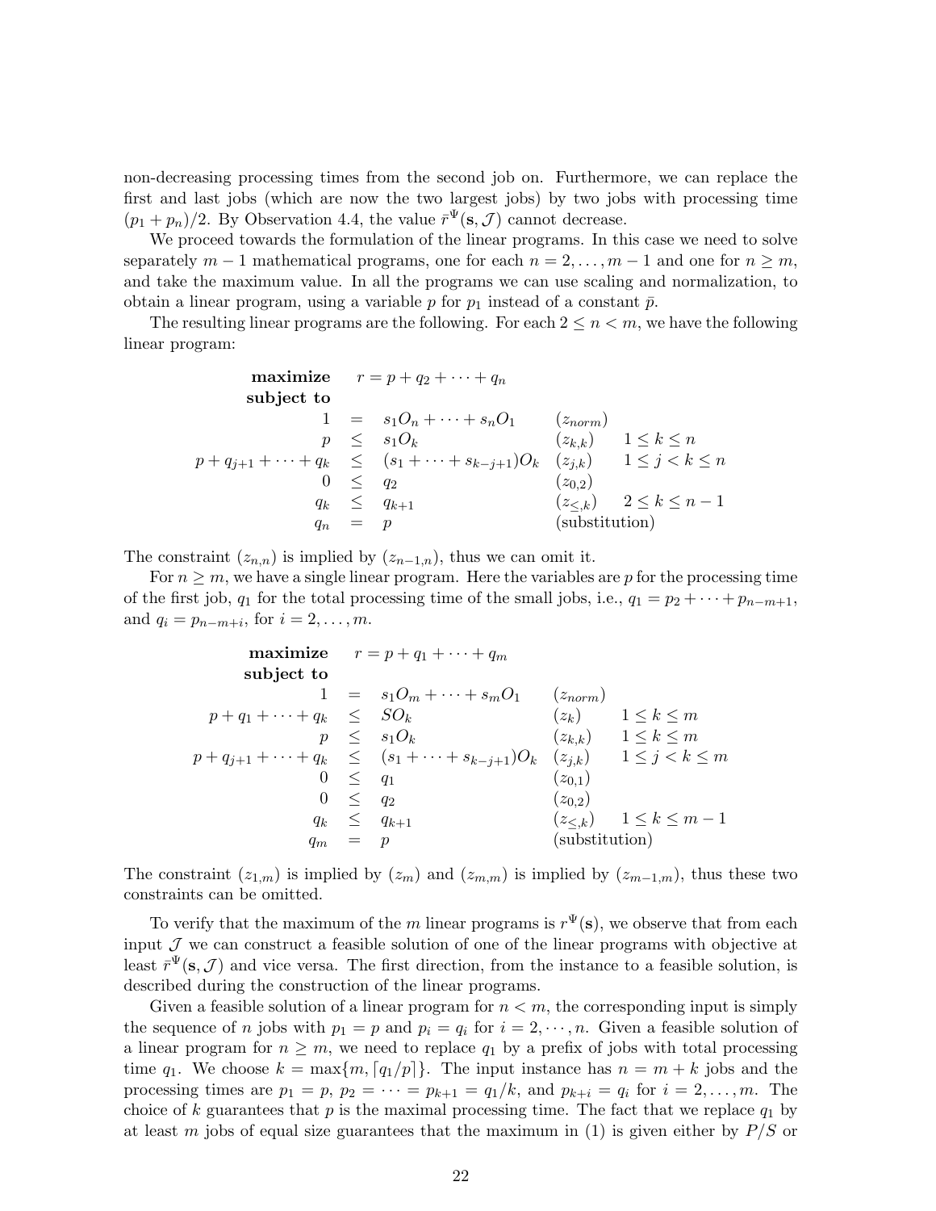non-decreasing processing times from the second job on. Furthermore, we can replace the first and last jobs (which are now the two largest jobs) by two jobs with processing time $(p_1 + p_n)/2$. By Observation 4.4, the value $\bar{r}^{\Psi}(\mathbf{s}, \mathcal{J})$ cannot decrease.

We proceed towards the formulation of the linear programs. In this case we need to solve separately $m-1$ mathematical programs, one for each $n = 2, \ldots, m-1$ and one for $n \geq m$, and take the maximum value. In all the programs we can use scaling and normalization, to obtain a linear program, using a variable $p$ for $p_1$ instead of a constant $\bar{p}$.

The resulting linear programs are the following. For each $2 \leq n < m$, we have the following linear program:

$$
\begin{array}{rcll}
\textbf{maximize} & & r = p + q_2 + \cdots + q_n & \\
\textbf{subject to} & & & \\
1 & = & s_1 O_n + \cdots + s_n O_1 & (z_{norm}) \\
p & \leq & s_1 O_k & (z_{k,k}) \quad 1 \leq k \leq n \\
p + q_{j+1} + \cdots + q_k & \leq & (s_1 + \cdots + s_{k-j+1}) O_k & (z_{j,k}) \quad 1 \leq j < k \leq n \\
0 & \leq & q_2 & (z_{0,2}) \\
q_k & \leq & q_{k+1} & (z_{\leq,k}) \quad 2 \leq k \leq n-1 \\
q_n & = & p & \text{(substitution)}
\end{array}
$$

The constraint $(z_{n,n})$ is implied by $(z_{n-1,n})$, thus we can omit it.

For $n \geq m$, we have a single linear program. Here the variables are $p$ for the processing time of the first job, $q_1$ for the total processing time of the small jobs, i.e., $q_1 = p_2 + \cdots + p_{n-m+1}$, and $q_i = p_{n-m+i}$, for $i = 2, \ldots, m$.

$$
\begin{array}{rcll}
\textbf{maximize} & & r = p + q_1 + \cdots + q_m & \\
\textbf{subject to} & & & \\
1 & = & s_1 O_m + \cdots + s_m O_1 & (z_{norm}) \\
p + q_1 + \cdots + q_k & \leq & S O_k & (z_k) \quad 1 \leq k \leq m \\
p & \leq & s_1 O_k & (z_{k,k}) \quad 1 \leq k \leq m \\
p + q_{j+1} + \cdots + q_k & \leq & (s_1 + \cdots + s_{k-j+1}) O_k & (z_{j,k}) \quad 1 \leq j < k \leq m \\
0 & \leq & q_1 & (z_{0,1}) \\
0 & \leq & q_2 & (z_{0,2}) \\
q_k & \leq & q_{k+1} & (z_{\leq,k}) \quad 1 \leq k \leq m-1 \\
q_m & = & p & \text{(substitution)}
\end{array}
$$

The constraint $(z_{1,m})$ is implied by $(z_m)$ and $(z_{m,m})$ is implied by $(z_{m-1,m})$, thus these two constraints can be omitted.

To verify that the maximum of the $m$ linear programs is $r^{\Psi}(\mathbf{s})$, we observe that from each input $\mathcal{J}$ we can construct a feasible solution of one of the linear programs with objective at least $\bar{r}^{\Psi}(\mathbf{s}, \mathcal{J})$ and vice versa. The first direction, from the instance to a feasible solution, is described during the construction of the linear programs.

Given a feasible solution of a linear program for $n < m$, the corresponding input is simply the sequence of $n$ jobs with $p_1 = p$ and $p_i = q_i$ for $i = 2, \cdots, n$. Given a feasible solution of a linear program for $n \geq m$, we need to replace $q_1$ by a prefix of jobs with total processing time $q_1$. We choose $k = \max\{m, \lceil q_1/p \rceil\}$. The input instance has $n = m + k$ jobs and the processing times are $p_1 = p$, $p_2 = \cdots = p_{k+1} = q_1/k$, and $p_{k+i} = q_i$ for $i = 2, \ldots, m$. The choice of $k$ guarantees that $p$ is the maximal processing time. The fact that we replace $q_1$ by at least $m$ jobs of equal size guarantees that the maximum in (1) is given either by $P/S$ or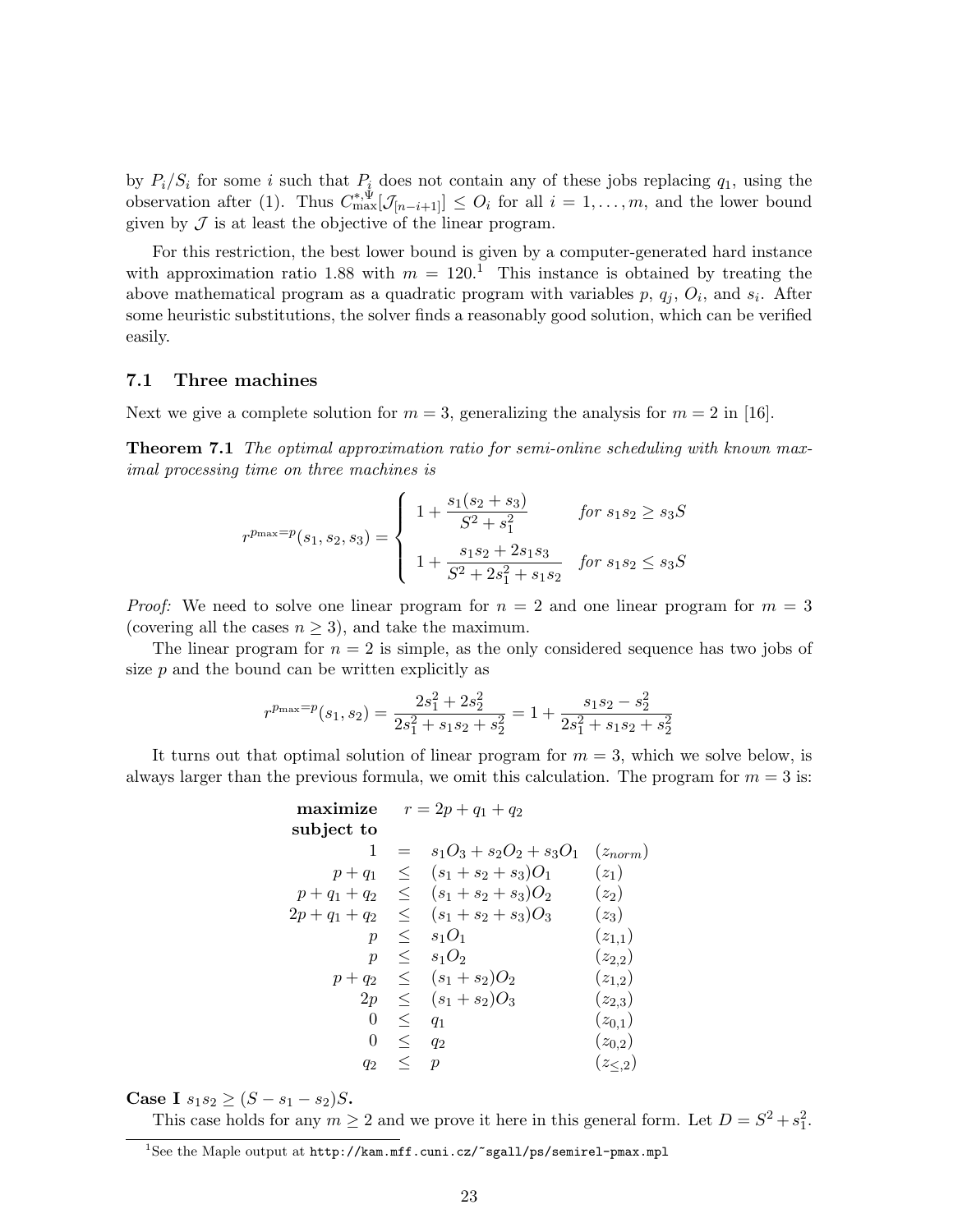by $P_i/S_i$ for some $i$ such that $P_i$ does not contain any of these jobs replacing $q_1$, using the observation after (1). Thus $C^{*,\Psi}_{\max}[\mathcal{J}_{[n-i+1]}] \le O_i$ for all $i = 1, \ldots, m$, and the lower bound given by $\mathcal{J}$ is at least the objective of the linear program.

For this restriction, the best lower bound is given by a computer-generated hard instance with approximation ratio 1.88 with $m = 120$.[1] This instance is obtained by treating the above mathematical program as a quadratic program with variables $p$, $q_j$, $O_i$, and $s_i$. After some heuristic substitutions, the solver finds a reasonably good solution, which can be verified easily.

### 7.1 Three machines

Next we give a complete solution for $m = 3$, generalizing the analysis for $m = 2$ in [16].

**Theorem 7.1** *The optimal approximation ratio for semi-online scheduling with known maximal processing time on three machines is*

$$r^{p_{\max}=p}(s_1, s_2, s_3) = \begin{cases} 1 + \dfrac{s_1(s_2+s_3)}{S^2+s_1^2} & \text{for } s_1s_2 \ge s_3S \\[2ex] 1 + \dfrac{s_1s_2+2s_1s_3}{S^2+2s_1^2+s_1s_2} & \text{for } s_1s_2 \le s_3S \end{cases}$$

*Proof:* We need to solve one linear program for $n = 2$ and one linear program for $m = 3$ (covering all the cases $n \ge 3$), and take the maximum.

The linear program for $n = 2$ is simple, as the only considered sequence has two jobs of size $p$ and the bound can be written explicitly as

$$r^{p_{\max}=p}(s_1, s_2) = \frac{2s_1^2 + 2s_2^2}{2s_1^2 + s_1s_2 + s_2^2} = 1 + \frac{s_1s_2 - s_2^2}{2s_1^2 + s_1s_2 + s_2^2}$$

It turns out that optimal solution of linear program for $m = 3$, which we solve below, is always larger than the previous formula, we omit this calculation. The program for $m = 3$ is:

$$\begin{array}{rrcll}
\textbf{maximize} & r = 2p + q_1 + q_2 & & & \\
\textbf{subject to} & & & & \\
 & 1 & = & s_1O_3 + s_2O_2 + s_3O_1 & (z_{norm}) \\
 & p + q_1 & \le & (s_1+s_2+s_3)O_1 & (z_1) \\
 & p + q_1 + q_2 & \le & (s_1+s_2+s_3)O_2 & (z_2) \\
 & 2p + q_1 + q_2 & \le & (s_1+s_2+s_3)O_3 & (z_3) \\
 & p & \le & s_1O_1 & (z_{1,1}) \\
 & p & \le & s_1O_2 & (z_{2,2}) \\
 & p + q_2 & \le & (s_1+s_2)O_2 & (z_{1,2}) \\
 & 2p & \le & (s_1+s_2)O_3 & (z_{2,3}) \\
 & 0 & \le & q_1 & (z_{0,1}) \\
 & 0 & \le & q_2 & (z_{0,2}) \\
 & q_2 & \le & p & (z_{\le,2})
\end{array}$$

**Case I** $s_1s_2 \ge (S - s_1 - s_2)S$.

This case holds for any $m \ge 2$ and we prove it here in this general form. Let $D = S^2 + s_1^2$.

[1] See the Maple output at http://kam.mff.cuni.cz/~sgall/ps/semirel-pmax.mpl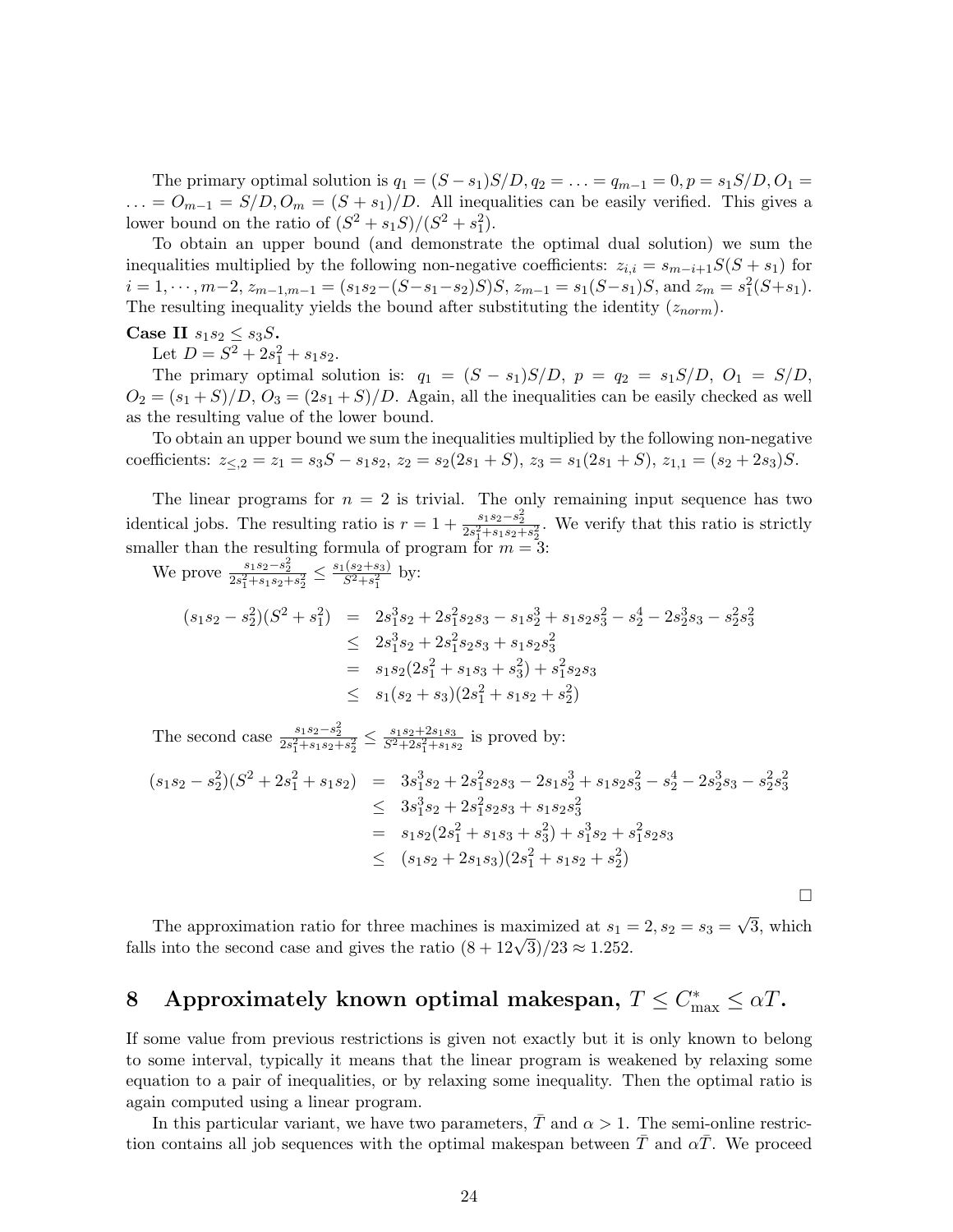The primary optimal solution is $q_1 = (S - s_1)S/D, q_2 = \ldots = q_{m-1} = 0, p = s_1 S/D, O_1 = \ldots = O_{m-1} = S/D, O_m = (S + s_1)/D$. All inequalities can be easily verified. This gives a lower bound on the ratio of $(S^2 + s_1 S)/(S^2 + s_1^2)$.

To obtain an upper bound (and demonstrate the optimal dual solution) we sum the inequalities multiplied by the following non-negative coefficients: $z_{i,i} = s_{m-i+1}S(S + s_1)$ for $i = 1, \cdots, m-2$, $z_{m-1,m-1} = (s_1 s_2 - (S - s_1 - s_2)S)S$, $z_{m-1} = s_1(S - s_1)S$, and $z_m = s_1^2(S + s_1)$. The resulting inequality yields the bound after substituting the identity $(z_{norm})$.

**Case II** $s_1 s_2 \leq s_3 S$**.**

Let $D = S^2 + 2s_1^2 + s_1 s_2$.

The primary optimal solution is: $q_1 = (S - s_1)S/D$, $p = q_2 = s_1 S/D$, $O_1 = S/D$, $O_2 = (s_1 + S)/D$, $O_3 = (2s_1 + S)/D$. Again, all the inequalities can be easily checked as well as the resulting value of the lower bound.

To obtain an upper bound we sum the inequalities multiplied by the following non-negative coefficients: $z_{\leq,2} = z_1 = s_3 S - s_1 s_2$, $z_2 = s_2(2s_1 + S)$, $z_3 = s_1(2s_1 + S)$, $z_{1,1} = (s_2 + 2s_3)S$.

The linear programs for $n = 2$ is trivial. The only remaining input sequence has two identical jobs. The resulting ratio is $r = 1 + \frac{s_1 s_2 - s_2^2}{2s_1^2 + s_1 s_2 + s_2^2}$. We verify that this ratio is strictly smaller than the resulting formula of program for $m = 3$:

We prove $\frac{s_1 s_2 - s_2^2}{2s_1^2 + s_1 s_2 + s_2^2} \leq \frac{s_1(s_2 + s_3)}{S^2 + s_1^2}$ by:

$$
\begin{aligned}
(s_1 s_2 - s_2^2)(S^2 + s_1^2) &= 2s_1^3 s_2 + 2s_1^2 s_2 s_3 - s_1 s_2^3 + s_1 s_2 s_3^2 - s_2^4 - 2s_2^3 s_3 - s_2^2 s_3^2 \\
&\leq 2s_1^3 s_2 + 2s_1^2 s_2 s_3 + s_1 s_2 s_3^2 \\
&= s_1 s_2(2s_1^2 + s_1 s_3 + s_3^2) + s_1^2 s_2 s_3 \\
&\leq s_1(s_2 + s_3)(2s_1^2 + s_1 s_2 + s_2^2)
\end{aligned}
$$

The second case $\frac{s_1 s_2 - s_2^2}{2s_1^2 + s_1 s_2 + s_2^2} \leq \frac{s_1 s_2 + 2s_1 s_3}{S^2 + 2s_1^2 + s_1 s_2}$ is proved by:

$$
\begin{aligned}
(s_1 s_2 - s_2^2)(S^2 + 2s_1^2 + s_1 s_2) &= 3s_1^3 s_2 + 2s_1^2 s_2 s_3 - 2s_1 s_2^3 + s_1 s_2 s_3^2 - s_2^4 - 2s_2^3 s_3 - s_2^2 s_3^2 \\
&\leq 3s_1^3 s_2 + 2s_1^2 s_2 s_3 + s_1 s_2 s_3^2 \\
&= s_1 s_2(2s_1^2 + s_1 s_3 + s_3^2) + s_1^3 s_2 + s_1^2 s_2 s_3 \\
&\leq (s_1 s_2 + 2s_1 s_3)(2s_1^2 + s_1 s_2 + s_2^2)
\end{aligned}
$$

□

The approximation ratio for three machines is maximized at $s_1 = 2, s_2 = s_3 = \sqrt{3}$, which falls into the second case and gives the ratio $(8 + 12\sqrt{3})/23 \approx 1.252$.

## 8 Approximately known optimal makespan, $T \leq C^*_{\max} \leq \alpha T$.

If some value from previous restrictions is given not exactly but it is only known to belong to some interval, typically it means that the linear program is weakened by relaxing some equation to a pair of inequalities, or by relaxing some inequality. Then the optimal ratio is again computed using a linear program.

In this particular variant, we have two parameters, $\bar{T}$ and $\alpha > 1$. The semi-online restriction contains all job sequences with the optimal makespan between $\bar{T}$ and $\alpha \bar{T}$. We proceed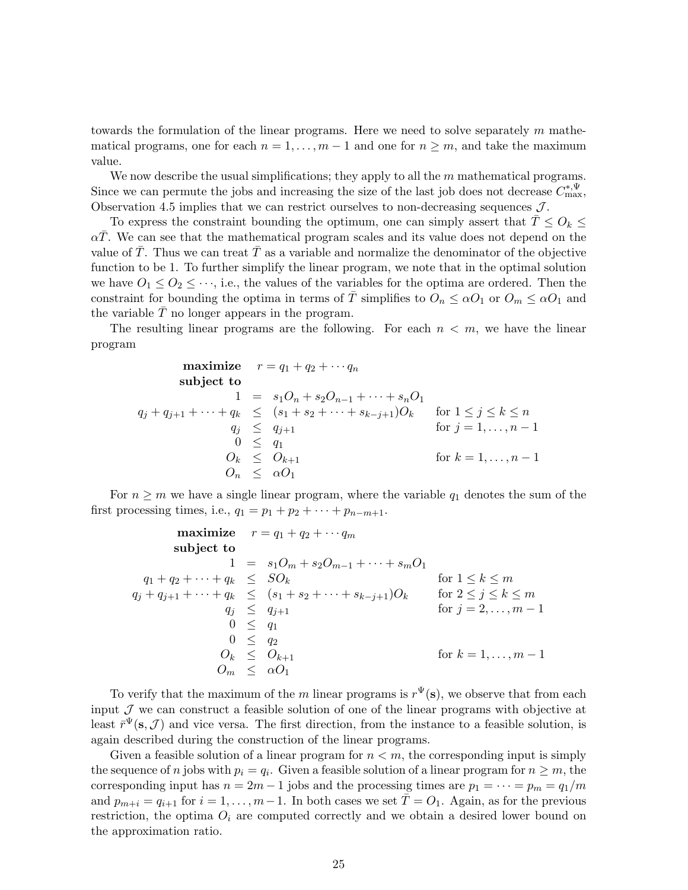towards the formulation of the linear programs. Here we need to solve separately $m$ mathematical programs, one for each $n = 1, \ldots, m-1$ and one for $n \geq m$, and take the maximum value.

We now describe the usual simplifications; they apply to all the $m$ mathematical programs. Since we can permute the jobs and increasing the size of the last job does not decrease $C^{*,\Psi}_{\max}$, Observation 4.5 implies that we can restrict ourselves to non-decreasing sequences $\mathcal{J}$.

To express the constraint bounding the optimum, one can simply assert that $\bar{T} \leq O_k \leq \alpha\bar{T}$. We can see that the mathematical program scales and its value does not depend on the value of $\bar{T}$. Thus we can treat $\bar{T}$ as a variable and normalize the denominator of the objective function to be 1. To further simplify the linear program, we note that in the optimal solution we have $O_1 \leq O_2 \leq \cdots$, i.e., the values of the variables for the optima are ordered. Then the constraint for bounding the optima in terms of $\bar{T}$ simplifies to $O_n \leq \alpha O_1$ or $O_m \leq \alpha O_1$ and the variable $\bar{T}$ no longer appears in the program.

The resulting linear programs are the following. For each $n < m$, we have the linear program

$$
\begin{array}{rrcll}
\textbf{maximize} & r = q_1 + q_2 + \cdots q_n & & & \\
\textbf{subject to} & & & & \\
& 1 & = & s_1 O_n + s_2 O_{n-1} + \cdots + s_n O_1 & \\
& q_j + q_{j+1} + \cdots + q_k & \leq & (s_1 + s_2 + \cdots + s_{k-j+1}) O_k & \text{for } 1 \leq j \leq k \leq n \\
& q_j & \leq & q_{j+1} & \text{for } j = 1, \ldots, n-1 \\
& 0 & \leq & q_1 & \\
& O_k & \leq & O_{k+1} & \text{for } k = 1, \ldots, n-1 \\
& O_n & \leq & \alpha O_1 &
\end{array}
$$

For $n \geq m$ we have a single linear program, where the variable $q_1$ denotes the sum of the first processing times, i.e., $q_1 = p_1 + p_2 + \cdots + p_{n-m+1}$.

$$
\begin{array}{rrcll}
\textbf{maximize} & r = q_1 + q_2 + \cdots q_m & & & \\
\textbf{subject to} & & & & \\
& 1 & = & s_1 O_m + s_2 O_{m-1} + \cdots + s_m O_1 & \\
& q_1 + q_2 + \cdots + q_k & \leq & S O_k & \text{for } 1 \leq k \leq m \\
& q_j + q_{j+1} + \cdots + q_k & \leq & (s_1 + s_2 + \cdots + s_{k-j+1}) O_k & \text{for } 2 \leq j \leq k \leq m \\
& q_j & \leq & q_{j+1} & \text{for } j = 2, \ldots, m-1 \\
& 0 & \leq & q_1 & \\
& 0 & \leq & q_2 & \\
& O_k & \leq & O_{k+1} & \text{for } k = 1, \ldots, m-1 \\
& O_m & \leq & \alpha O_1 &
\end{array}
$$

To verify that the maximum of the $m$ linear programs is $r^{\Psi}(\mathbf{s})$, we observe that from each input $\mathcal{J}$ we can construct a feasible solution of one of the linear programs with objective at least $\bar{r}^{\Psi}(\mathbf{s}, \mathcal{J})$ and vice versa. The first direction, from the instance to a feasible solution, is again described during the construction of the linear programs.

Given a feasible solution of a linear program for $n < m$, the corresponding input is simply the sequence of $n$ jobs with $p_i = q_i$. Given a feasible solution of a linear program for $n \geq m$, the corresponding input has $n = 2m - 1$ jobs and the processing times are $p_1 = \cdots = p_m = q_1/m$ and $p_{m+i} = q_{i+1}$ for $i = 1, \ldots, m-1$. In both cases we set $\bar{T} = O_1$. Again, as for the previous restriction, the optima $O_i$ are computed correctly and we obtain a desired lower bound on the approximation ratio.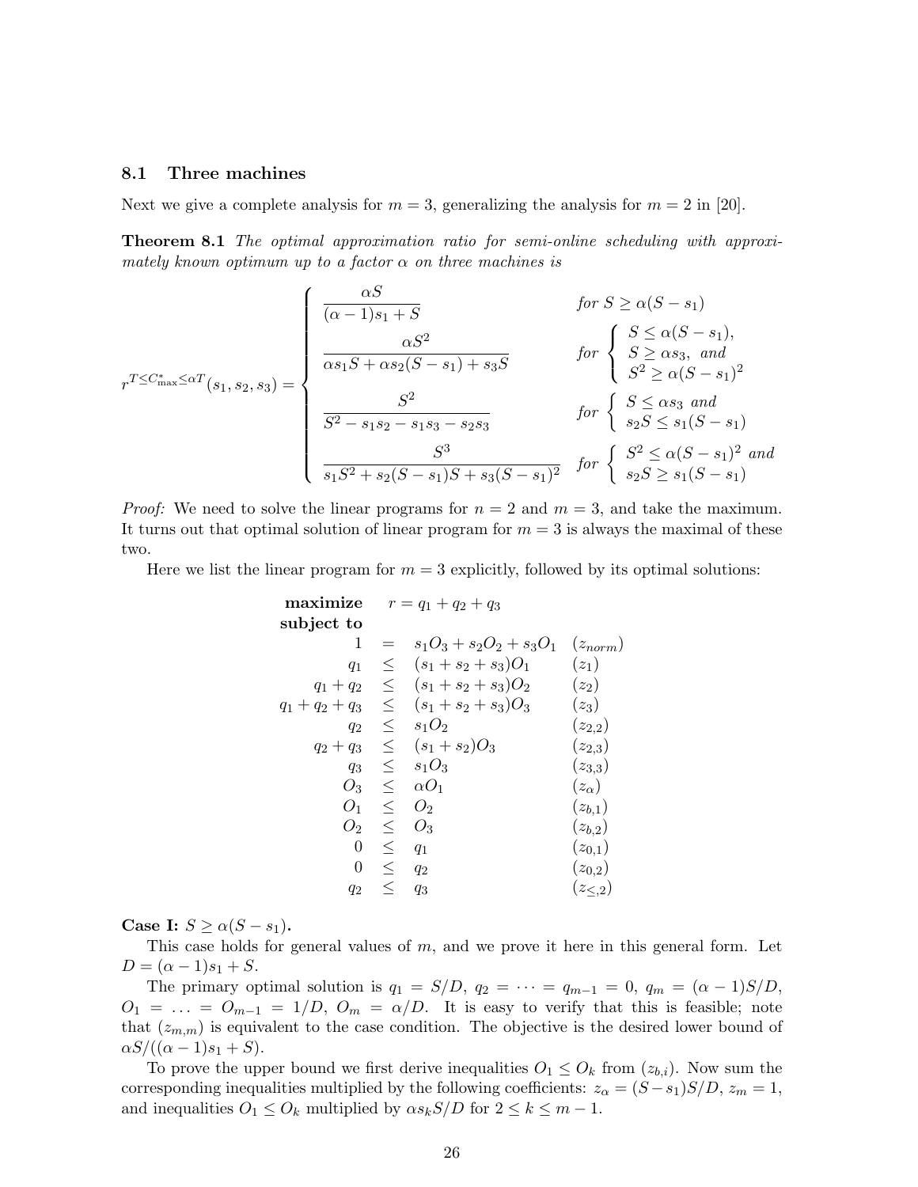### 8.1 Three machines

Next we give a complete analysis for $m = 3$, generalizing the analysis for $m = 2$ in [20].

**Theorem 8.1** *The optimal approximation ratio for semi-online scheduling with approximately known optimum up to a factor $\alpha$ on three machines is*

$$
r^{T \le C^*_{\max} \le \alpha T}(s_1, s_2, s_3) = \begin{cases}
\dfrac{\alpha S}{(\alpha - 1)s_1 + S} & \text{for } S \ge \alpha(S - s_1) \\[2ex]
\dfrac{\alpha S^2}{\alpha s_1 S + \alpha s_2 (S - s_1) + s_3 S} & \text{for } \begin{cases} S \le \alpha(S - s_1), \\ S \ge \alpha s_3, \text{ and} \\ S^2 \ge \alpha(S - s_1)^2 \end{cases} \\[2ex]
\dfrac{S^2}{S^2 - s_1 s_2 - s_1 s_3 - s_2 s_3} & \text{for } \begin{cases} S \le \alpha s_3 \text{ and} \\ s_2 S \le s_1 (S - s_1) \end{cases} \\[2ex]
\dfrac{S^3}{s_1 S^2 + s_2 (S - s_1) S + s_3 (S - s_1)^2} & \text{for } \begin{cases} S^2 \le \alpha(S - s_1)^2 \text{ and} \\ s_2 S \ge s_1 (S - s_1) \end{cases}
\end{cases}
$$

*Proof:* We need to solve the linear programs for $n = 2$ and $m = 3$, and take the maximum. It turns out that optimal solution of linear program for $m = 3$ is always the maximal of these two.

Here we list the linear program for $m = 3$ explicitly, followed by its optimal solutions:

$$
\begin{array}{rcll}
\textbf{maximize} & & r = q_1 + q_2 + q_3 & \\
\textbf{subject to} & & & \\
1 & = & s_1 O_3 + s_2 O_2 + s_3 O_1 & (z_{norm}) \\
q_1 & \le & (s_1 + s_2 + s_3) O_1 & (z_1) \\
q_1 + q_2 & \le & (s_1 + s_2 + s_3) O_2 & (z_2) \\
q_1 + q_2 + q_3 & \le & (s_1 + s_2 + s_3) O_3 & (z_3) \\
q_2 & \le & s_1 O_2 & (z_{2,2}) \\
q_2 + q_3 & \le & (s_1 + s_2) O_3 & (z_{2,3}) \\
q_3 & \le & s_1 O_3 & (z_{3,3}) \\
O_3 & \le & \alpha O_1 & (z_\alpha) \\
O_1 & \le & O_2 & (z_{b,1}) \\
O_2 & \le & O_3 & (z_{b,2}) \\
0 & \le & q_1 & (z_{0,1}) \\
0 & \le & q_2 & (z_{0,2}) \\
q_2 & \le & q_3 & (z_{\le,2})
\end{array}
$$

**Case I: $S \ge \alpha(S - s_1)$.**

This case holds for general values of $m$, and we prove it here in this general form. Let $D = (\alpha - 1)s_1 + S$.

The primary optimal solution is $q_1 = S/D$, $q_2 = \cdots = q_{m-1} = 0$, $q_m = (\alpha - 1)S/D$, $O_1 = \ldots = O_{m-1} = 1/D$, $O_m = \alpha/D$. It is easy to verify that this is feasible; note that $(z_{m,m})$ is equivalent to the case condition. The objective is the desired lower bound of $\alpha S/((\alpha - 1)s_1 + S)$.

To prove the upper bound we first derive inequalities $O_1 \le O_k$ from $(z_{b,i})$. Now sum the corresponding inequalities multiplied by the following coefficients: $z_\alpha = (S - s_1)S/D$, $z_m = 1$, and inequalities $O_1 \le O_k$ multiplied by $\alpha s_k S/D$ for $2 \le k \le m - 1$.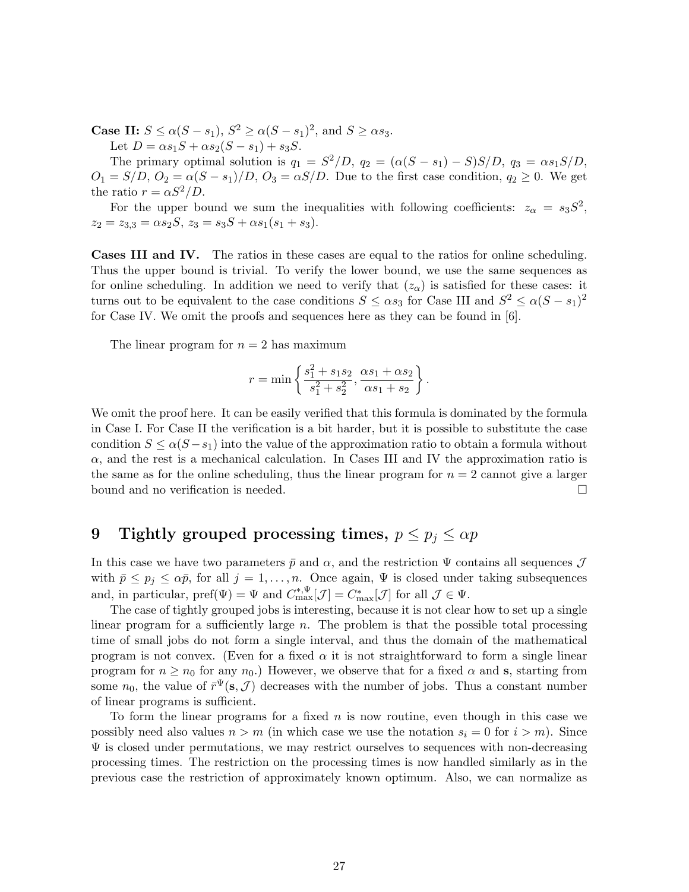**Case II:** $S \le \alpha(S - s_1)$, $S^2 \ge \alpha(S - s_1)^2$, and $S \ge \alpha s_3$.

Let $D = \alpha s_1 S + \alpha s_2(S - s_1) + s_3 S$.

The primary optimal solution is $q_1 = S^2/D$, $q_2 = (\alpha(S - s_1) - S)S/D$, $q_3 = \alpha s_1 S/D$, $O_1 = S/D$, $O_2 = \alpha(S - s_1)/D$, $O_3 = \alpha S/D$. Due to the first case condition, $q_2 \ge 0$. We get the ratio $r = \alpha S^2/D$.

For the upper bound we sum the inequalities with following coefficients: $z_\alpha = s_3 S^2$, $z_2 = z_{3,3} = \alpha s_2 S$, $z_3 = s_3 S + \alpha s_1(s_1 + s_3)$.

**Cases III and IV.** The ratios in these cases are equal to the ratios for online scheduling. Thus the upper bound is trivial. To verify the lower bound, we use the same sequences as for online scheduling. In addition we need to verify that $(z_\alpha)$ is satisfied for these cases: it turns out to be equivalent to the case conditions $S \le \alpha s_3$ for Case III and $S^2 \le \alpha(S - s_1)^2$ for Case IV. We omit the proofs and sequences here as they can be found in [6].

The linear program for $n = 2$ has maximum

$$r = \min\left\{\frac{s_1^2 + s_1 s_2}{s_1^2 + s_2^2}, \frac{\alpha s_1 + \alpha s_2}{\alpha s_1 + s_2}\right\}.$$

We omit the proof here. It can be easily verified that this formula is dominated by the formula in Case I. For Case II the verification is a bit harder, but it is possible to substitute the case condition $S \le \alpha(S - s_1)$ into the value of the approximation ratio to obtain a formula without $\alpha$, and the rest is a mechanical calculation. In Cases III and IV the approximation ratio is the same as for the online scheduling, thus the linear program for $n = 2$ cannot give a larger bound and no verification is needed. □

# 9 Tightly grouped processing times, $p \le p_j \le \alpha p$

In this case we have two parameters $\bar{p}$ and $\alpha$, and the restriction $\Psi$ contains all sequences $\mathcal{J}$ with $\bar{p} \le p_j \le \alpha\bar{p}$, for all $j = 1, \ldots, n$. Once again, $\Psi$ is closed under taking subsequences and, in particular, $\text{pref}(\Psi) = \Psi$ and $C^{*,\Psi}_{\max}[\mathcal{J}] = C^*_{\max}[\mathcal{J}]$ for all $\mathcal{J} \in \Psi$.

The case of tightly grouped jobs is interesting, because it is not clear how to set up a single linear program for a sufficiently large $n$. The problem is that the possible total processing time of small jobs do not form a single interval, and thus the domain of the mathematical program is not convex. (Even for a fixed $\alpha$ it is not straightforward to form a single linear program for $n \ge n_0$ for any $n_0$.) However, we observe that for a fixed $\alpha$ and $\mathbf{s}$, starting from some $n_0$, the value of $\bar{r}^\Psi(\mathbf{s}, \mathcal{J})$ decreases with the number of jobs. Thus a constant number of linear programs is sufficient.

To form the linear programs for a fixed $n$ is now routine, even though in this case we possibly need also values $n > m$ (in which case we use the notation $s_i = 0$ for $i > m$). Since $\Psi$ is closed under permutations, we may restrict ourselves to sequences with non-decreasing processing times. The restriction on the processing times is now handled similarly as in the previous case the restriction of approximately known optimum. Also, we can normalize as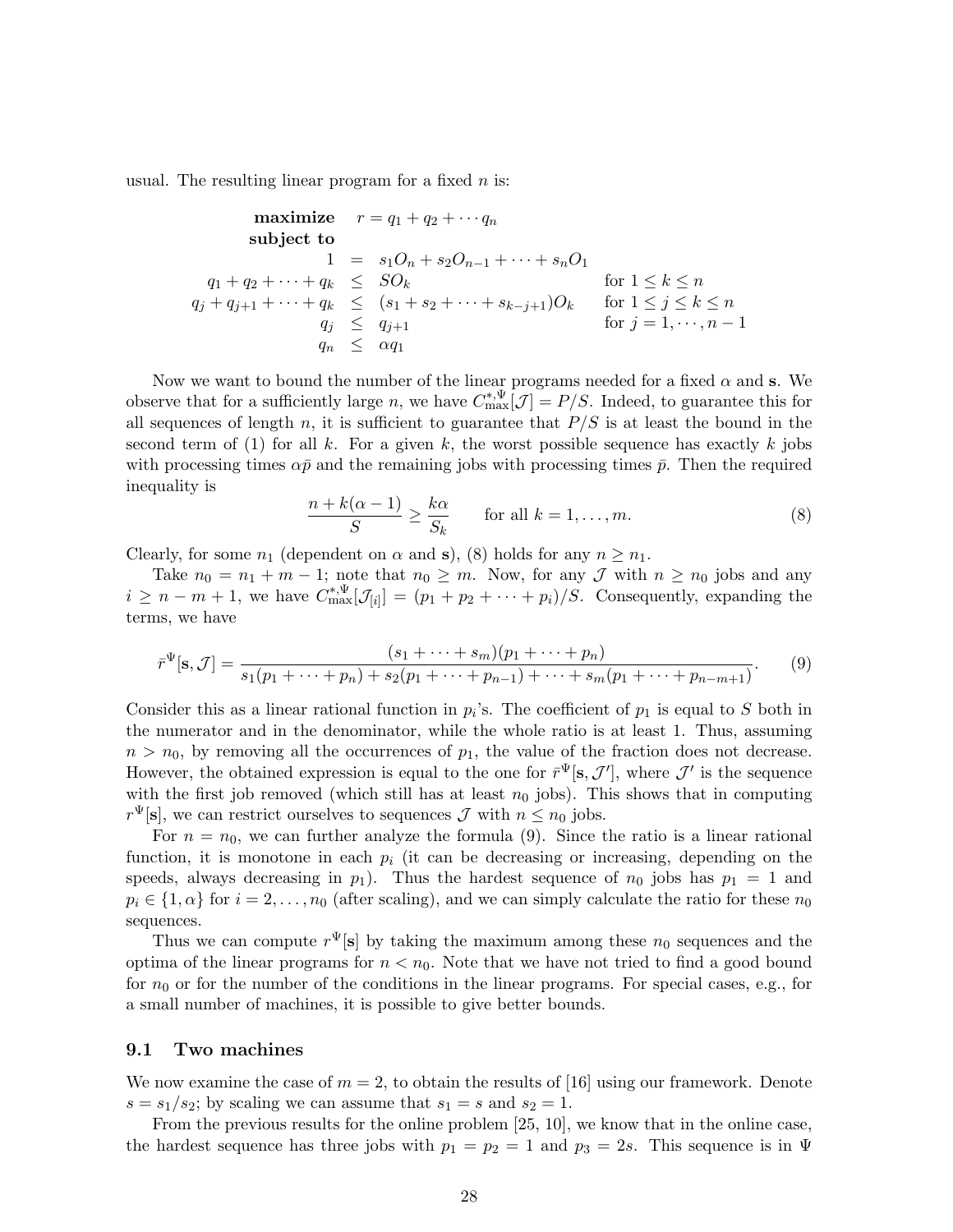usual. The resulting linear program for a fixed $n$ is:

$$
\begin{array}{rrll}
\textbf{maximize} & r = q_1 + q_2 + \cdots q_n & & \\
\textbf{subject to} & & & \\
1 & = & s_1 O_n + s_2 O_{n-1} + \cdots + s_n O_1 & \\
q_1 + q_2 + \cdots + q_k & \leq & S O_k & \text{for } 1 \leq k \leq n \\
q_j + q_{j+1} + \cdots + q_k & \leq & (s_1 + s_2 + \cdots + s_{k-j+1}) O_k & \text{for } 1 \leq j \leq k \leq n \\
q_j & \leq & q_{j+1} & \text{for } j = 1, \cdots, n-1 \\
q_n & \leq & \alpha q_1 &
\end{array}
$$

Now we want to bound the number of the linear programs needed for a fixed $\alpha$ and $\mathbf{s}$. We observe that for a sufficiently large $n$, we have $C^{*,\Psi}_{\max}[\mathcal{J}] = P/S$. Indeed, to guarantee this for all sequences of length $n$, it is sufficient to guarantee that $P/S$ is at least the bound in the second term of (1) for all $k$. For a given $k$, the worst possible sequence has exactly $k$ jobs with processing times $\alpha\bar{p}$ and the remaining jobs with processing times $\bar{p}$. Then the required inequality is

$$
\frac{n + k(\alpha - 1)}{S} \geq \frac{k\alpha}{S_k} \qquad \text{for all } k = 1, \ldots, m. \tag{8}
$$

Clearly, for some $n_1$ (dependent on $\alpha$ and $\mathbf{s}$), (8) holds for any $n \geq n_1$.

Take $n_0 = n_1 + m - 1$; note that $n_0 \geq m$. Now, for any $\mathcal{J}$ with $n \geq n_0$ jobs and any $i \geq n - m + 1$, we have $C^{*,\Psi}_{\max}[\mathcal{J}_{[i]}] = (p_1 + p_2 + \cdots + p_i)/S$. Consequently, expanding the terms, we have

$$
\bar{r}^{\Psi}[\mathbf{s}, \mathcal{J}] = \frac{(s_1 + \cdots + s_m)(p_1 + \cdots + p_n)}{s_1(p_1 + \cdots + p_n) + s_2(p_1 + \cdots + p_{n-1}) + \cdots + s_m(p_1 + \cdots + p_{n-m+1})}. \tag{9}
$$

Consider this as a linear rational function in $p_i$'s. The coefficient of $p_1$ is equal to $S$ both in the numerator and in the denominator, while the whole ratio is at least 1. Thus, assuming $n > n_0$, by removing all the occurrences of $p_1$, the value of the fraction does not decrease. However, the obtained expression is equal to the one for $\bar{r}^{\Psi}[\mathbf{s}, \mathcal{J}']$, where $\mathcal{J}'$ is the sequence with the first job removed (which still has at least $n_0$ jobs). This shows that in computing $r^{\Psi}[\mathbf{s}]$, we can restrict ourselves to sequences $\mathcal{J}$ with $n \leq n_0$ jobs.

For $n = n_0$, we can further analyze the formula (9). Since the ratio is a linear rational function, it is monotone in each $p_i$ (it can be decreasing or increasing, depending on the speeds, always decreasing in $p_1$). Thus the hardest sequence of $n_0$ jobs has $p_1 = 1$ and $p_i \in \{1, \alpha\}$ for $i = 2, \ldots, n_0$ (after scaling), and we can simply calculate the ratio for these $n_0$ sequences.

Thus we can compute $r^{\Psi}[\mathbf{s}]$ by taking the maximum among these $n_0$ sequences and the optima of the linear programs for $n < n_0$. Note that we have not tried to find a good bound for $n_0$ or for the number of the conditions in the linear programs. For special cases, e.g., for a small number of machines, it is possible to give better bounds.

## 9.1 Two machines

We now examine the case of $m = 2$, to obtain the results of [16] using our framework. Denote $s = s_1/s_2$; by scaling we can assume that $s_1 = s$ and $s_2 = 1$.

From the previous results for the online problem [25, 10], we know that in the online case, the hardest sequence has three jobs with $p_1 = p_2 = 1$ and $p_3 = 2s$. This sequence is in $\Psi$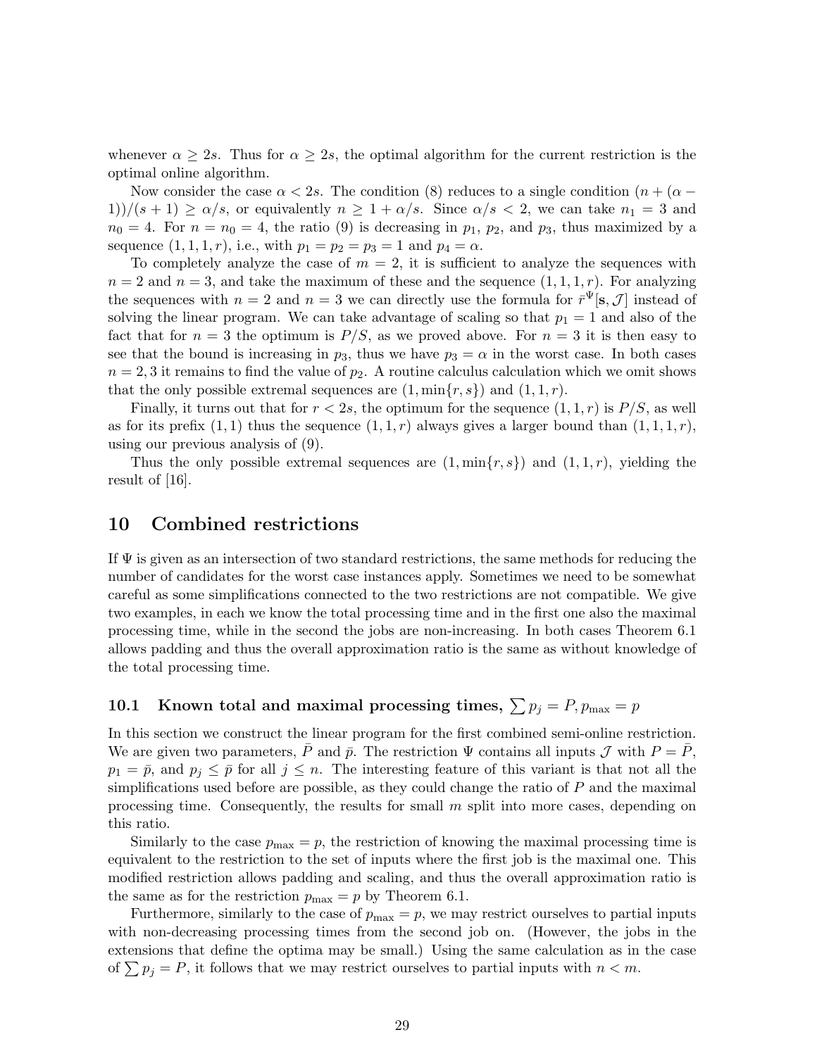whenever $\alpha \geq 2s$. Thus for $\alpha \geq 2s$, the optimal algorithm for the current restriction is the optimal online algorithm.

Now consider the case $\alpha < 2s$. The condition (8) reduces to a single condition $(n + (\alpha - 1))/(s+1) \geq \alpha/s$, or equivalently $n \geq 1 + \alpha/s$. Since $\alpha/s < 2$, we can take $n_1 = 3$ and $n_0 = 4$. For $n = n_0 = 4$, the ratio (9) is decreasing in $p_1$, $p_2$, and $p_3$, thus maximized by a sequence $(1, 1, 1, r)$, i.e., with $p_1 = p_2 = p_3 = 1$ and $p_4 = \alpha$.

To completely analyze the case of $m = 2$, it is sufficient to analyze the sequences with $n = 2$ and $n = 3$, and take the maximum of these and the sequence $(1, 1, 1, r)$. For analyzing the sequences with $n = 2$ and $n = 3$ we can directly use the formula for $\bar{r}^{\Psi}[\mathbf{s}, \mathcal{J}]$ instead of solving the linear program. We can take advantage of scaling so that $p_1 = 1$ and also of the fact that for $n = 3$ the optimum is $P/S$, as we proved above. For $n = 3$ it is then easy to see that the bound is increasing in $p_3$, thus we have $p_3 = \alpha$ in the worst case. In both cases $n = 2, 3$ it remains to find the value of $p_2$. A routine calculus calculation which we omit shows that the only possible extremal sequences are $(1, \min\{r, s\})$ and $(1, 1, r)$.

Finally, it turns out that for $r < 2s$, the optimum for the sequence $(1, 1, r)$ is $P/S$, as well as for its prefix $(1, 1)$ thus the sequence $(1, 1, r)$ always gives a larger bound than $(1, 1, 1, r)$, using our previous analysis of (9).

Thus the only possible extremal sequences are $(1, \min\{r, s\})$ and $(1, 1, r)$, yielding the result of [16].

## 10 Combined restrictions

If $\Psi$ is given as an intersection of two standard restrictions, the same methods for reducing the number of candidates for the worst case instances apply. Sometimes we need to be somewhat careful as some simplifications connected to the two restrictions are not compatible. We give two examples, in each we know the total processing time and in the first one also the maximal processing time, while in the second the jobs are non-increasing. In both cases Theorem 6.1 allows padding and thus the overall approximation ratio is the same as without knowledge of the total processing time.

### 10.1 Known total and maximal processing times, $\sum p_j = P, p_{\max} = p$

In this section we construct the linear program for the first combined semi-online restriction. We are given two parameters, $\bar{P}$ and $\bar{p}$. The restriction $\Psi$ contains all inputs $\mathcal{J}$ with $P = \bar{P}$, $p_1 = \bar{p}$, and $p_j \leq \bar{p}$ for all $j \leq n$. The interesting feature of this variant is that not all the simplifications used before are possible, as they could change the ratio of $P$ and the maximal processing time. Consequently, the results for small $m$ split into more cases, depending on this ratio.

Similarly to the case $p_{\max} = p$, the restriction of knowing the maximal processing time is equivalent to the restriction to the set of inputs where the first job is the maximal one. This modified restriction allows padding and scaling, and thus the overall approximation ratio is the same as for the restriction $p_{\max} = p$ by Theorem 6.1.

Furthermore, similarly to the case of $p_{\max} = p$, we may restrict ourselves to partial inputs with non-decreasing processing times from the second job on. (However, the jobs in the extensions that define the optima may be small.) Using the same calculation as in the case of $\sum p_j = P$, it follows that we may restrict ourselves to partial inputs with $n < m$.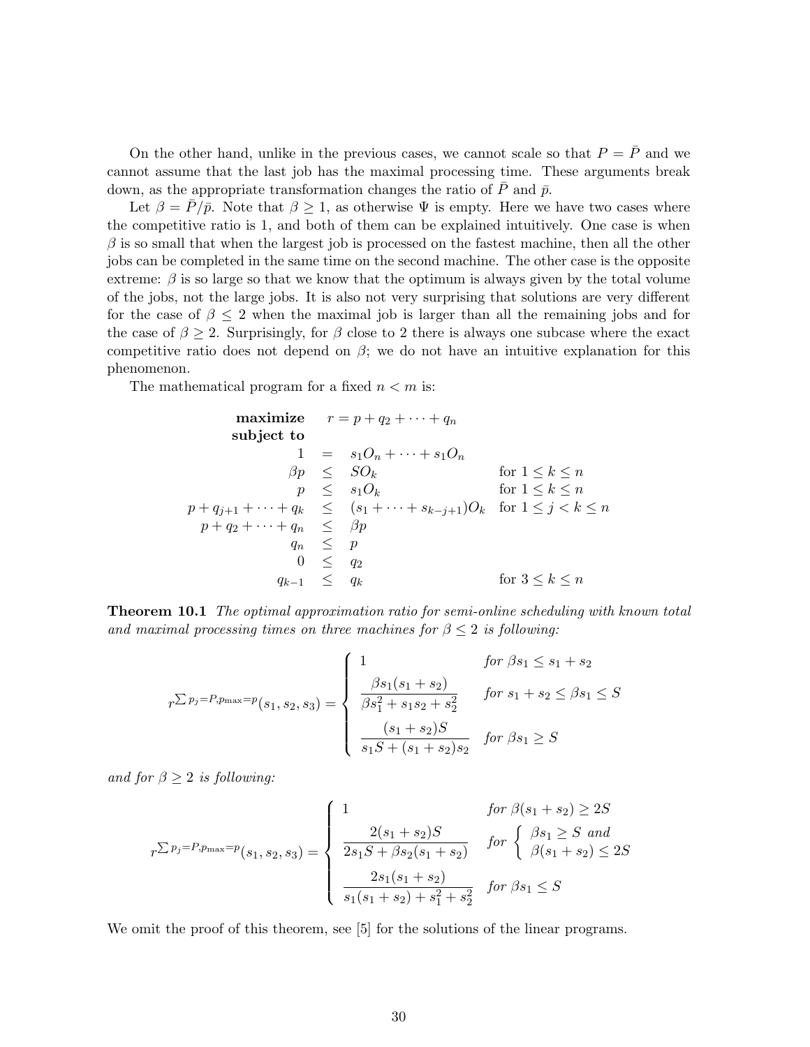On the other hand, unlike in the previous cases, we cannot scale so that $P = \bar{P}$ and we cannot assume that the last job has the maximal processing time. These arguments break down, as the appropriate transformation changes the ratio of $\bar{P}$ and $\bar{p}$.

Let $\beta = \bar{P}/\bar{p}$. Note that $\beta \geq 1$, as otherwise $\Psi$ is empty. Here we have two cases where the competitive ratio is 1, and both of them can be explained intuitively. One case is when $\beta$ is so small that when the largest job is processed on the fastest machine, then all the other jobs can be completed in the same time on the second machine. The other case is the opposite extreme: $\beta$ is so large so that we know that the optimum is always given by the total volume of the jobs, not the large jobs. It is also not very surprising that solutions are very different for the case of $\beta \leq 2$ when the maximal job is larger than all the remaining jobs and for the case of $\beta \geq 2$. Surprisingly, for $\beta$ close to 2 there is always one subcase where the exact competitive ratio does not depend on $\beta$; we do not have an intuitive explanation for this phenomenon.

The mathematical program for a fixed $n < m$ is:

$$
\begin{array}{rrll}
\textbf{maximize} & r = p + q_2 + \cdots + q_n & & \\
\textbf{subject to} & & & \\
1 & = & s_1 O_n + \cdots + s_1 O_n & \\
\beta p & \leq & S O_k & \text{for } 1 \leq k \leq n \\
p & \leq & s_1 O_k & \text{for } 1 \leq k \leq n \\
p + q_{j+1} + \cdots + q_k & \leq & (s_1 + \cdots + s_{k-j+1}) O_k & \text{for } 1 \leq j < k \leq n \\
p + q_2 + \cdots + q_n & \leq & \beta p & \\
q_n & \leq & p & \\
0 & \leq & q_2 & \\
q_{k-1} & \leq & q_k & \text{for } 3 \leq k \leq n
\end{array}
$$

**Theorem 10.1** *The optimal approximation ratio for semi-online scheduling with known total and maximal processing times on three machines for $\beta \leq 2$ is following:*

$$
r^{\sum p_j = P, p_{\max} = p}(s_1, s_2, s_3) = \begin{cases} 1 & \text{for } \beta s_1 \leq s_1 + s_2 \\ \dfrac{\beta s_1 (s_1 + s_2)}{\beta s_1^2 + s_1 s_2 + s_2^2} & \text{for } s_1 + s_2 \leq \beta s_1 \leq S \\ \dfrac{(s_1 + s_2) S}{s_1 S + (s_1 + s_2) s_2} & \text{for } \beta s_1 \geq S \end{cases}
$$

*and for $\beta \geq 2$ is following:*

$$
r^{\sum p_j = P, p_{\max} = p}(s_1, s_2, s_3) = \begin{cases} 1 & \text{for } \beta(s_1 + s_2) \geq 2S \\ \dfrac{2(s_1 + s_2) S}{2 s_1 S + \beta s_2 (s_1 + s_2)} & \text{for } \begin{cases} \beta s_1 \geq S \text{ and} \\ \beta(s_1 + s_2) \leq 2S \end{cases} \\ \dfrac{2 s_1 (s_1 + s_2)}{s_1 (s_1 + s_2) + s_1^2 + s_2^2} & \text{for } \beta s_1 \leq S \end{cases}
$$

We omit the proof of this theorem, see [5] for the solutions of the linear programs.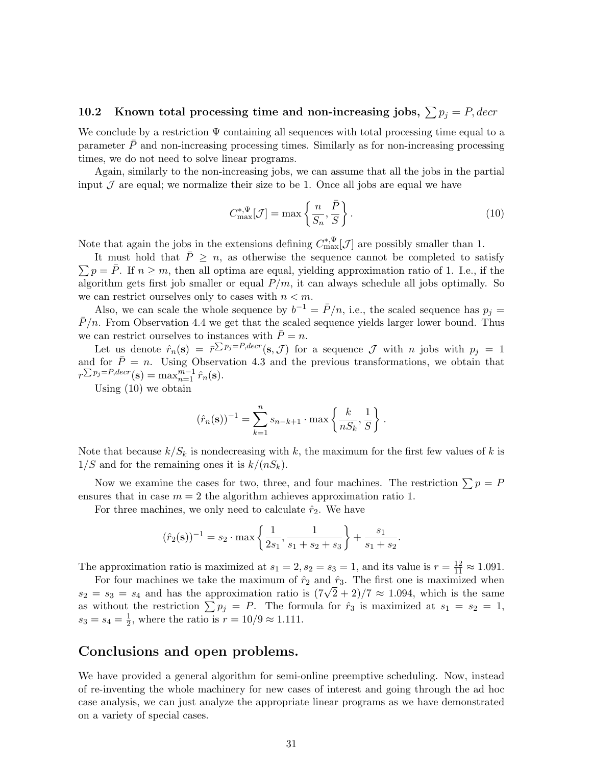### 10.2 Known total processing time and non-increasing jobs, $\sum p_j = P, decr$

We conclude by a restriction $\Psi$ containing all sequences with total processing time equal to a parameter $\bar{P}$ and non-increasing processing times. Similarly as for non-increasing processing times, we do not need to solve linear programs.

Again, similarly to the non-increasing jobs, we can assume that all the jobs in the partial input $\mathcal{J}$ are equal; we normalize their size to be 1. Once all jobs are equal we have

$$C^{*,\Psi}_{\max}[\mathcal{J}] = \max\left\{ \frac{n}{S_n}, \frac{\bar{P}}{S} \right\}. \tag{10}$$

Note that again the jobs in the extensions defining $C^{*,\Psi}_{\max}[\mathcal{J}]$ are possibly smaller than 1.

It must hold that $\bar{P} \geq n$, as otherwise the sequence cannot be completed to satisfy $\sum p = \bar{P}$. If $n \geq m$, then all optima are equal, yielding approximation ratio of 1. I.e., if the algorithm gets first job smaller or equal $P/m$, it can always schedule all jobs optimally. So we can restrict ourselves only to cases with $n < m$.

Also, we can scale the whole sequence by $b^{-1} = \bar{P}/n$, i.e., the scaled sequence has $p_j = \bar{P}/n$. From Observation 4.4 we get that the scaled sequence yields larger lower bound. Thus we can restrict ourselves to instances with $\bar{P} = n$.

Let us denote $\hat{r}_n(\mathbf{s}) = \bar{r}^{\sum p_j = P, decr}(\mathbf{s}, \mathcal{J})$ for a sequence $\mathcal{J}$ with $n$ jobs with $p_j = 1$ and for $\bar{P} = n$. Using Observation 4.3 and the previous transformations, we obtain that $r^{\sum p_j = P, decr}(\mathbf{s}) = \max_{n=1}^{m-1} \hat{r}_n(\mathbf{s})$.

Using (10) we obtain

$$(\hat{r}_n(\mathbf{s}))^{-1} = \sum_{k=1}^{n} s_{n-k+1} \cdot \max\left\{ \frac{k}{nS_k}, \frac{1}{S} \right\}.$$

Note that because $k/S_k$ is nondecreasing with $k$, the maximum for the first few values of $k$ is $1/S$ and for the remaining ones it is $k/(nS_k)$.

Now we examine the cases for two, three, and four machines. The restriction $\sum p = P$ ensures that in case $m = 2$ the algorithm achieves approximation ratio 1.

For three machines, we only need to calculate $\hat{r}_2$. We have

$$(\hat{r}_2(\mathbf{s}))^{-1} = s_2 \cdot \max\left\{ \frac{1}{2s_1}, \frac{1}{s_1 + s_2 + s_3} \right\} + \frac{s_1}{s_1 + s_2}.$$

The approximation ratio is maximized at $s_1 = 2, s_2 = s_3 = 1$, and its value is $r = \frac{12}{11} \approx 1.091$.

For four machines we take the maximum of $\hat{r}_2$ and $\hat{r}_3$. The first one is maximized when $s_2 = s_3 = s_4$ and has the approximation ratio is $(7\sqrt{2} + 2)/7 \approx 1.094$, which is the same as without the restriction $\sum p_j = P$. The formula for $\hat{r}_3$ is maximized at $s_1 = s_2 = 1$, $s_3 = s_4 = \frac{1}{2}$, where the ratio is $r = 10/9 \approx 1.111$.

## Conclusions and open problems.

We have provided a general algorithm for semi-online preemptive scheduling. Now, instead of re-inventing the whole machinery for new cases of interest and going through the ad hoc case analysis, we can just analyze the appropriate linear programs as we have demonstrated on a variety of special cases.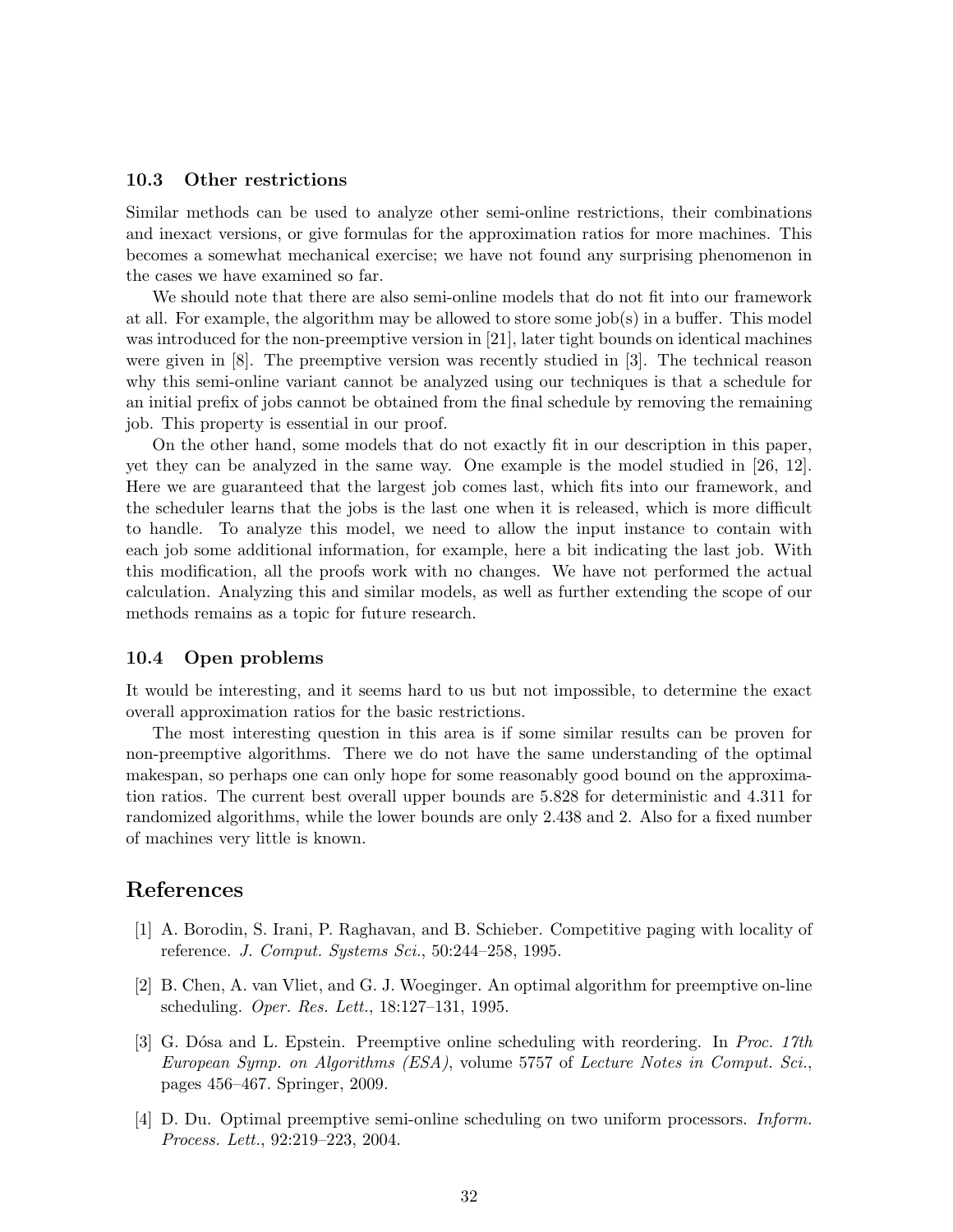### 10.3 Other restrictions

Similar methods can be used to analyze other semi-online restrictions, their combinations and inexact versions, or give formulas for the approximation ratios for more machines. This becomes a somewhat mechanical exercise; we have not found any surprising phenomenon in the cases we have examined so far.

We should note that there are also semi-online models that do not fit into our framework at all. For example, the algorithm may be allowed to store some job(s) in a buffer. This model was introduced for the non-preemptive version in [21], later tight bounds on identical machines were given in [8]. The preemptive version was recently studied in [3]. The technical reason why this semi-online variant cannot be analyzed using our techniques is that a schedule for an initial prefix of jobs cannot be obtained from the final schedule by removing the remaining job. This property is essential in our proof.

On the other hand, some models that do not exactly fit in our description in this paper, yet they can be analyzed in the same way. One example is the model studied in [26, 12]. Here we are guaranteed that the largest job comes last, which fits into our framework, and the scheduler learns that the jobs is the last one when it is released, which is more difficult to handle. To analyze this model, we need to allow the input instance to contain with each job some additional information, for example, here a bit indicating the last job. With this modification, all the proofs work with no changes. We have not performed the actual calculation. Analyzing this and similar models, as well as further extending the scope of our methods remains as a topic for future research.

### 10.4 Open problems

It would be interesting, and it seems hard to us but not impossible, to determine the exact overall approximation ratios for the basic restrictions.

The most interesting question in this area is if some similar results can be proven for non-preemptive algorithms. There we do not have the same understanding of the optimal makespan, so perhaps one can only hope for some reasonably good bound on the approximation ratios. The current best overall upper bounds are 5.828 for deterministic and 4.311 for randomized algorithms, while the lower bounds are only 2.438 and 2. Also for a fixed number of machines very little is known.

## References

[1] A. Borodin, S. Irani, P. Raghavan, and B. Schieber. Competitive paging with locality of reference. *J. Comput. Systems Sci.*, 50:244–258, 1995.

[2] B. Chen, A. van Vliet, and G. J. Woeginger. An optimal algorithm for preemptive on-line scheduling. *Oper. Res. Lett.*, 18:127–131, 1995.

[3] G. Dósa and L. Epstein. Preemptive online scheduling with reordering. In *Proc. 17th European Symp. on Algorithms (ESA)*, volume 5757 of *Lecture Notes in Comput. Sci.*, pages 456–467. Springer, 2009.

[4] D. Du. Optimal preemptive semi-online scheduling on two uniform processors. *Inform. Process. Lett.*, 92:219–223, 2004.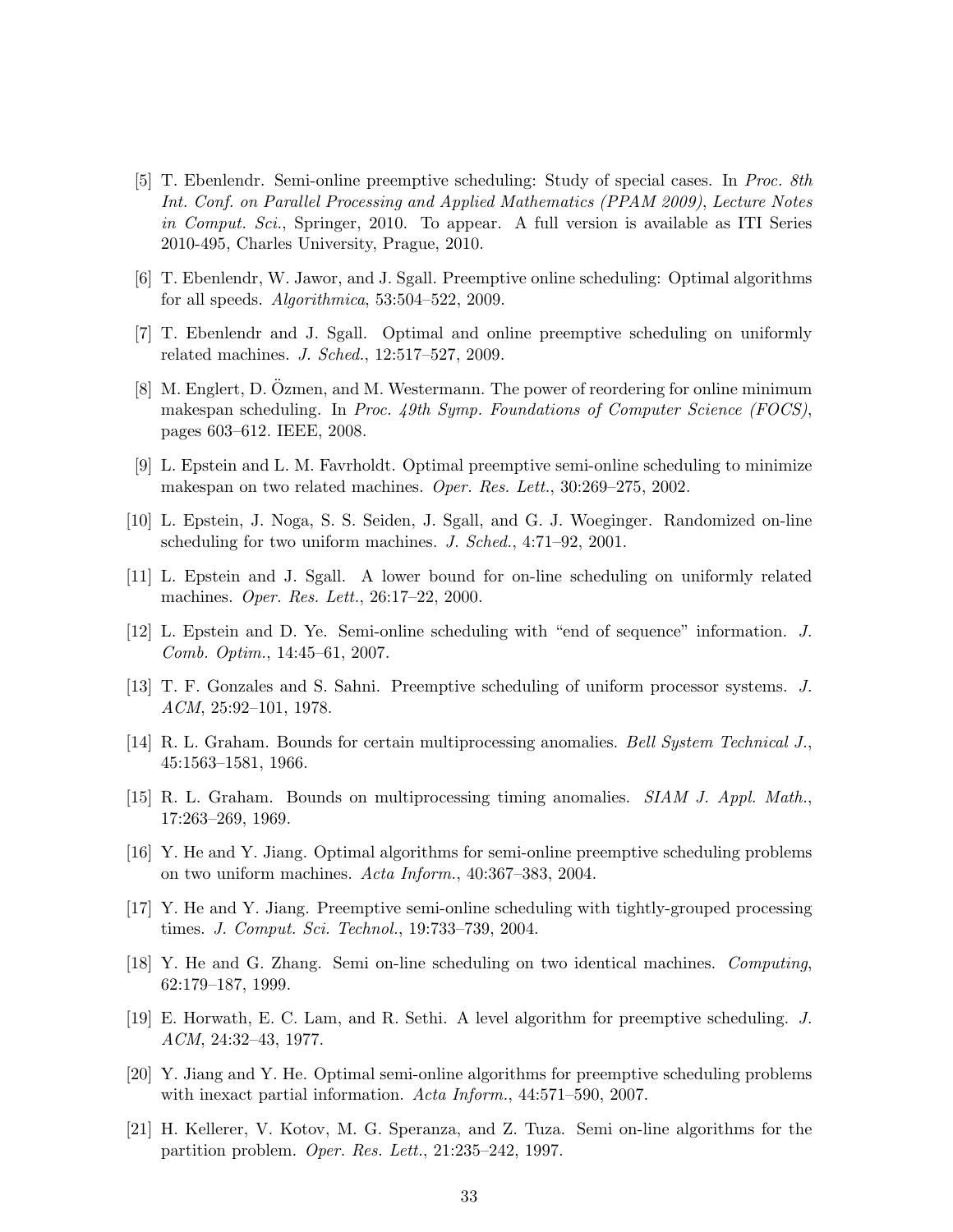[5] T. Ebenlendr. Semi-online preemptive scheduling: Study of special cases. In *Proc. 8th Int. Conf. on Parallel Processing and Applied Mathematics (PPAM 2009)*, *Lecture Notes in Comput. Sci.*, Springer, 2010. To appear. A full version is available as ITI Series 2010-495, Charles University, Prague, 2010.

[6] T. Ebenlendr, W. Jawor, and J. Sgall. Preemptive online scheduling: Optimal algorithms for all speeds. *Algorithmica*, 53:504–522, 2009.

[7] T. Ebenlendr and J. Sgall. Optimal and online preemptive scheduling on uniformly related machines. *J. Sched.*, 12:517–527, 2009.

[8] M. Englert, D. Özmen, and M. Westermann. The power of reordering for online minimum makespan scheduling. In *Proc. 49th Symp. Foundations of Computer Science (FOCS)*, pages 603–612. IEEE, 2008.

[9] L. Epstein and L. M. Favrholdt. Optimal preemptive semi-online scheduling to minimize makespan on two related machines. *Oper. Res. Lett.*, 30:269–275, 2002.

[10] L. Epstein, J. Noga, S. S. Seiden, J. Sgall, and G. J. Woeginger. Randomized on-line scheduling for two uniform machines. *J. Sched.*, 4:71–92, 2001.

[11] L. Epstein and J. Sgall. A lower bound for on-line scheduling on uniformly related machines. *Oper. Res. Lett.*, 26:17–22, 2000.

[12] L. Epstein and D. Ye. Semi-online scheduling with "end of sequence" information. *J. Comb. Optim.*, 14:45–61, 2007.

[13] T. F. Gonzales and S. Sahni. Preemptive scheduling of uniform processor systems. *J. ACM*, 25:92–101, 1978.

[14] R. L. Graham. Bounds for certain multiprocessing anomalies. *Bell System Technical J.*, 45:1563–1581, 1966.

[15] R. L. Graham. Bounds on multiprocessing timing anomalies. *SIAM J. Appl. Math.*, 17:263–269, 1969.

[16] Y. He and Y. Jiang. Optimal algorithms for semi-online preemptive scheduling problems on two uniform machines. *Acta Inform.*, 40:367–383, 2004.

[17] Y. He and Y. Jiang. Preemptive semi-online scheduling with tightly-grouped processing times. *J. Comput. Sci. Technol.*, 19:733–739, 2004.

[18] Y. He and G. Zhang. Semi on-line scheduling on two identical machines. *Computing*, 62:179–187, 1999.

[19] E. Horwath, E. C. Lam, and R. Sethi. A level algorithm for preemptive scheduling. *J. ACM*, 24:32–43, 1977.

[20] Y. Jiang and Y. He. Optimal semi-online algorithms for preemptive scheduling problems with inexact partial information. *Acta Inform.*, 44:571–590, 2007.

[21] H. Kellerer, V. Kotov, M. G. Speranza, and Z. Tuza. Semi on-line algorithms for the partition problem. *Oper. Res. Lett.*, 21:235–242, 1997.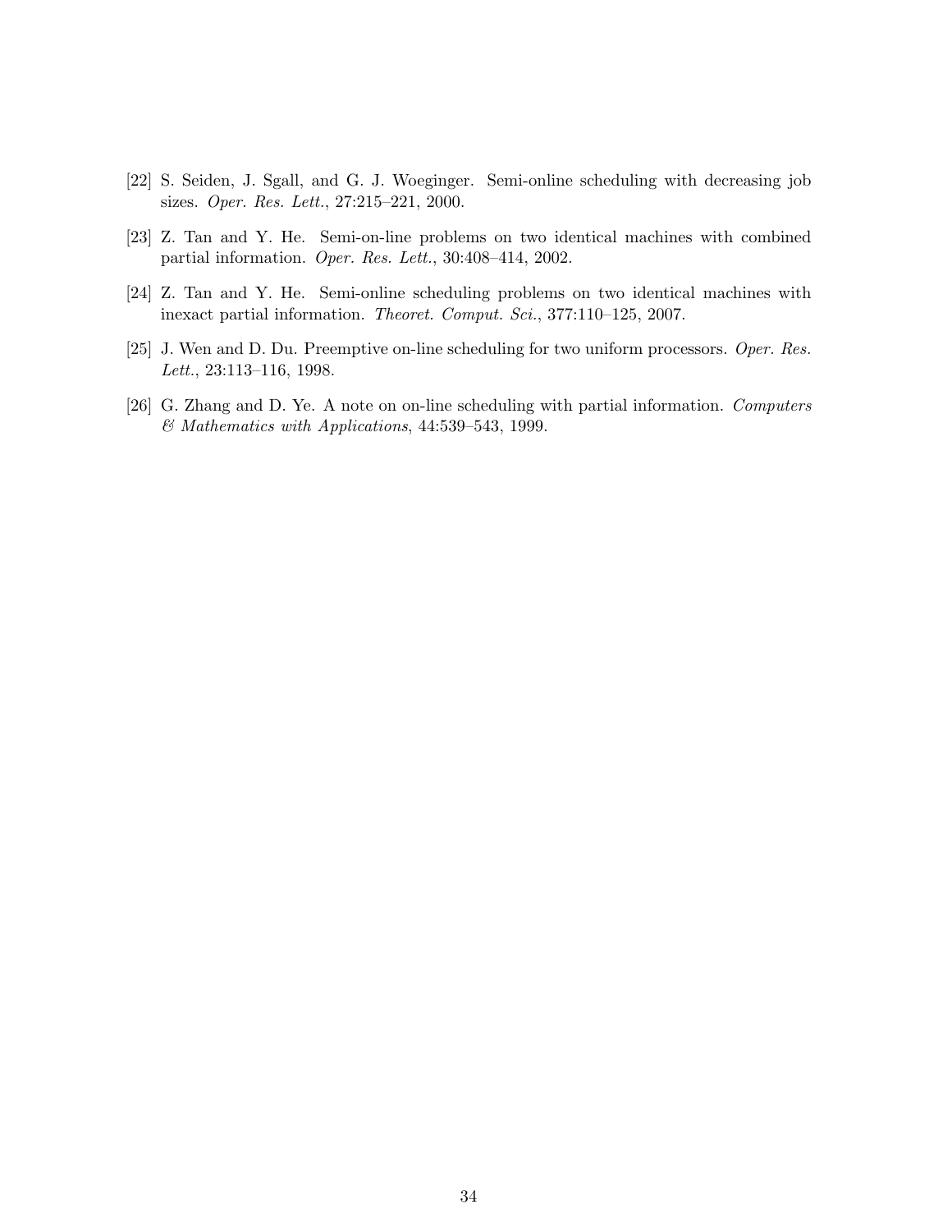[22] S. Seiden, J. Sgall, and G. J. Woeginger. Semi-online scheduling with decreasing job sizes. *Oper. Res. Lett.*, 27:215–221, 2000.

[23] Z. Tan and Y. He. Semi-on-line problems on two identical machines with combined partial information. *Oper. Res. Lett.*, 30:408–414, 2002.

[24] Z. Tan and Y. He. Semi-online scheduling problems on two identical machines with inexact partial information. *Theoret. Comput. Sci.*, 377:110–125, 2007.

[25] J. Wen and D. Du. Preemptive on-line scheduling for two uniform processors. *Oper. Res. Lett.*, 23:113–116, 1998.

[26] G. Zhang and D. Ye. A note on on-line scheduling with partial information. *Computers & Mathematics with Applications*, 44:539–543, 1999.